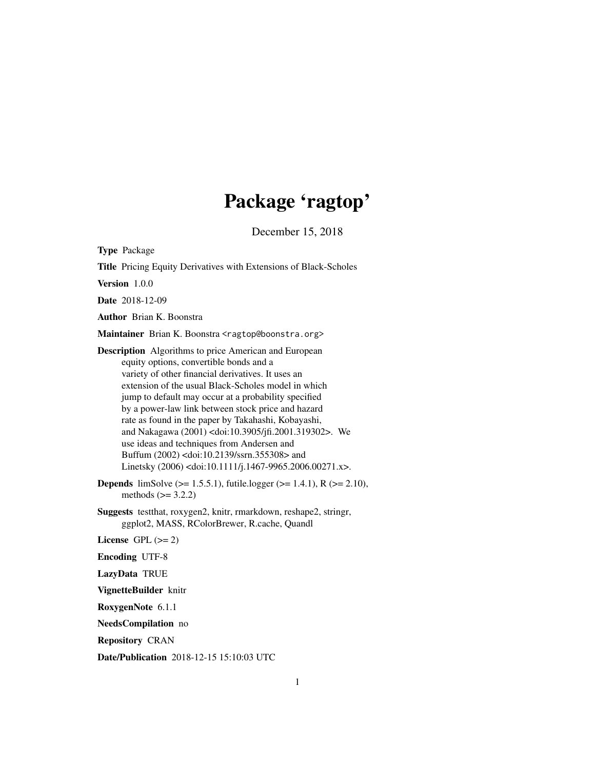# Package 'ragtop'

December 15, 2018

**Type** Package

**Title** Pricing Equity Derivatives with Extensions of Black-Scholes

**Version** 1.0.0

**Date** 2018-12-09

**Author** Brian K. Boonstra

**Maintainer** Brian K. Boonstra <ragtop@boonstra.org>

**Description** Algorithms to price American and European equity options, convertible bonds and a variety of other financial derivatives. It uses an extension of the usual Black-Scholes model in which jump to default may occur at a probability specified by a power-law link between stock price and hazard rate as found in the paper by Takahashi, Kobayashi, and Nakagawa (2001) <doi:10.3905/jfi.2001.319302>. We use ideas and techniques from Andersen and Buffum (2002) <doi:10.2139/ssrn.355308> and Linetsky (2006) <doi:10.1111/j.1467-9965.2006.00271.x>.

**Depends** limSolve (>= 1.5.5.1), futile.logger (>= 1.4.1), R (>= 2.10), methods (>= 3.2.2)

**Suggests** testthat, roxygen2, knitr, rmarkdown, reshape2, stringr, ggplot2, MASS, RColorBrewer, R.cache, Quandl

**License** GPL (>= 2)

**Encoding** UTF-8

**LazyData** TRUE

**VignetteBuilder** knitr

**RoxygenNote** 6.1.1

**NeedsCompilation** no

**Repository** CRAN

**Date/Publication** 2018-12-15 15:10:03 UTC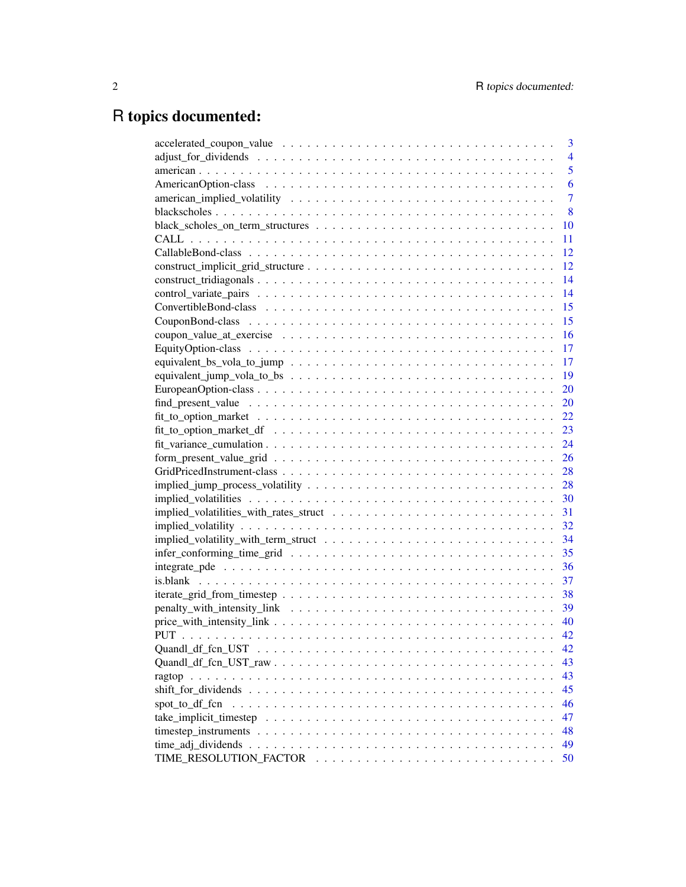# R topics documented:

accelerated_coupon_value . . . . . . . . . . . . . . . . . . . . . . . . . . . . . . . . . 3
adjust_for_dividends . . . . . . . . . . . . . . . . . . . . . . . . . . . . . . . . . . . 4
american . . . . . . . . . . . . . . . . . . . . . . . . . . . . . . . . . . . . . . . . . . 5
AmericanOption-class . . . . . . . . . . . . . . . . . . . . . . . . . . . . . . . . . . . 6
american_implied_volatility . . . . . . . . . . . . . . . . . . . . . . . . . . . . . . . 7
blackscholes . . . . . . . . . . . . . . . . . . . . . . . . . . . . . . . . . . . . . . . 8
black_scholes_on_term_structures . . . . . . . . . . . . . . . . . . . . . . . . . . . 10
CALL . . . . . . . . . . . . . . . . . . . . . . . . . . . . . . . . . . . . . . . . . . . 11
CallableBond-class . . . . . . . . . . . . . . . . . . . . . . . . . . . . . . . . . . . . 12
construct_implicit_grid_structure . . . . . . . . . . . . . . . . . . . . . . . . . . . 12
construct_tridiagonals . . . . . . . . . . . . . . . . . . . . . . . . . . . . . . . . . . 14
control_variate_pairs . . . . . . . . . . . . . . . . . . . . . . . . . . . . . . . . . . 14
ConvertibleBond-class . . . . . . . . . . . . . . . . . . . . . . . . . . . . . . . . . . 15
CouponBond-class . . . . . . . . . . . . . . . . . . . . . . . . . . . . . . . . . . . . 15
coupon_value_at_exercise . . . . . . . . . . . . . . . . . . . . . . . . . . . . . . . . 16
EquityOption-class . . . . . . . . . . . . . . . . . . . . . . . . . . . . . . . . . . . . 17
equivalent_bs_vola_to_jump . . . . . . . . . . . . . . . . . . . . . . . . . . . . . . . 17
equivalent_jump_vola_to_bs . . . . . . . . . . . . . . . . . . . . . . . . . . . . . . . 19
EuropeanOption-class . . . . . . . . . . . . . . . . . . . . . . . . . . . . . . . . . . . 20
find_present_value . . . . . . . . . . . . . . . . . . . . . . . . . . . . . . . . . . . . 20
fit_to_option_market . . . . . . . . . . . . . . . . . . . . . . . . . . . . . . . . . . . 22
fit_to_option_market_df . . . . . . . . . . . . . . . . . . . . . . . . . . . . . . . . . 23
fit_variance_cumulation . . . . . . . . . . . . . . . . . . . . . . . . . . . . . . . . . 24
form_present_value_grid . . . . . . . . . . . . . . . . . . . . . . . . . . . . . . . . . 26
GridPricedInstrument-class . . . . . . . . . . . . . . . . . . . . . . . . . . . . . . . . 28
implied_jump_process_volatility . . . . . . . . . . . . . . . . . . . . . . . . . . . . . 28
implied_volatilities . . . . . . . . . . . . . . . . . . . . . . . . . . . . . . . . . . . . 30
implied_volatilities_with_rates_struct . . . . . . . . . . . . . . . . . . . . . . . . . . 31
implied_volatility . . . . . . . . . . . . . . . . . . . . . . . . . . . . . . . . . . . . . 32
implied_volatility_with_term_struct . . . . . . . . . . . . . . . . . . . . . . . . . . . 34
infer_conforming_time_grid . . . . . . . . . . . . . . . . . . . . . . . . . . . . . . . . 35
integrate_pde . . . . . . . . . . . . . . . . . . . . . . . . . . . . . . . . . . . . . . . 36
is.blank . . . . . . . . . . . . . . . . . . . . . . . . . . . . . . . . . . . . . . . . . . 37
iterate_grid_from_timestep . . . . . . . . . . . . . . . . . . . . . . . . . . . . . . . . 38
penalty_with_intensity_link . . . . . . . . . . . . . . . . . . . . . . . . . . . . . . . 39
price_with_intensity_link . . . . . . . . . . . . . . . . . . . . . . . . . . . . . . . . . 40
PUT . . . . . . . . . . . . . . . . . . . . . . . . . . . . . . . . . . . . . . . . . . . . 42
Quandl_df_fcn_UST . . . . . . . . . . . . . . . . . . . . . . . . . . . . . . . . . . . . 42
Quandl_df_fcn_UST_raw . . . . . . . . . . . . . . . . . . . . . . . . . . . . . . . . . . 43
ragtop . . . . . . . . . . . . . . . . . . . . . . . . . . . . . . . . . . . . . . . . . . . 43
shift_for_dividends . . . . . . . . . . . . . . . . . . . . . . . . . . . . . . . . . . . . 45
spot_to_df_fcn . . . . . . . . . . . . . . . . . . . . . . . . . . . . . . . . . . . . . . 46
take_implicit_timestep . . . . . . . . . . . . . . . . . . . . . . . . . . . . . . . . . . 47
timestep_instruments . . . . . . . . . . . . . . . . . . . . . . . . . . . . . . . . . . . 48
time_adj_dividends . . . . . . . . . . . . . . . . . . . . . . . . . . . . . . . . . . . . 49
TIME_RESOLUTION_FACTOR . . . . . . . . . . . . . . . . . . . . . . . . . . . . . . . . . 50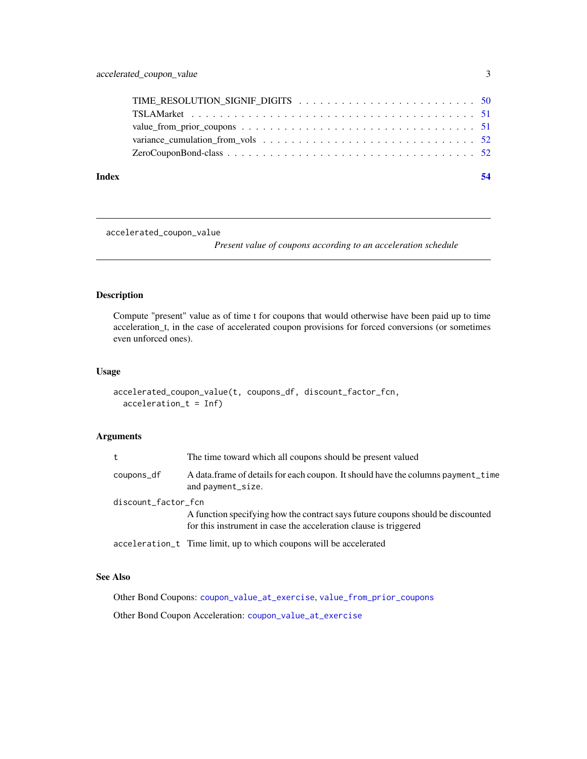TIME_RESOLUTION_SIGNIF_DIGITS . . . . . . . . . . . . . . . . . . . . . . . . 50
TSLAMarket . . . . . . . . . . . . . . . . . . . . . . . . . . . . . . . . . . . 51
value_from_prior_coupons . . . . . . . . . . . . . . . . . . . . . . . . . . . 51
variance_cumulation_from_vols . . . . . . . . . . . . . . . . . . . . . . . . 52
ZeroCouponBond-class . . . . . . . . . . . . . . . . . . . . . . . . . . . . . 52

**Index** **54**

---

`accelerated_coupon_value`
*Present value of coupons according to an acceleration schedule*

---

## Description

Compute "present" value as of time t for coupons that would otherwise have been paid up to time acceleration_t, in the case of accelerated coupon provisions for forced conversions (or sometimes even unforced ones).

## Usage

```
accelerated_coupon_value(t, coupons_df, discount_factor_fcn,
  acceleration_t = Inf)
```

## Arguments

| Argument | Description |
|---|---|
| `t` | The time toward which all coupons should be present valued |
| `coupons_df` | A data.frame of details for each coupon. It should have the columns `payment_time` and `payment_size`. |
| `discount_factor_fcn` | A function specifying how the contract says future coupons should be discounted for this instrument in case the acceleration clause is triggered |
| `acceleration_t` | Time limit, up to which coupons will be accelerated |

## See Also

Other Bond Coupons: `coupon_value_at_exercise`, `value_from_prior_coupons`

Other Bond Coupon Acceleration: `coupon_value_at_exercise`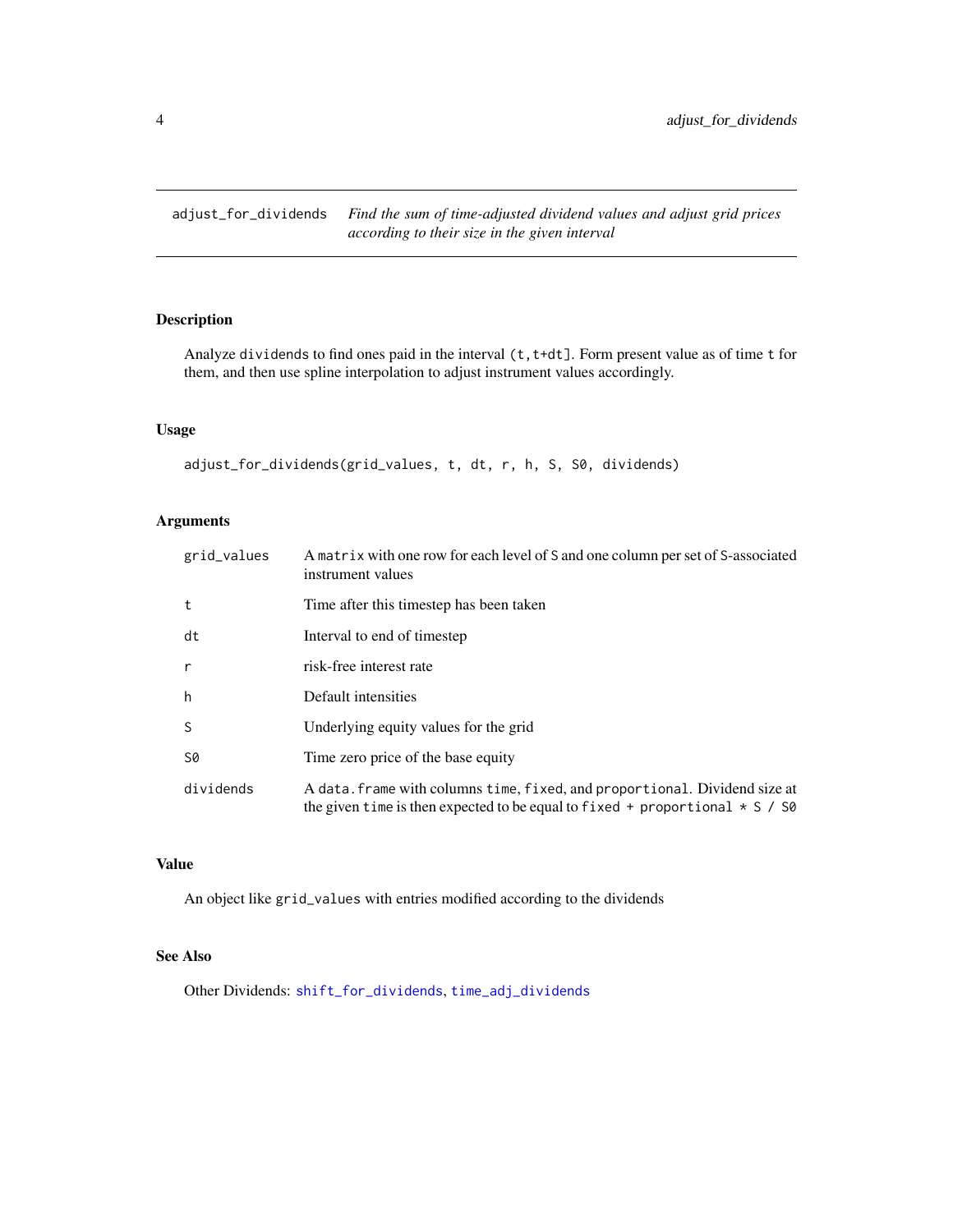`adjust_for_dividends` *Find the sum of time-adjusted dividend values and adjust grid prices according to their size in the given interval*

## Description

Analyze `dividends` to find ones paid in the interval `(t,t+dt]`. Form present value as of time `t` for them, and then use spline interpolation to adjust instrument values accordingly.

## Usage

```
adjust_for_dividends(grid_values, t, dt, r, h, S, S0, dividends)
```

## Arguments

| Argument | Description |
|---|---|
| `grid_values` | A `matrix` with one row for each level of `S` and one column per set of `S`-associated instrument values |
| `t` | Time after this timestep has been taken |
| `dt` | Interval to end of timestep |
| `r` | risk-free interest rate |
| `h` | Default intensities |
| `S` | Underlying equity values for the grid |
| `S0` | Time zero price of the base equity |
| `dividends` | A `data.frame` with columns `time`, `fixed`, and `proportional`. Dividend size at the given `time` is then expected to be equal to `fixed + proportional * S / S0` |

## Value

An object like `grid_values` with entries modified according to the dividends

## See Also

Other Dividends: `shift_for_dividends`, `time_adj_dividends`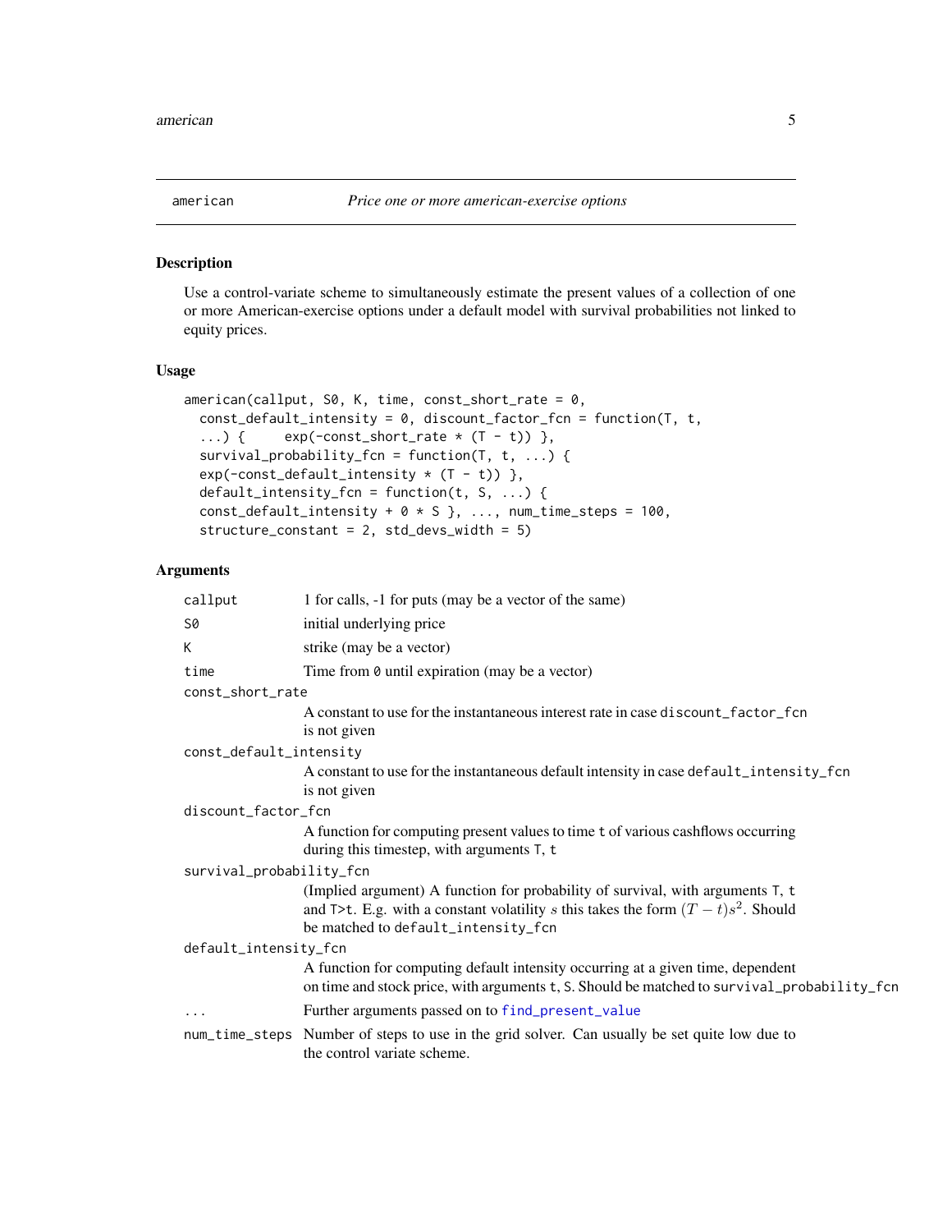## american — *Price one or more american-exercise options*

### Description

Use a control-variate scheme to simultaneously estimate the present values of a collection of one or more American-exercise options under a default model with survival probabilities not linked to equity prices.

### Usage

```
american(callput, S0, K, time, const_short_rate = 0,
  const_default_intensity = 0, discount_factor_fcn = function(T, t,
  ...) {     exp(-const_short_rate * (T - t)) },
  survival_probability_fcn = function(T, t, ...) {
  exp(-const_default_intensity * (T - t)) },
  default_intensity_fcn = function(t, S, ...) {
  const_default_intensity + 0 * S }, ..., num_time_steps = 100,
  structure_constant = 2, std_devs_width = 5)
```

### Arguments

| | |
|---|---|
| `callput` | 1 for calls, -1 for puts (may be a vector of the same) |
| `S0` | initial underlying price |
| `K` | strike (may be a vector) |
| `time` | Time from `0` until expiration (may be a vector) |
| `const_short_rate` | A constant to use for the instantaneous interest rate in case `discount_factor_fcn` is not given |
| `const_default_intensity` | A constant to use for the instantaneous default intensity in case `default_intensity_fcn` is not given |
| `discount_factor_fcn` | A function for computing present values to time `t` of various cashflows occurring during this timestep, with arguments `T`, `t` |
| `survival_probability_fcn` | (Implied argument) A function for probability of survival, with arguments `T`, `t` and `T>t`. E.g. with a constant volatility $s$ this takes the form $(T-t)s^2$. Should be matched to `default_intensity_fcn` |
| `default_intensity_fcn` | A function for computing default intensity occurring at a given time, dependent on time and stock price, with arguments `t`, `S`. Should be matched to `survival_probability_fcn` |
| `...` | Further arguments passed on to `find_present_value` |
| `num_time_steps` | Number of steps to use in the grid solver. Can usually be set quite low due to the control variate scheme. |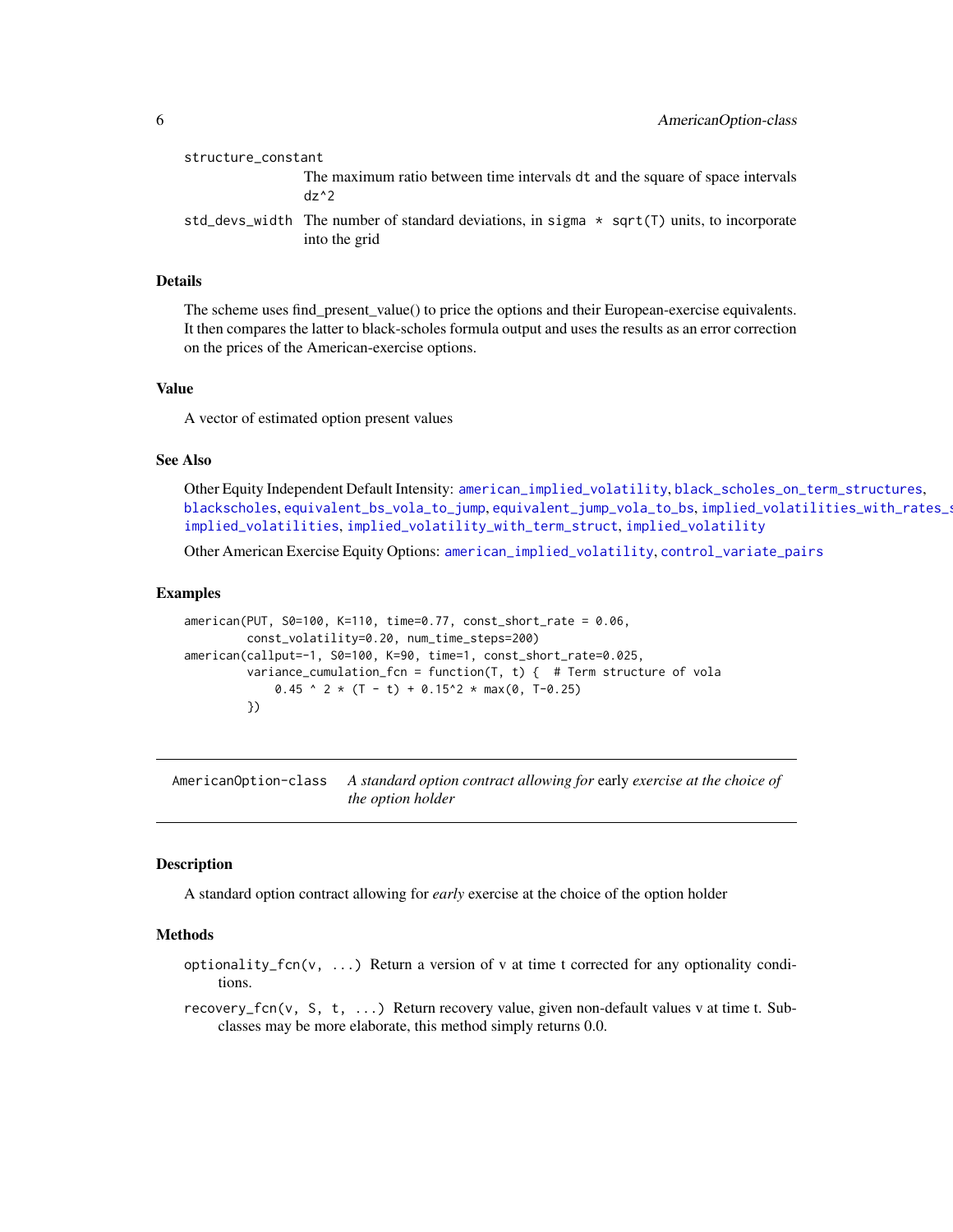`structure_constant`
: The maximum ratio between time intervals `dt` and the square of space intervals `dz^2`

`std_devs_width`
: The number of standard deviations, in `sigma * sqrt(T)` units, to incorporate into the grid

### Details

The scheme uses find_present_value() to price the options and their European-exercise equivalents. It then compares the latter to black-scholes formula output and uses the results as an error correction on the prices of the American-exercise options.

### Value

A vector of estimated option present values

### See Also

Other Equity Independent Default Intensity: `american_implied_volatility`, `black_scholes_on_term_structures`, `blackscholes`, `equivalent_bs_vola_to_jump`, `equivalent_jump_vola_to_bs`, `implied_volatilities_with_rates_s`, `implied_volatilities`, `implied_volatility_with_term_struct`, `implied_volatility`

Other American Exercise Equity Options: `american_implied_volatility`, `control_variate_pairs`

### Examples

```
american(PUT, S0=100, K=110, time=0.77, const_short_rate = 0.06,
         const_volatility=0.20, num_time_steps=200)
american(callput=-1, S0=100, K=90, time=1, const_short_rate=0.025,
         variance_cumulation_fcn = function(T, t) {  # Term structure of vola
             0.45 ^ 2 * (T - t) + 0.15^2 * max(0, T-0.25)
         })
```

---

## AmericanOption-class — *A standard option contract allowing for* early *exercise at the choice of the option holder*

---

### Description

A standard option contract allowing for *early* exercise at the choice of the option holder

### Methods

`optionality_fcn(v, ...)` Return a version of v at time t corrected for any optionality conditions.

`recovery_fcn(v, S, t, ...)` Return recovery value, given non-default values v at time t. Subclasses may be more elaborate, this method simply returns 0.0.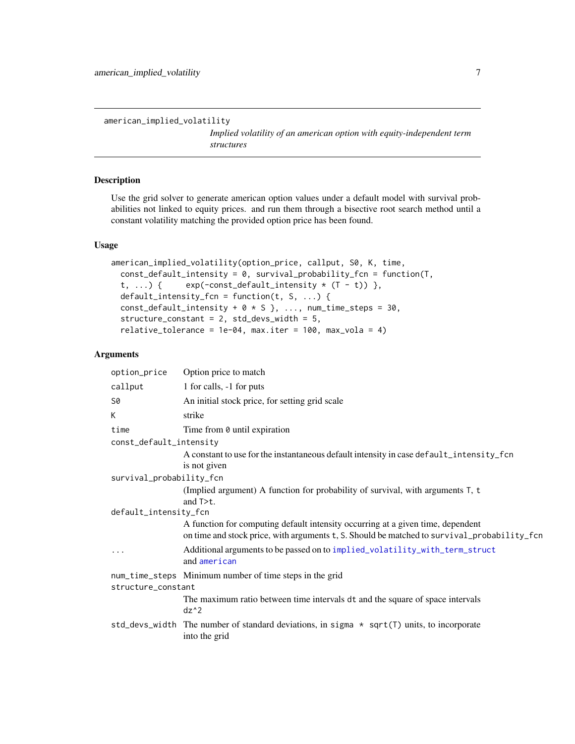american_implied_volatility

*Implied volatility of an american option with equity-independent term structures*

## Description

Use the grid solver to generate american option values under a default model with survival probabilities not linked to equity prices. and run them through a bisective root search method until a constant volatility matching the provided option price has been found.

## Usage

```
american_implied_volatility(option_price, callput, S0, K, time,
  const_default_intensity = 0, survival_probability_fcn = function(T,
  t, ...) {     exp(-const_default_intensity * (T - t)) },
  default_intensity_fcn = function(t, S, ...) {
  const_default_intensity + 0 * S }, ..., num_time_steps = 30,
  structure_constant = 2, std_devs_width = 5,
  relative_tolerance = 1e-04, max.iter = 100, max_vola = 4)
```

## Arguments

| | |
|---|---|
| `option_price` | Option price to match |
| `callput` | 1 for calls, -1 for puts |
| `S0` | An initial stock price, for setting grid scale |
| `K` | strike |
| `time` | Time from `0` until expiration |
| `const_default_intensity` | A constant to use for the instantaneous default intensity in case `default_intensity_fcn` is not given |
| `survival_probability_fcn` | (Implied argument) A function for probability of survival, with arguments `T`, `t` and `T>t`. |
| `default_intensity_fcn` | A function for computing default intensity occurring at a given time, dependent on time and stock price, with arguments `t`, `S`. Should be matched to `survival_probability_fcn` |
| `...` | Additional arguments to be passed on to `implied_volatility_with_term_struct` and `american` |
| `num_time_steps` | Minimum number of time steps in the grid |
| `structure_constant` | The maximum ratio between time intervals `dt` and the square of space intervals `dz^2` |
| `std_devs_width` | The number of standard deviations, in `sigma * sqrt(T)` units, to incorporate into the grid |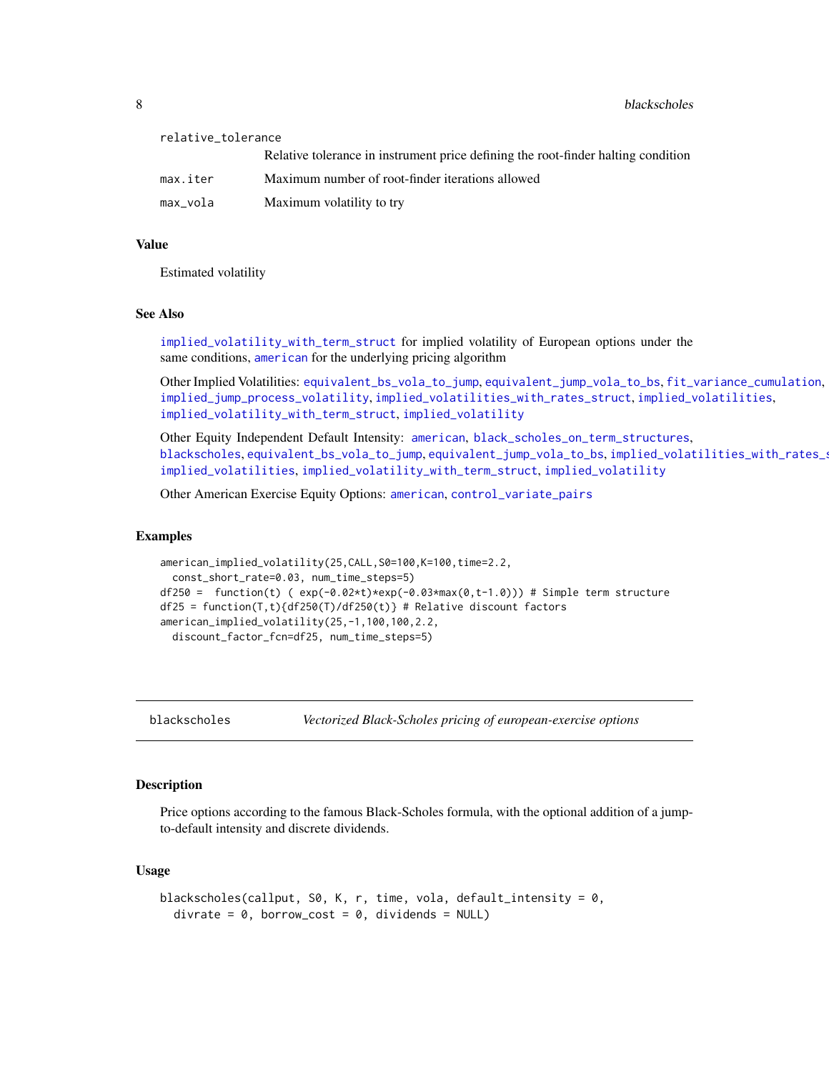| | |
|---|---|
| relative_tolerance | Relative tolerance in instrument price defining the root-finder halting condition |
| max.iter | Maximum number of root-finder iterations allowed |
| max_vola | Maximum volatility to try |

### Value

Estimated volatility

### See Also

implied_volatility_with_term_struct for implied volatility of European options under the same conditions, american for the underlying pricing algorithm

Other Implied Volatilities: equivalent_bs_vola_to_jump, equivalent_jump_vola_to_bs, fit_variance_cumulation, implied_jump_process_volatility, implied_volatilities_with_rates_struct, implied_volatilities, implied_volatility_with_term_struct, implied_volatility

Other Equity Independent Default Intensity: american, black_scholes_on_term_structures, blackscholes, equivalent_bs_vola_to_jump, equivalent_jump_vola_to_bs, implied_volatilities_with_rates_struct, implied_volatilities, implied_volatility_with_term_struct, implied_volatility

Other American Exercise Equity Options: american, control_variate_pairs

### Examples

```
american_implied_volatility(25,CALL,S0=100,K=100,time=2.2,
  const_short_rate=0.03, num_time_steps=5)
df250 =  function(t) ( exp(-0.02*t)*exp(-0.03*max(0,t-1.0))) # Simple term structure
df25 = function(T,t){df250(T)/df250(t)} # Relative discount factors
american_implied_volatility(25,-1,100,100,2.2,
  discount_factor_fcn=df25, num_time_steps=5)
```

---

## blackscholes — *Vectorized Black-Scholes pricing of european-exercise options*

### Description

Price options according to the famous Black-Scholes formula, with the optional addition of a jump-to-default intensity and discrete dividends.

### Usage

```
blackscholes(callput, S0, K, r, time, vola, default_intensity = 0,
  divrate = 0, borrow_cost = 0, dividends = NULL)
```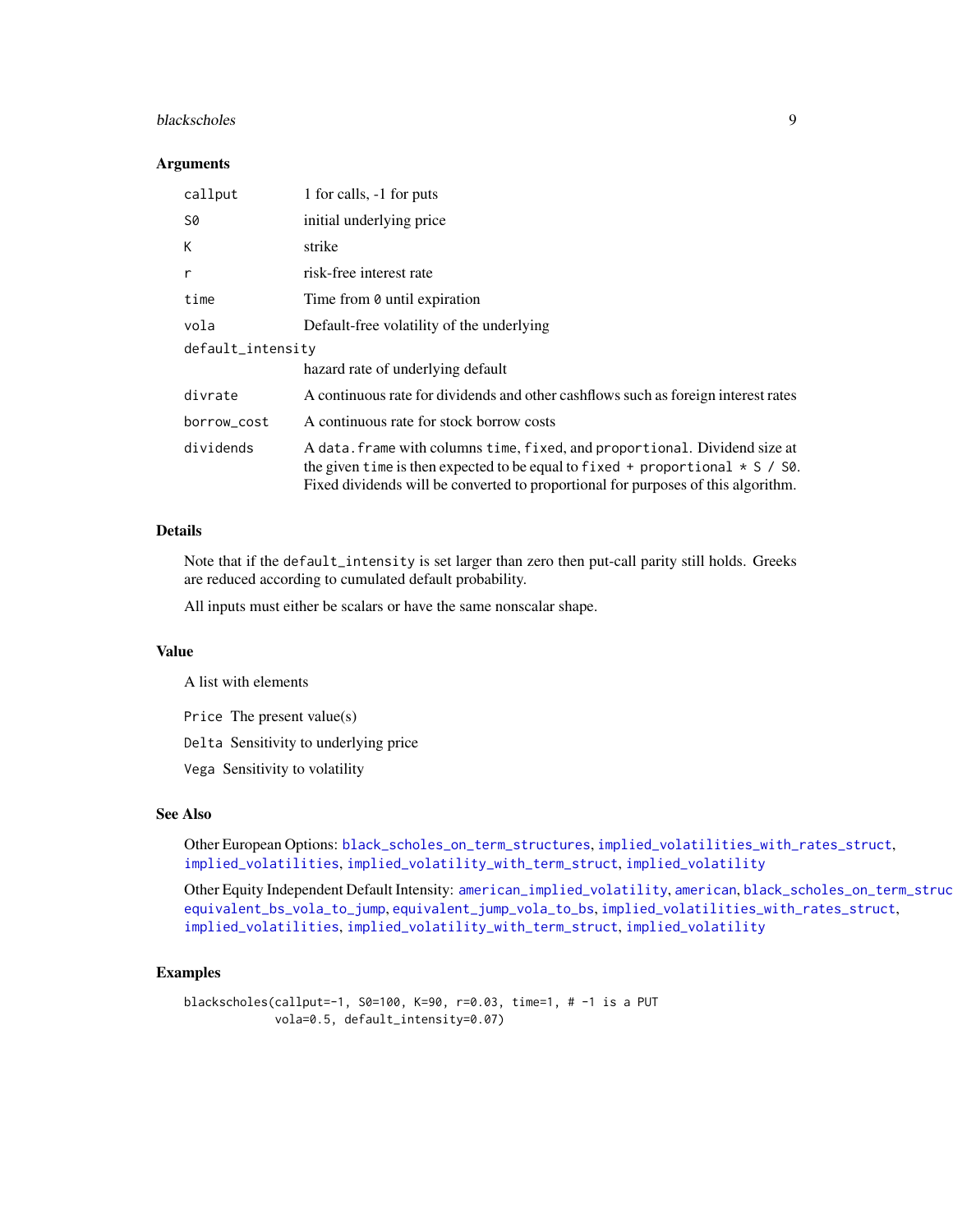### Arguments

| | |
|---|---|
| `callput` | 1 for calls, -1 for puts |
| `S0` | initial underlying price |
| `K` | strike |
| `r` | risk-free interest rate |
| `time` | Time from `0` until expiration |
| `vola` | Default-free volatility of the underlying |
| `default_intensity` | hazard rate of underlying default |
| `divrate` | A continuous rate for dividends and other cashflows such as foreign interest rates |
| `borrow_cost` | A continuous rate for stock borrow costs |
| `dividends` | A `data.frame` with columns `time`, `fixed`, and `proportional`. Dividend size at the given `time` is then expected to be equal to `fixed + proportional * S / S0`. Fixed dividends will be converted to proportional for purposes of this algorithm. |

### Details

Note that if the `default_intensity` is set larger than zero then put-call parity still holds. Greeks are reduced according to cumulated default probability.

All inputs must either be scalars or have the same nonscalar shape.

### Value

A list with elements

`Price` The present value(s)

`Delta` Sensitivity to underlying price

`Vega` Sensitivity to volatility

### See Also

Other European Options: `black_scholes_on_term_structures`, `implied_volatilities_with_rates_struct`, `implied_volatilities`, `implied_volatility_with_term_struct`, `implied_volatility`

Other Equity Independent Default Intensity: `american_implied_volatility`, `american`, `black_scholes_on_term_struc`... `equivalent_bs_vola_to_jump`, `equivalent_jump_vola_to_bs`, `implied_volatilities_with_rates_struct`, `implied_volatilities`, `implied_volatility_with_term_struct`, `implied_volatility`

### Examples

```
blackscholes(callput=-1, S0=100, K=90, r=0.03, time=1, # -1 is a PUT
             vola=0.5, default_intensity=0.07)
```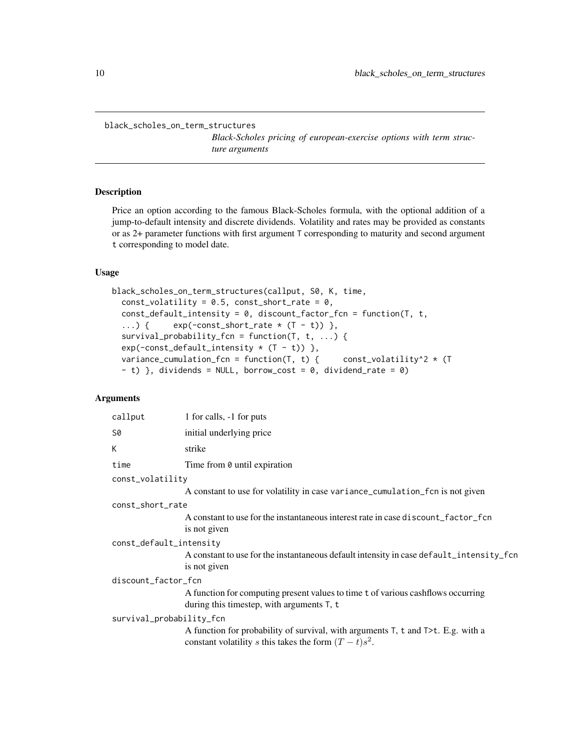# black_scholes_on_term_structures

*Black-Scholes pricing of european-exercise options with term structure arguments*

## Description

Price an option according to the famous Black-Scholes formula, with the optional addition of a jump-to-default intensity and discrete dividends. Volatility and rates may be provided as constants or as 2+ parameter functions with first argument T corresponding to maturity and second argument t corresponding to model date.

## Usage

```
black_scholes_on_term_structures(callput, S0, K, time,
  const_volatility = 0.5, const_short_rate = 0,
  const_default_intensity = 0, discount_factor_fcn = function(T, t,
  ...) {     exp(-const_short_rate * (T - t)) },
  survival_probability_fcn = function(T, t, ...) {
  exp(-const_default_intensity * (T - t)) },
  variance_cumulation_fcn = function(T, t) {     const_volatility^2 * (T
  - t) }, dividends = NULL, borrow_cost = 0, dividend_rate = 0)
```

## Arguments

- `callput` 1 for calls, -1 for puts
- `S0` initial underlying price
- `K` strike
- `time` Time from `0` until expiration
- `const_volatility` A constant to use for volatility in case `variance_cumulation_fcn` is not given
- `const_short_rate` A constant to use for the instantaneous interest rate in case `discount_factor_fcn` is not given
- `const_default_intensity` A constant to use for the instantaneous default intensity in case `default_intensity_fcn` is not given
- `discount_factor_fcn` A function for computing present values to time `t` of various cashflows occurring during this timestep, with arguments `T`, `t`
- `survival_probability_fcn` A function for probability of survival, with arguments `T`, `t` and `T>t`. E.g. with a constant volatility $s$ this takes the form $(T-t)s^2$.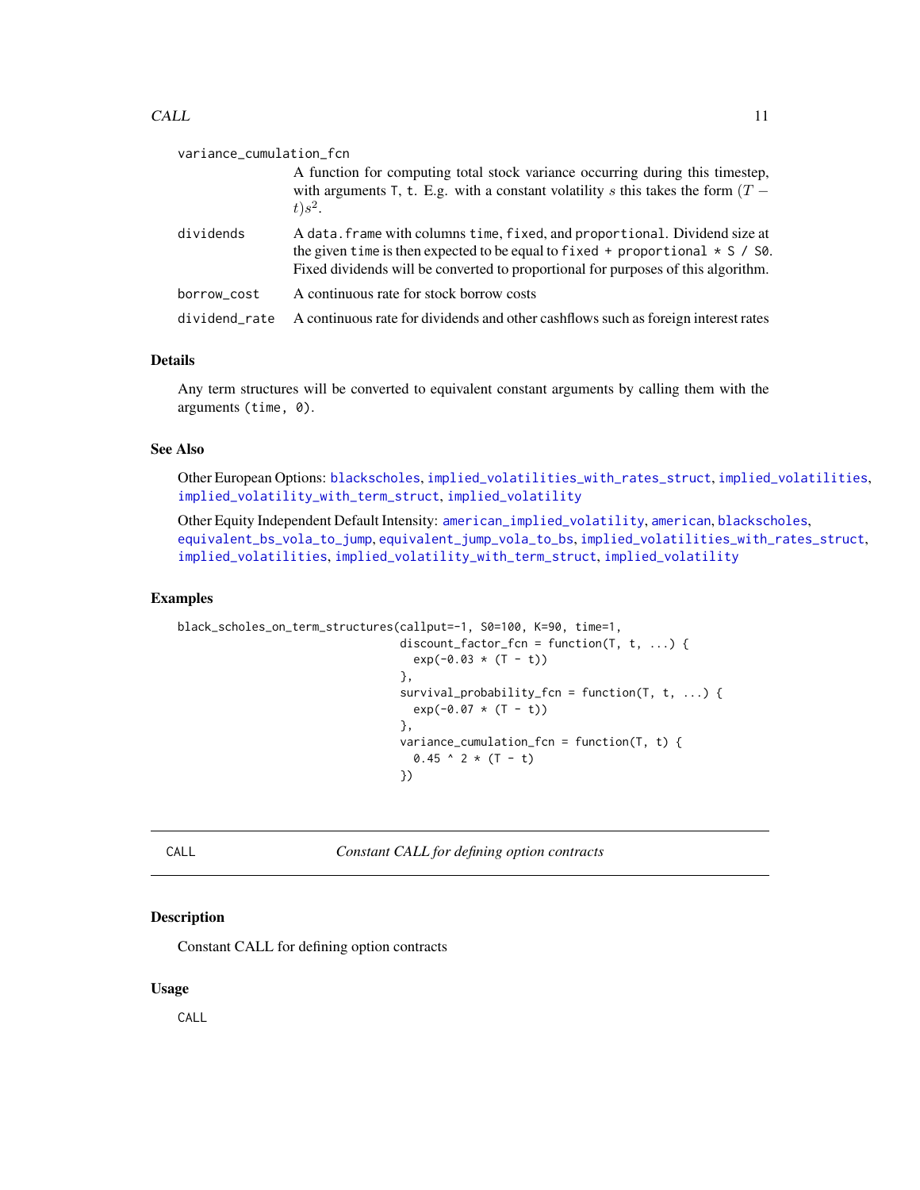`variance_cumulation_fcn`
: A function for computing total stock variance occurring during this timestep, with arguments `T`, `t`. E.g. with a constant volatility $s$ this takes the form $(T - t)s^2$.

`dividends`
: A `data.frame` with columns `time`, `fixed`, and `proportional`. Dividend size at the given `time` is then expected to be equal to `fixed + proportional * S / S0`. Fixed dividends will be converted to proportional for purposes of this algorithm.

`borrow_cost`
: A continuous rate for stock borrow costs

`dividend_rate`
: A continuous rate for dividends and other cashflows such as foreign interest rates

## Details

Any term structures will be converted to equivalent constant arguments by calling them with the arguments `(time, 0)`.

## See Also

Other European Options: `blackscholes`, `implied_volatilities_with_rates_struct`, `implied_volatilities`, `implied_volatility_with_term_struct`, `implied_volatility`

Other Equity Independent Default Intensity: `american_implied_volatility`, `american`, `blackscholes`, `equivalent_bs_vola_to_jump`, `equivalent_jump_vola_to_bs`, `implied_volatilities_with_rates_struct`, `implied_volatilities`, `implied_volatility_with_term_struct`, `implied_volatility`

## Examples

```
black_scholes_on_term_structures(callput=-1, S0=100, K=90, time=1,
                                 discount_factor_fcn = function(T, t, ...) {
                                   exp(-0.03 * (T - t))
                                 },
                                 survival_probability_fcn = function(T, t, ...) {
                                   exp(-0.07 * (T - t))
                                 },
                                 variance_cumulation_fcn = function(T, t) {
                                   0.45 ^ 2 * (T - t)
                                 })
```

---

# CALL — *Constant CALL for defining option contracts*

## Description

Constant CALL for defining option contracts

## Usage

```
CALL
```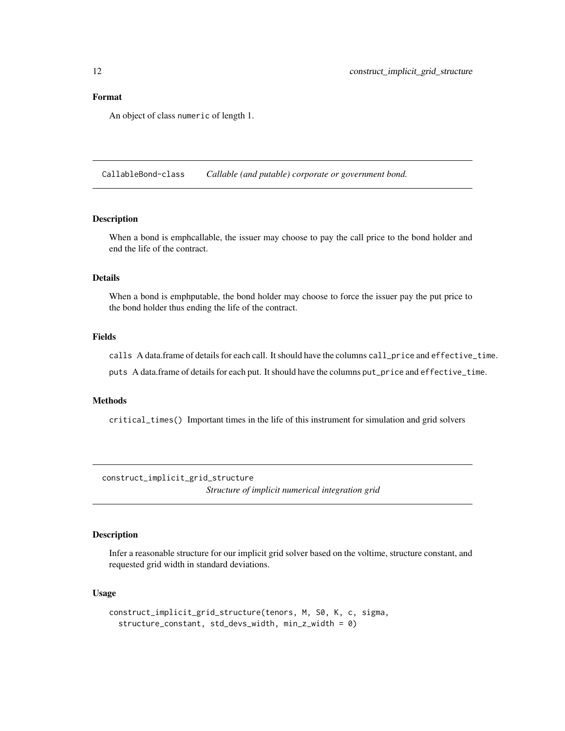### Format

An object of class `numeric` of length 1.

---

## CallableBond-class — *Callable (and putable) corporate or government bond.*

### Description

When a bond is emphcallable, the issuer may choose to pay the call price to the bond holder and end the life of the contract.

### Details

When a bond is emphputable, the bond holder may choose to force the issuer pay the put price to the bond holder thus ending the life of the contract.

### Fields

`calls` A data.frame of details for each call. It should have the columns `call_price` and `effective_time`.

`puts` A data.frame of details for each put. It should have the columns `put_price` and `effective_time`.

### Methods

`critical_times()` Important times in the life of this instrument for simulation and grid solvers

---

## construct_implicit_grid_structure — *Structure of implicit numerical integration grid*

### Description

Infer a reasonable structure for our implicit grid solver based on the voltime, structure constant, and requested grid width in standard deviations.

### Usage

```
construct_implicit_grid_structure(tenors, M, S0, K, c, sigma,
  structure_constant, std_devs_width, min_z_width = 0)
```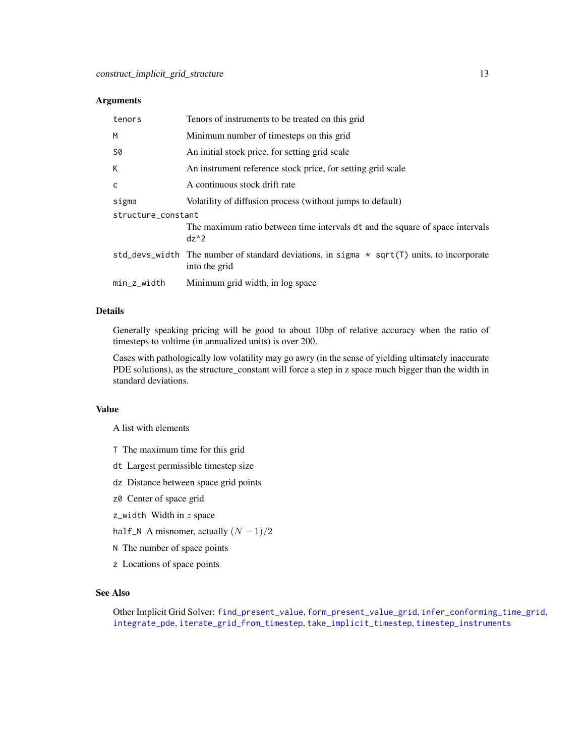### Arguments

| | |
|---|---|
| `tenors` | Tenors of instruments to be treated on this grid |
| `M` | Minimum number of timesteps on this grid |
| `S0` | An initial stock price, for setting grid scale |
| `K` | An instrument reference stock price, for setting grid scale |
| `c` | A continuous stock drift rate |
| `sigma` | Volatility of diffusion process (without jumps to default) |
| `structure_constant` | The maximum ratio between time intervals `dt` and the square of space intervals `dz^2` |
| `std_devs_width` | The number of standard deviations, in `sigma * sqrt(T)` units, to incorporate into the grid |
| `min_z_width` | Minimum grid width, in log space |

### Details

Generally speaking pricing will be good to about 10bp of relative accuracy when the ratio of timesteps to voltime (in annualized units) is over 200.

Cases with pathologically low volatility may go awry (in the sense of yielding ultimately inaccurate PDE solutions), as the structure_constant will force a step in z space much bigger than the width in standard deviations.

### Value

A list with elements

- `T` The maximum time for this grid
- `dt` Largest permissible timestep size
- `dz` Distance between space grid points
- `z0` Center of space grid
- `z_width` Width in $z$ space
- `half_N` A misnomer, actually $(N-1)/2$
- `N` The number of space points
- `z` Locations of space points

### See Also

Other Implicit Grid Solver: `find_present_value`, `form_present_value_grid`, `infer_conforming_time_grid`, `integrate_pde`, `iterate_grid_from_timestep`, `take_implicit_timestep`, `timestep_instruments`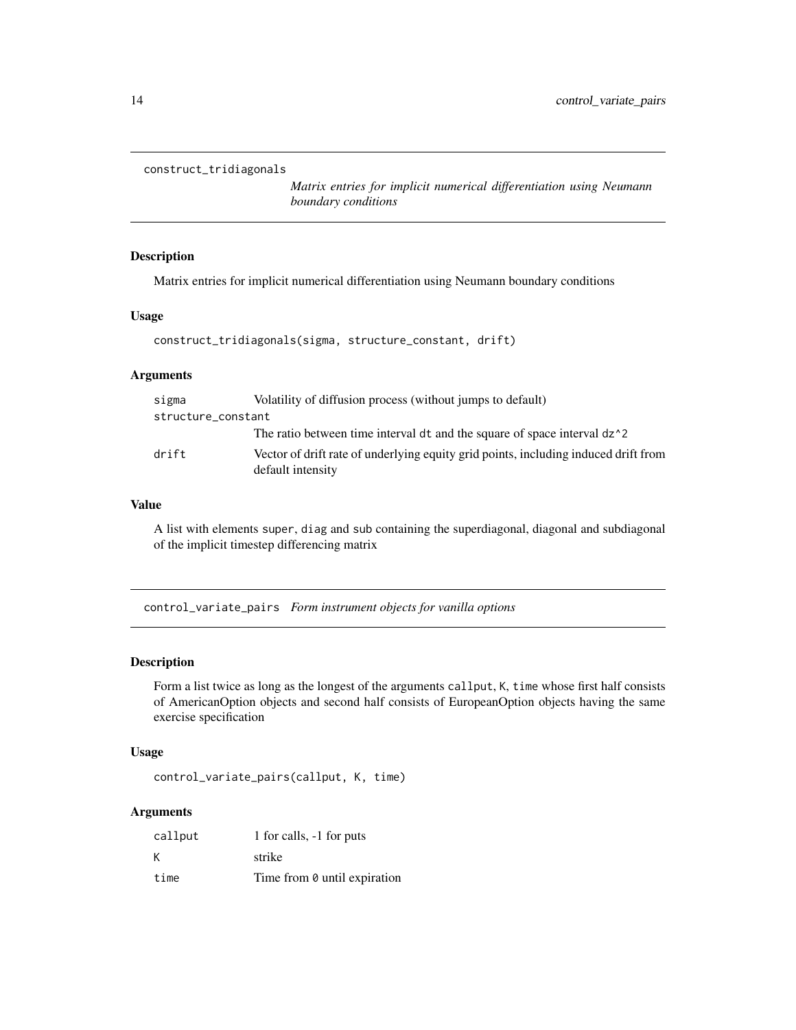## construct_tridiagonals

*Matrix entries for implicit numerical differentiation using Neumann boundary conditions*

### Description

Matrix entries for implicit numerical differentiation using Neumann boundary conditions

### Usage

```
construct_tridiagonals(sigma, structure_constant, drift)
```

### Arguments

| | |
|---|---|
| `sigma` | Volatility of diffusion process (without jumps to default) |
| `structure_constant` | The ratio between time interval `dt` and the square of space interval `dz^2` |
| `drift` | Vector of drift rate of underlying equity grid points, including induced drift from default intensity |

### Value

A list with elements `super`, `diag` and `sub` containing the superdiagonal, diagonal and subdiagonal of the implicit timestep differencing matrix

## control_variate_pairs

*Form instrument objects for vanilla options*

### Description

Form a list twice as long as the longest of the arguments `callput`, `K`, `time` whose first half consists of AmericanOption objects and second half consists of EuropeanOption objects having the same exercise specification

### Usage

```
control_variate_pairs(callput, K, time)
```

### Arguments

| | |
|---|---|
| `callput` | 1 for calls, -1 for puts |
| `K` | strike |
| `time` | Time from `0` until expiration |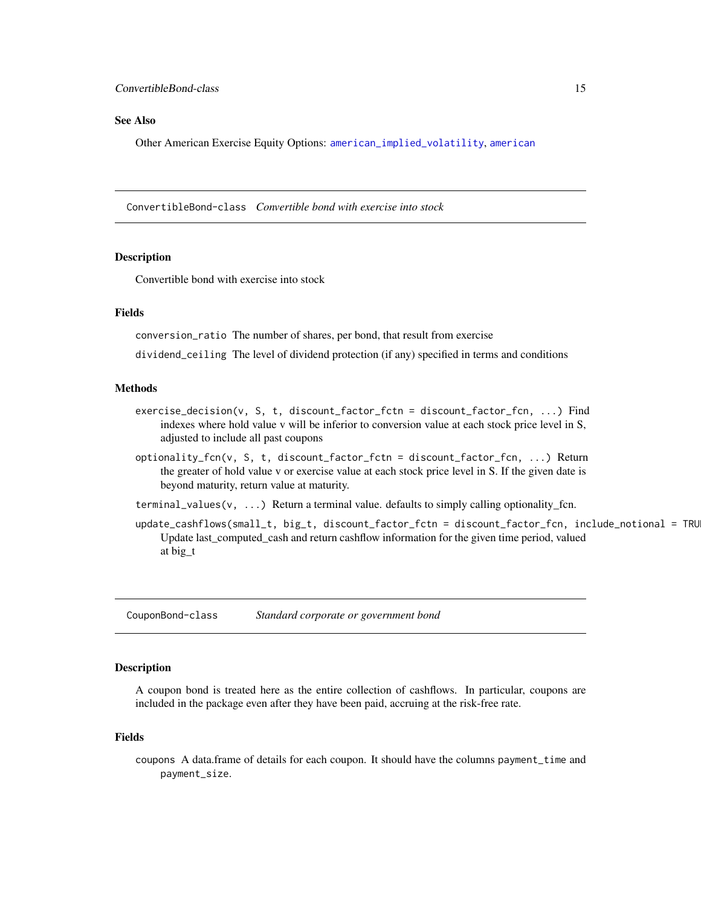## See Also

Other American Exercise Equity Options: `american_implied_volatility`, `american`

---

`ConvertibleBond-class` *Convertible bond with exercise into stock*

---

### Description

Convertible bond with exercise into stock

### Fields

`conversion_ratio` The number of shares, per bond, that result from exercise

`dividend_ceiling` The level of dividend protection (if any) specified in terms and conditions

### Methods

`exercise_decision(v, S, t, discount_factor_fctn = discount_factor_fcn, ...)` Find indexes where hold value v will be inferior to conversion value at each stock price level in S, adjusted to include all past coupons

`optionality_fcn(v, S, t, discount_factor_fctn = discount_factor_fcn, ...)` Return the greater of hold value v or exercise value at each stock price level in S. If the given date is beyond maturity, return value at maturity.

`terminal_values(v, ...)` Return a terminal value. defaults to simply calling optionality_fcn.

`update_cashflows(small_t, big_t, discount_factor_fctn = discount_factor_fcn, include_notional = TRU`
Update last_computed_cash and return cashflow information for the given time period, valued at big_t

---

`CouponBond-class` *Standard corporate or government bond*

---

### Description

A coupon bond is treated here as the entire collection of cashflows. In particular, coupons are included in the package even after they have been paid, accruing at the risk-free rate.

### Fields

`coupons` A data.frame of details for each coupon. It should have the columns `payment_time` and `payment_size`.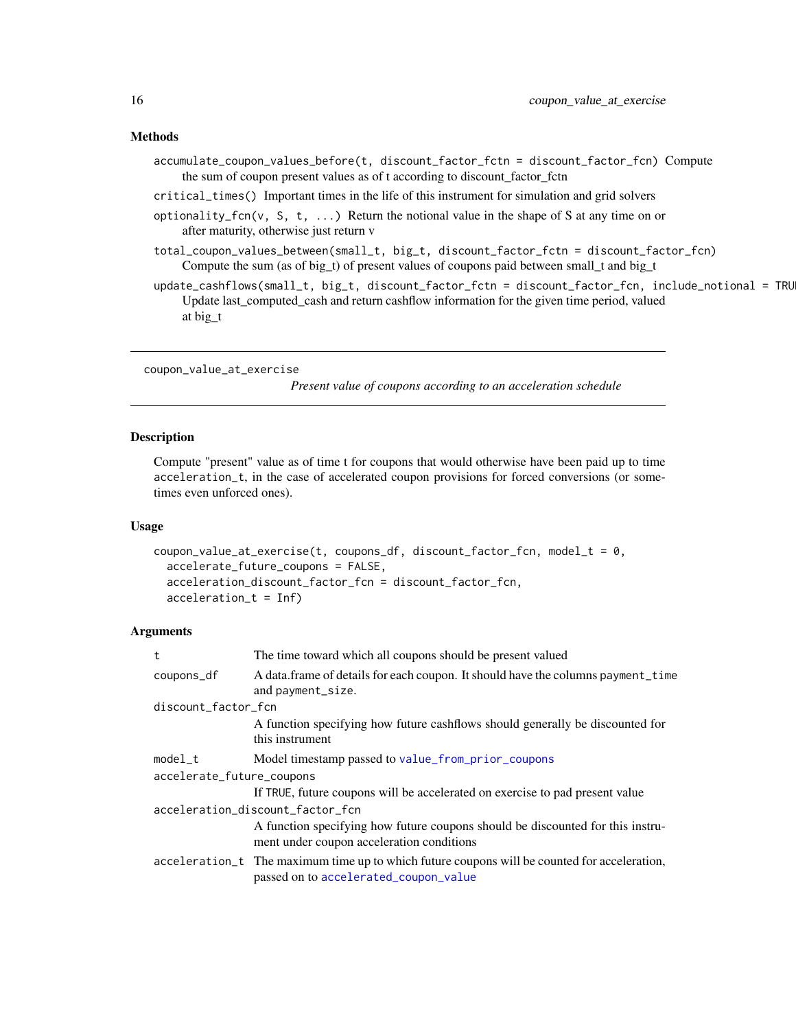### Methods

`accumulate_coupon_values_before(t, discount_factor_fctn = discount_factor_fcn)` Compute the sum of coupon present values as of t according to discount_factor_fctn

`critical_times()` Important times in the life of this instrument for simulation and grid solvers

`optionality_fcn(v, S, t, ...)` Return the notional value in the shape of S at any time on or after maturity, otherwise just return v

`total_coupon_values_between(small_t, big_t, discount_factor_fctn = discount_factor_fcn)` Compute the sum (as of big_t) of present values of coupons paid between small_t and big_t

`update_cashflows(small_t, big_t, discount_factor_fctn = discount_factor_fcn, include_notional = TRUE` Update last_computed_cash and return cashflow information for the given time period, valued at big_t

---

## coupon_value_at_exercise

*Present value of coupons according to an acceleration schedule*

### Description

Compute "present" value as of time t for coupons that would otherwise have been paid up to time `acceleration_t`, in the case of accelerated coupon provisions for forced conversions (or sometimes even unforced ones).

### Usage

```
coupon_value_at_exercise(t, coupons_df, discount_factor_fcn, model_t = 0,
  accelerate_future_coupons = FALSE,
  acceleration_discount_factor_fcn = discount_factor_fcn,
  acceleration_t = Inf)
```

### Arguments

| | |
|---|---|
| `t` | The time toward which all coupons should be present valued |
| `coupons_df` | A data.frame of details for each coupon. It should have the columns `payment_time` and `payment_size`. |
| `discount_factor_fcn` | A function specifying how future cashflows should generally be discounted for this instrument |
| `model_t` | Model timestamp passed to `value_from_prior_coupons` |
| `accelerate_future_coupons` | If `TRUE`, future coupons will be accelerated on exercise to pad present value |
| `acceleration_discount_factor_fcn` | A function specifying how future coupons should be discounted for this instrument under coupon acceleration conditions |
| `acceleration_t` | The maximum time up to which future coupons will be counted for acceleration, passed on to `accelerated_coupon_value` |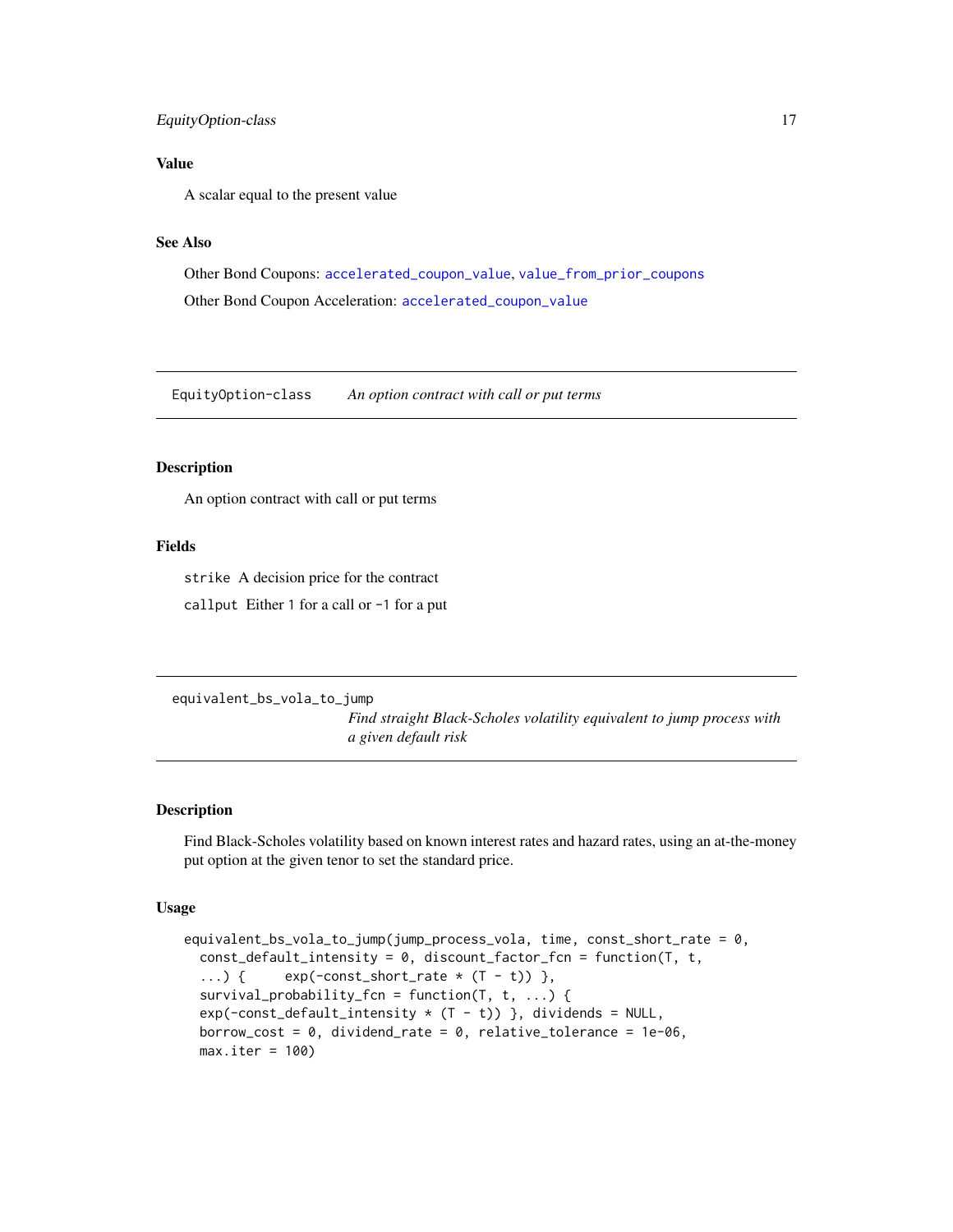### Value

A scalar equal to the present value

### See Also

Other Bond Coupons: accelerated_coupon_value, value_from_prior_coupons

Other Bond Coupon Acceleration: accelerated_coupon_value

---

## EquityOption-class — *An option contract with call or put terms*

### Description

An option contract with call or put terms

### Fields

`strike` A decision price for the contract

`callput` Either 1 for a call or -1 for a put

---

## equivalent_bs_vola_to_jump — *Find straight Black-Scholes volatility equivalent to jump process with a given default risk*

### Description

Find Black-Scholes volatility based on known interest rates and hazard rates, using an at-the-money put option at the given tenor to set the standard price.

### Usage

```
equivalent_bs_vola_to_jump(jump_process_vola, time, const_short_rate = 0,
  const_default_intensity = 0, discount_factor_fcn = function(T, t,
  ...) {     exp(-const_short_rate * (T - t)) },
  survival_probability_fcn = function(T, t, ...) {
  exp(-const_default_intensity * (T - t)) }, dividends = NULL,
  borrow_cost = 0, dividend_rate = 0, relative_tolerance = 1e-06,
  max.iter = 100)
```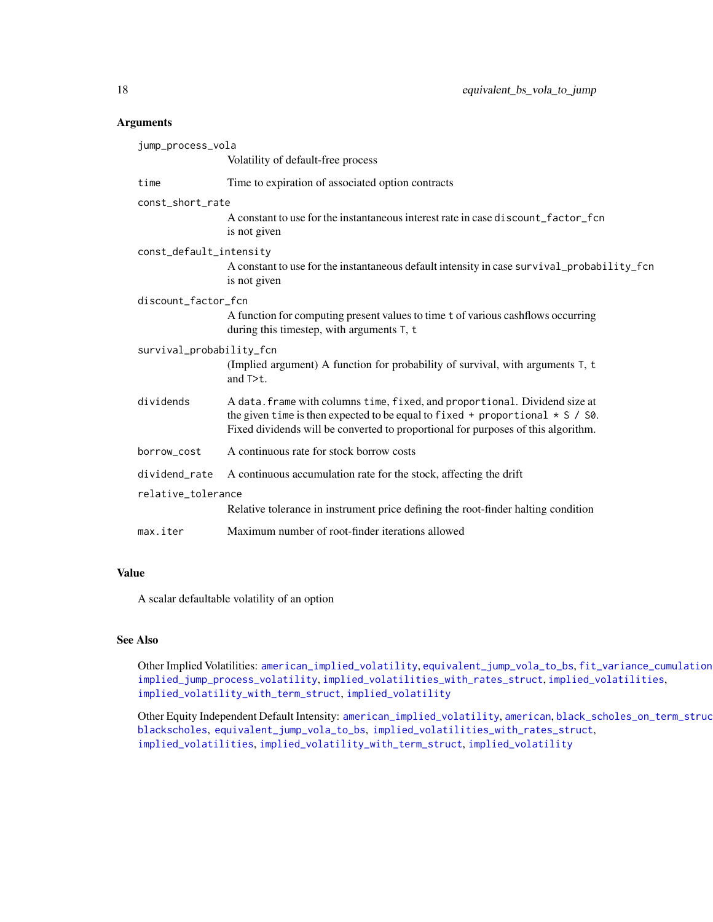## Arguments

`jump_process_vola`
: Volatility of default-free process

`time`
: Time to expiration of associated option contracts

`const_short_rate`
: A constant to use for the instantaneous interest rate in case `discount_factor_fcn` is not given

`const_default_intensity`
: A constant to use for the instantaneous default intensity in case `survival_probability_fcn` is not given

`discount_factor_fcn`
: A function for computing present values to time `t` of various cashflows occurring during this timestep, with arguments `T`, `t`

`survival_probability_fcn`
: (Implied argument) A function for probability of survival, with arguments `T`, `t` and `T>t`.

`dividends`
: A `data.frame` with columns `time`, `fixed`, and `proportional`. Dividend size at the given `time` is then expected to be equal to `fixed + proportional * S / S0`. Fixed dividends will be converted to proportional for purposes of this algorithm.

`borrow_cost`
: A continuous rate for stock borrow costs

`dividend_rate`
: A continuous accumulation rate for the stock, affecting the drift

`relative_tolerance`
: Relative tolerance in instrument price defining the root-finder halting condition

`max.iter`
: Maximum number of root-finder iterations allowed

## Value

A scalar defaultable volatility of an option

## See Also

Other Implied Volatilities: `american_implied_volatility`, `equivalent_jump_vola_to_bs`, `fit_variance_cumulation`, `implied_jump_process_volatility`, `implied_volatilities_with_rates_struct`, `implied_volatilities`, `implied_volatility_with_term_struct`, `implied_volatility`

Other Equity Independent Default Intensity: `american_implied_volatility`, `american`, `black_scholes_on_term_struct`, `blackscholes`, `equivalent_jump_vola_to_bs`, `implied_volatilities_with_rates_struct`, `implied_volatilities`, `implied_volatility_with_term_struct`, `implied_volatility`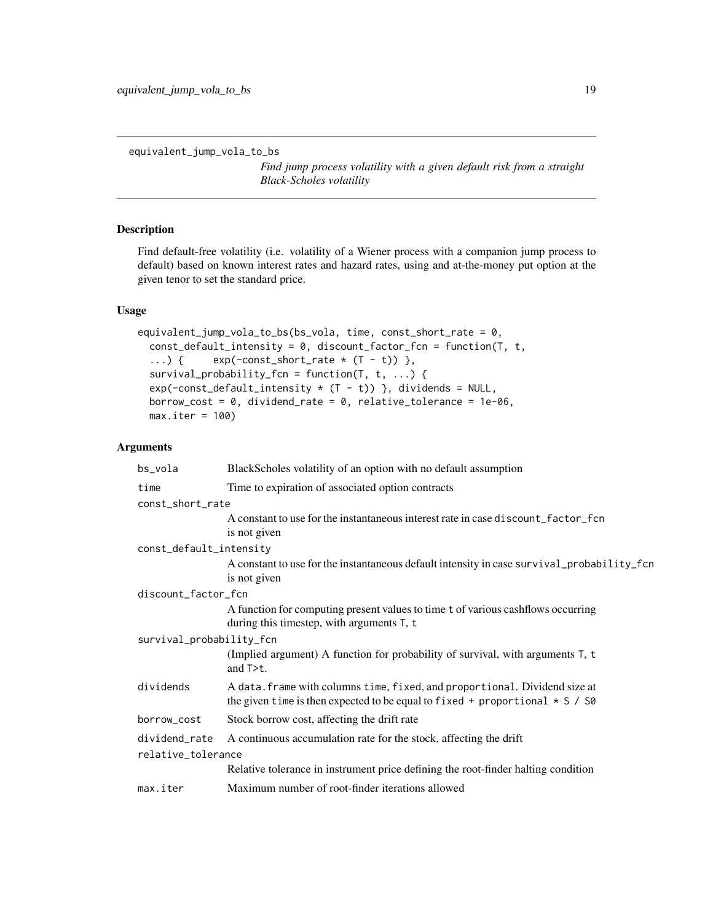`equivalent_jump_vola_to_bs`

*Find jump process volatility with a given default risk from a straight Black-Scholes volatility*

## Description

Find default-free volatility (i.e. volatility of a Wiener process with a companion jump process to default) based on known interest rates and hazard rates, using and at-the-money put option at the given tenor to set the standard price.

## Usage

```
equivalent_jump_vola_to_bs(bs_vola, time, const_short_rate = 0,
  const_default_intensity = 0, discount_factor_fcn = function(T, t,
  ...) {     exp(-const_short_rate * (T - t)) },
  survival_probability_fcn = function(T, t, ...) {
  exp(-const_default_intensity * (T - t)) }, dividends = NULL,
  borrow_cost = 0, dividend_rate = 0, relative_tolerance = 1e-06,
  max.iter = 100)
```

## Arguments

| Argument | Description |
|---|---|
| `bs_vola` | BlackScholes volatility of an option with no default assumption |
| `time` | Time to expiration of associated option contracts |
| `const_short_rate` | A constant to use for the instantaneous interest rate in case `discount_factor_fcn` is not given |
| `const_default_intensity` | A constant to use for the instantaneous default intensity in case `survival_probability_fcn` is not given |
| `discount_factor_fcn` | A function for computing present values to time `t` of various cashflows occurring during this timestep, with arguments `T`, `t` |
| `survival_probability_fcn` | (Implied argument) A function for probability of survival, with arguments `T`, `t` and `T>t`. |
| `dividends` | A `data.frame` with columns `time`, `fixed`, and `proportional`. Dividend size at the given `time` is then expected to be equal to `fixed + proportional * S / S0` |
| `borrow_cost` | Stock borrow cost, affecting the drift rate |
| `dividend_rate` | A continuous accumulation rate for the stock, affecting the drift |
| `relative_tolerance` | Relative tolerance in instrument price defining the root-finder halting condition |
| `max.iter` | Maximum number of root-finder iterations allowed |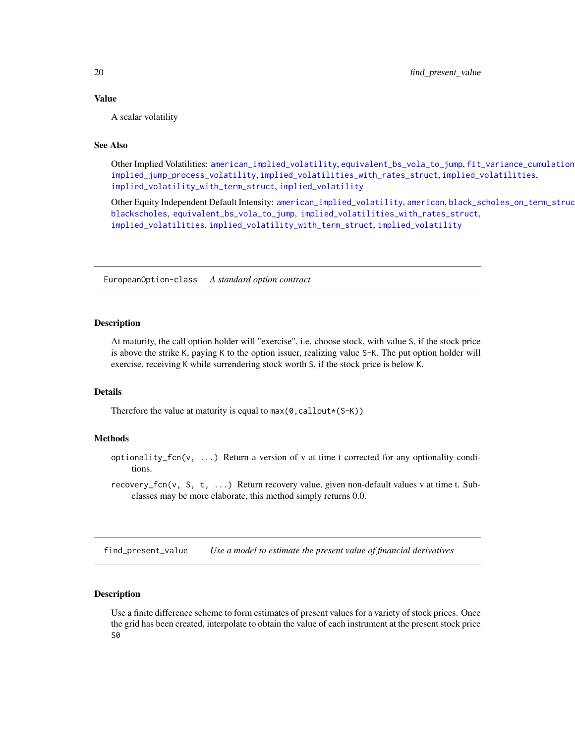## Value

A scalar volatility

## See Also

Other Implied Volatilities: american_implied_volatility, equivalent_bs_vola_to_jump, fit_variance_cumulation implied_jump_process_volatility, implied_volatilities_with_rates_struct, implied_volatilities, implied_volatility_with_term_struct, implied_volatility

Other Equity Independent Default Intensity: american_implied_volatility, american, black_scholes_on_term_struc blackscholes, equivalent_bs_vola_to_jump, implied_volatilities_with_rates_struct, implied_volatilities, implied_volatility_with_term_struct, implied_volatility

---

# EuropeanOption-class *A standard option contract*

## Description

At maturity, the call option holder will "exercise", i.e. choose stock, with value S, if the stock price is above the strike K, paying K to the option issuer, realizing value S-K. The put option holder will exercise, receiving K while surrendering stock worth S, if the stock price is below K.

## Details

Therefore the value at maturity is equal to `max(0,callput*(S-K))`

## Methods

`optionality_fcn(v, ...)` Return a version of v at time t corrected for any optionality conditions.

`recovery_fcn(v, S, t, ...)` Return recovery value, given non-default values v at time t. Subclasses may be more elaborate, this method simply returns 0.0.

---

# find_present_value *Use a model to estimate the present value of financial derivatives*

## Description

Use a finite difference scheme to form estimates of present values for a variety of stock prices. Once the grid has been created, interpolate to obtain the value of each instrument at the present stock price S0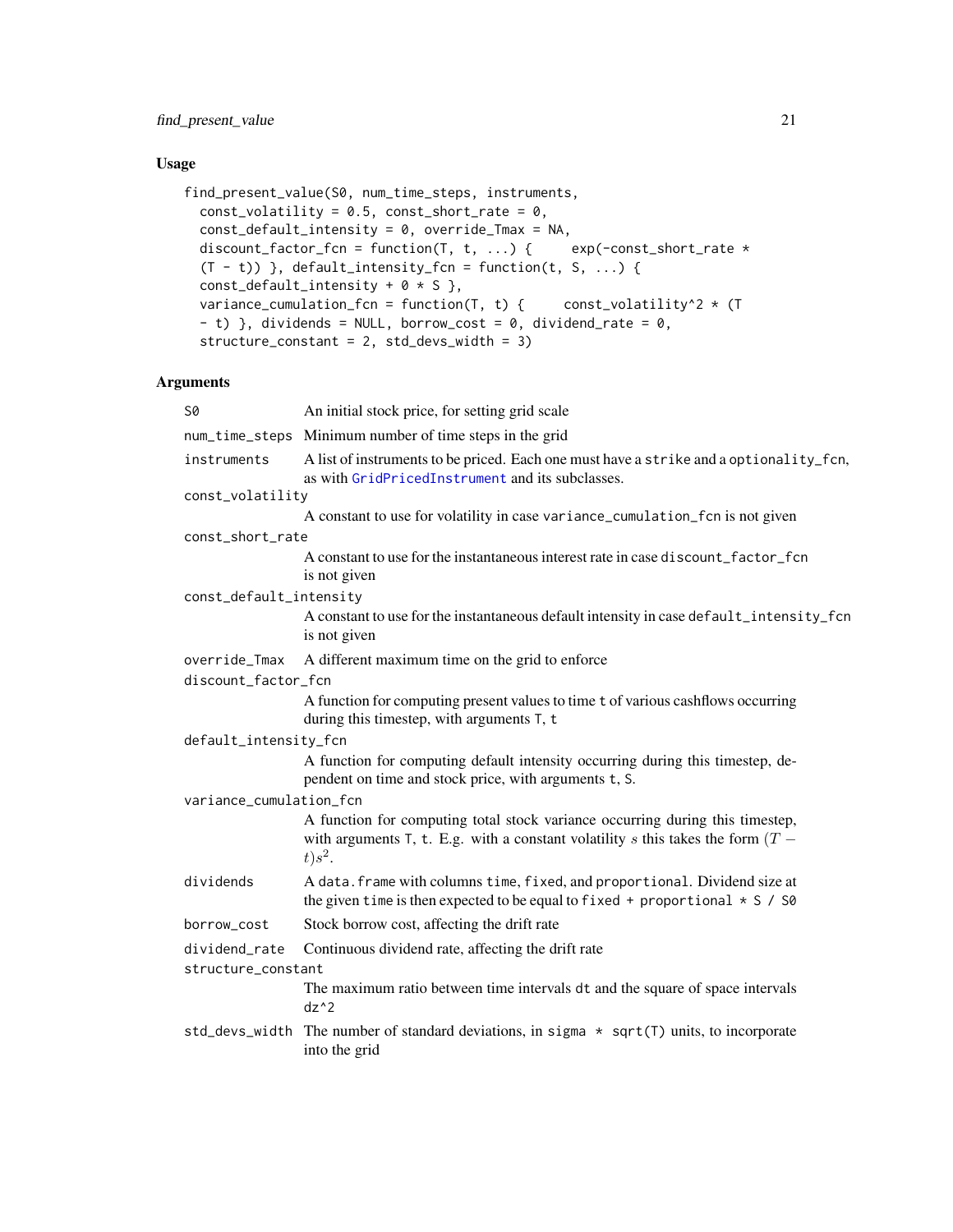### Usage

```
find_present_value(S0, num_time_steps, instruments,
  const_volatility = 0.5, const_short_rate = 0,
  const_default_intensity = 0, override_Tmax = NA,
  discount_factor_fcn = function(T, t, ...) {     exp(-const_short_rate *
  (T - t)) }, default_intensity_fcn = function(t, S, ...) {
  const_default_intensity + 0 * S },
  variance_cumulation_fcn = function(T, t) {     const_volatility^2 * (T
  - t) }, dividends = NULL, borrow_cost = 0, dividend_rate = 0,
  structure_constant = 2, std_devs_width = 3)
```

### Arguments

| | |
|---|---|
| `S0` | An initial stock price, for setting grid scale |
| `num_time_steps` | Minimum number of time steps in the grid |
| `instruments` | A list of instruments to be priced. Each one must have a `strike` and a `optionality_fcn`, as with `GridPricedInstrument` and its subclasses. |
| `const_volatility` | A constant to use for volatility in case `variance_cumulation_fcn` is not given |
| `const_short_rate` | A constant to use for the instantaneous interest rate in case `discount_factor_fcn` is not given |
| `const_default_intensity` | A constant to use for the instantaneous default intensity in case `default_intensity_fcn` is not given |
| `override_Tmax` | A different maximum time on the grid to enforce |
| `discount_factor_fcn` | A function for computing present values to time `t` of various cashflows occurring during this timestep, with arguments `T`, `t` |
| `default_intensity_fcn` | A function for computing default intensity occurring during this timestep, dependent on time and stock price, with arguments `t`, `S`. |
| `variance_cumulation_fcn` | A function for computing total stock variance occurring during this timestep, with arguments `T`, `t`. E.g. with a constant volatility $s$ this takes the form $(T-t)s^2$. |
| `dividends` | A `data.frame` with columns `time`, `fixed`, and `proportional`. Dividend size at the given `time` is then expected to be equal to `fixed + proportional * S / S0` |
| `borrow_cost` | Stock borrow cost, affecting the drift rate |
| `dividend_rate` | Continuous dividend rate, affecting the drift rate |
| `structure_constant` | The maximum ratio between time intervals `dt` and the square of space intervals `dz^2` |
| `std_devs_width` | The number of standard deviations, in `sigma * sqrt(T)` units, to incorporate into the grid |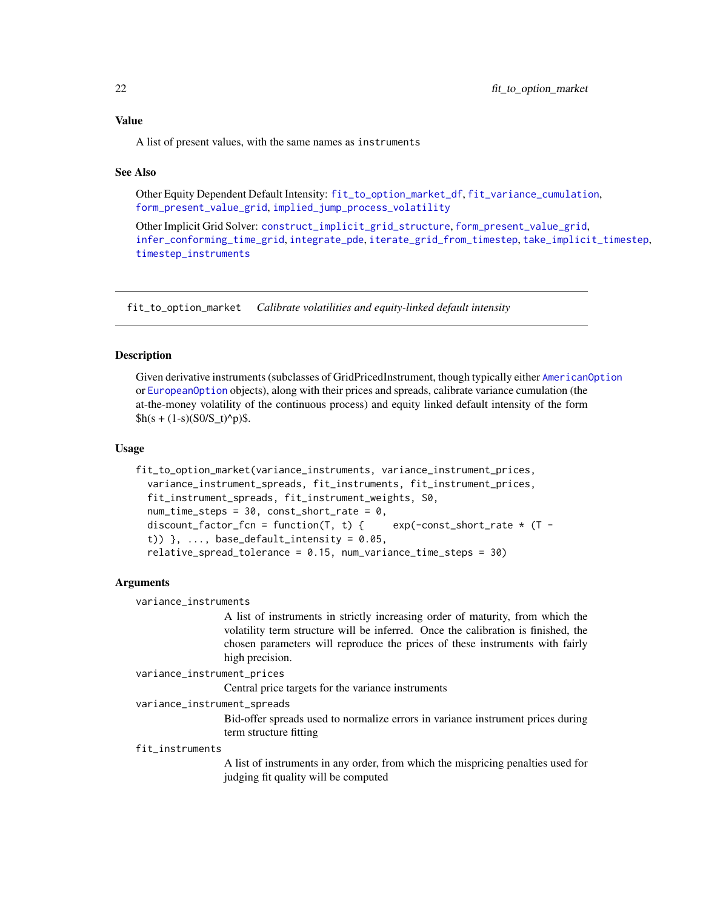### Value

A list of present values, with the same names as `instruments`

### See Also

Other Equity Dependent Default Intensity: `fit_to_option_market_df`, `fit_variance_cumulation`, `form_present_value_grid`, `implied_jump_process_volatility`

Other Implicit Grid Solver: `construct_implicit_grid_structure`, `form_present_value_grid`, `infer_conforming_time_grid`, `integrate_pde`, `iterate_grid_from_timestep`, `take_implicit_timestep`, `timestep_instruments`

---

## fit_to_option_market — *Calibrate volatilities and equity-linked default intensity*

### Description

Given derivative instruments (subclasses of GridPricedInstrument, though typically either `AmericanOption` or `EuropeanOption` objects), along with their prices and spreads, calibrate variance cumulation (the at-the-money volatility of the continuous process) and equity linked default intensity of the form $h(s + (1-s)(S0/S_t)^p)$.

### Usage

```
fit_to_option_market(variance_instruments, variance_instrument_prices,
  variance_instrument_spreads, fit_instruments, fit_instrument_prices,
  fit_instrument_spreads, fit_instrument_weights, S0,
  num_time_steps = 30, const_short_rate = 0,
  discount_factor_fcn = function(T, t) {     exp(-const_short_rate * (T -
  t)) }, ..., base_default_intensity = 0.05,
  relative_spread_tolerance = 0.15, num_variance_time_steps = 30)
```

### Arguments

`variance_instruments`
: A list of instruments in strictly increasing order of maturity, from which the volatility term structure will be inferred. Once the calibration is finished, the chosen parameters will reproduce the prices of these instruments with fairly high precision.

`variance_instrument_prices`
: Central price targets for the variance instruments

`variance_instrument_spreads`
: Bid-offer spreads used to normalize errors in variance instrument prices during term structure fitting

`fit_instruments`
: A list of instruments in any order, from which the mispricing penalties used for judging fit quality will be computed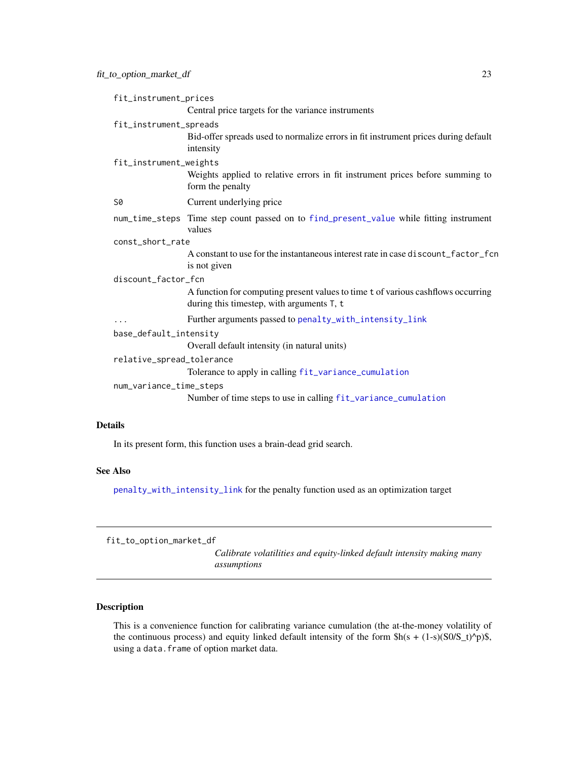`fit_instrument_prices`
: Central price targets for the variance instruments

`fit_instrument_spreads`
: Bid-offer spreads used to normalize errors in fit instrument prices during default intensity

`fit_instrument_weights`
: Weights applied to relative errors in fit instrument prices before summing to form the penalty

`S0`
: Current underlying price

`num_time_steps`
: Time step count passed on to `find_present_value` while fitting instrument values

`const_short_rate`
: A constant to use for the instantaneous interest rate in case `discount_factor_fcn` is not given

`discount_factor_fcn`
: A function for computing present values to time `t` of various cashflows occurring during this timestep, with arguments `T`, `t`

`...`
: Further arguments passed to `penalty_with_intensity_link`

`base_default_intensity`
: Overall default intensity (in natural units)

`relative_spread_tolerance`
: Tolerance to apply in calling `fit_variance_cumulation`

`num_variance_time_steps`
: Number of time steps to use in calling `fit_variance_cumulation`

### Details

In its present form, this function uses a brain-dead grid search.

### See Also

`penalty_with_intensity_link` for the penalty function used as an optimization target

---

## fit_to_option_market_df

*Calibrate volatilities and equity-linked default intensity making many assumptions*

---

### Description

This is a convenience function for calibrating variance cumulation (the at-the-money volatility of the continuous process) and equity linked default intensity of the form $h(s + (1-s)(S0/S_t)^p)$, using a `data.frame` of option market data.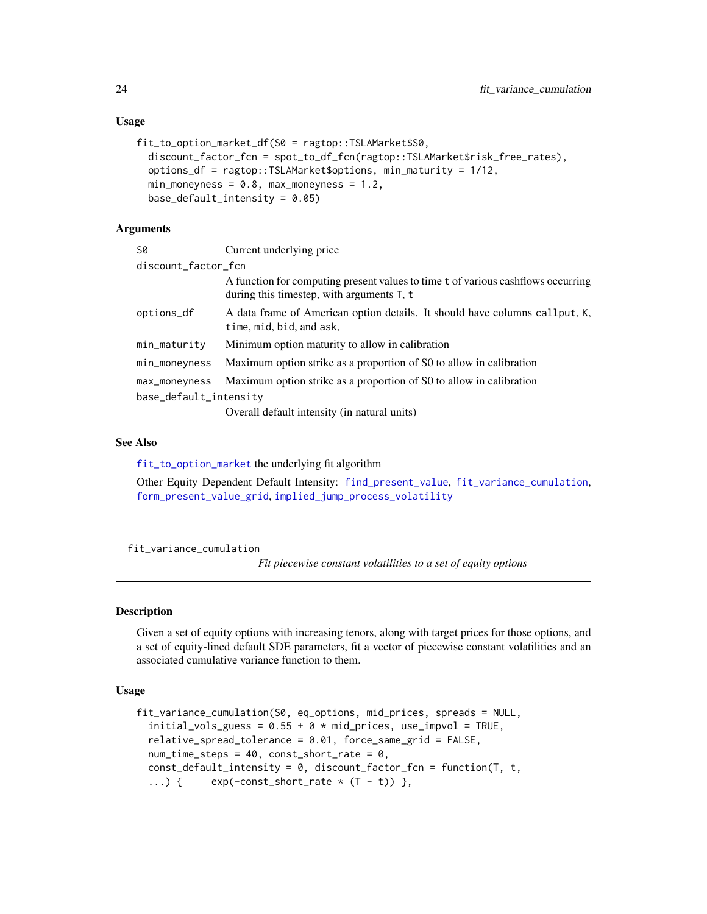### Usage

```
fit_to_option_market_df(S0 = ragtop::TSLAMarket$S0,
  discount_factor_fcn = spot_to_df_fcn(ragtop::TSLAMarket$risk_free_rates),
  options_df = ragtop::TSLAMarket$options, min_maturity = 1/12,
  min_moneyness = 0.8, max_moneyness = 1.2,
  base_default_intensity = 0.05)
```

### Arguments

| | |
|---|---|
| S0 | Current underlying price |
| discount_factor_fcn | A function for computing present values to time t of various cashflows occurring during this timestep, with arguments T, t |
| options_df | A data frame of American option details. It should have columns callput, K, time, mid, bid, and ask, |
| min_maturity | Minimum option maturity to allow in calibration |
| min_moneyness | Maximum option strike as a proportion of S0 to allow in calibration |
| max_moneyness | Maximum option strike as a proportion of S0 to allow in calibration |
| base_default_intensity | Overall default intensity (in natural units) |

### See Also

fit_to_option_market the underlying fit algorithm

Other Equity Dependent Default Intensity: find_present_value, fit_variance_cumulation, form_present_value_grid, implied_jump_process_volatility

---

## fit_variance_cumulation

*Fit piecewise constant volatilities to a set of equity options*

### Description

Given a set of equity options with increasing tenors, along with target prices for those options, and a set of equity-lined default SDE parameters, fit a vector of piecewise constant volatilities and an associated cumulative variance function to them.

### Usage

```
fit_variance_cumulation(S0, eq_options, mid_prices, spreads = NULL,
  initial_vols_guess = 0.55 + 0 * mid_prices, use_impvol = TRUE,
  relative_spread_tolerance = 0.01, force_same_grid = FALSE,
  num_time_steps = 40, const_short_rate = 0,
  const_default_intensity = 0, discount_factor_fcn = function(T, t,
  ...) {     exp(-const_short_rate * (T - t)) },
```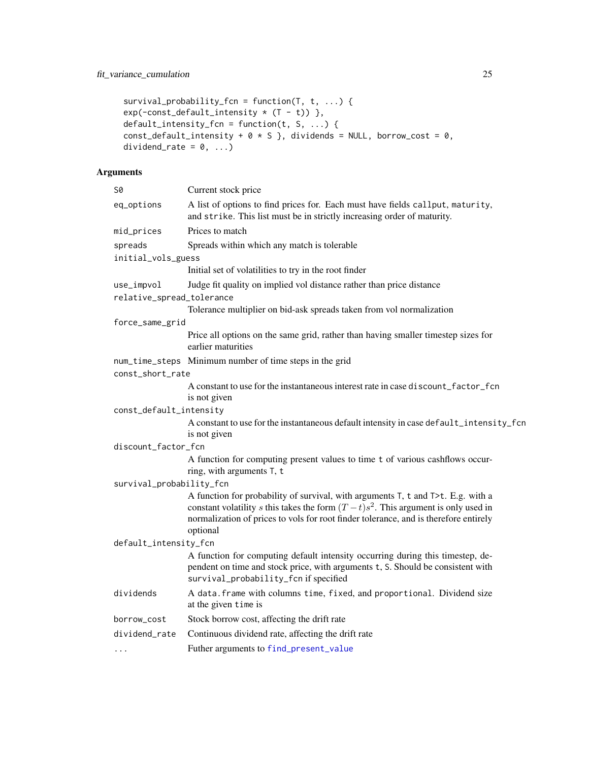```
survival_probability_fcn = function(T, t, ...) {
exp(-const_default_intensity * (T - t)) },
default_intensity_fcn = function(t, S, ...) {
const_default_intensity + 0 * S }, dividends = NULL, borrow_cost = 0,
dividend_rate = 0, ...)
```

## Arguments

| Argument | Description |
|---|---|
| `S0` | Current stock price |
| `eq_options` | A list of options to find prices for. Each must have fields `callput`, `maturity`, and `strike`. This list must be in strictly increasing order of maturity. |
| `mid_prices` | Prices to match |
| `spreads` | Spreads within which any match is tolerable |
| `initial_vols_guess` | Initial set of volatilities to try in the root finder |
| `use_impvol` | Judge fit quality on implied vol distance rather than price distance |
| `relative_spread_tolerance` | Tolerance multiplier on bid-ask spreads taken from vol normalization |
| `force_same_grid` | Price all options on the same grid, rather than having smaller timestep sizes for earlier maturities |
| `num_time_steps` | Minimum number of time steps in the grid |
| `const_short_rate` | A constant to use for the instantaneous interest rate in case `discount_factor_fcn` is not given |
| `const_default_intensity` | A constant to use for the instantaneous default intensity in case `default_intensity_fcn` is not given |
| `discount_factor_fcn` | A function for computing present values to time `t` of various cashflows occurring, with arguments `T`, `t` |
| `survival_probability_fcn` | A function for probability of survival, with arguments `T`, `t` and `T>t`. E.g. with a constant volatility $s$ this takes the form $(T-t)s^2$. This argument is only used in normalization of prices to vols for root finder tolerance, and is therefore entirely optional |
| `default_intensity_fcn` | A function for computing default intensity occurring during this timestep, dependent on time and stock price, with arguments `t`, `S`. Should be consistent with `survival_probability_fcn` if specified |
| `dividends` | A `data.frame` with columns `time`, `fixed`, and `proportional`. Dividend size at the given `time` is |
| `borrow_cost` | Stock borrow cost, affecting the drift rate |
| `dividend_rate` | Continuous dividend rate, affecting the drift rate |
| `...` | Futher arguments to `find_present_value` |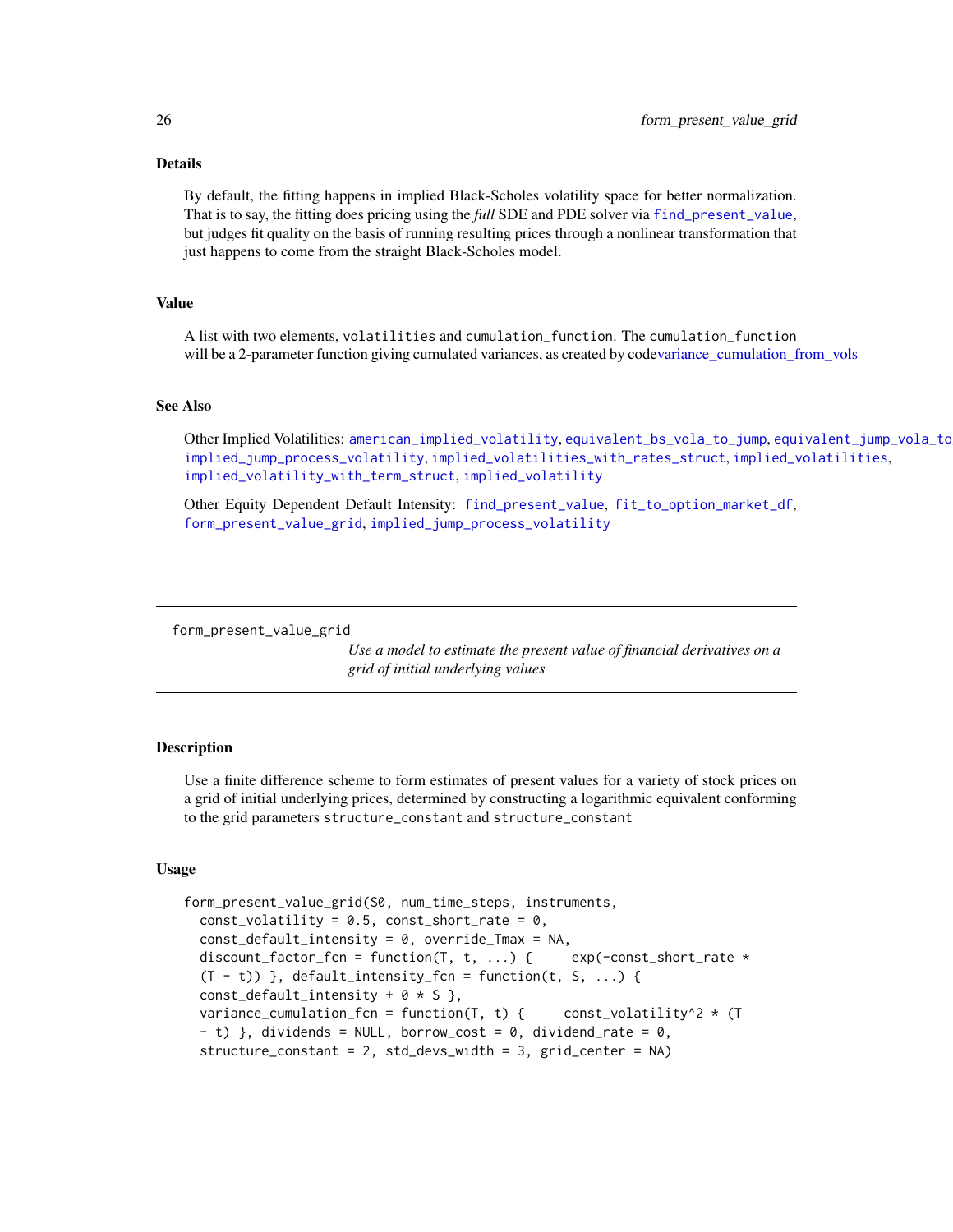### Details

By default, the fitting happens in implied Black-Scholes volatility space for better normalization. That is to say, the fitting does pricing using the *full* SDE and PDE solver via `find_present_value`, but judges fit quality on the basis of running resulting prices through a nonlinear transformation that just happens to come from the straight Black-Scholes model.

### Value

A list with two elements, `volatilities` and `cumulation_function`. The `cumulation_function` will be a 2-parameter function giving cumulated variances, as created by codevariance_cumulation_from_vols

### See Also

Other Implied Volatilities: `american_implied_volatility`, `equivalent_bs_vola_to_jump`, `equivalent_jump_vola_to`, `implied_jump_process_volatility`, `implied_volatilities_with_rates_struct`, `implied_volatilities`, `implied_volatility_with_term_struct`, `implied_volatility`

Other Equity Dependent Default Intensity: `find_present_value`, `fit_to_option_market_df`, `form_present_value_grid`, `implied_jump_process_volatility`

---

## form_present_value_grid

*Use a model to estimate the present value of financial derivatives on a grid of initial underlying values*

### Description

Use a finite difference scheme to form estimates of present values for a variety of stock prices on a grid of initial underlying prices, determined by constructing a logarithmic equivalent conforming to the grid parameters `structure_constant` and `structure_constant`

### Usage

```
form_present_value_grid(S0, num_time_steps, instruments,
  const_volatility = 0.5, const_short_rate = 0,
  const_default_intensity = 0, override_Tmax = NA,
  discount_factor_fcn = function(T, t, ...) {     exp(-const_short_rate *
  (T - t)) }, default_intensity_fcn = function(t, S, ...) {
  const_default_intensity + 0 * S },
  variance_cumulation_fcn = function(T, t) {     const_volatility^2 * (T
  - t) }, dividends = NULL, borrow_cost = 0, dividend_rate = 0,
  structure_constant = 2, std_devs_width = 3, grid_center = NA)
```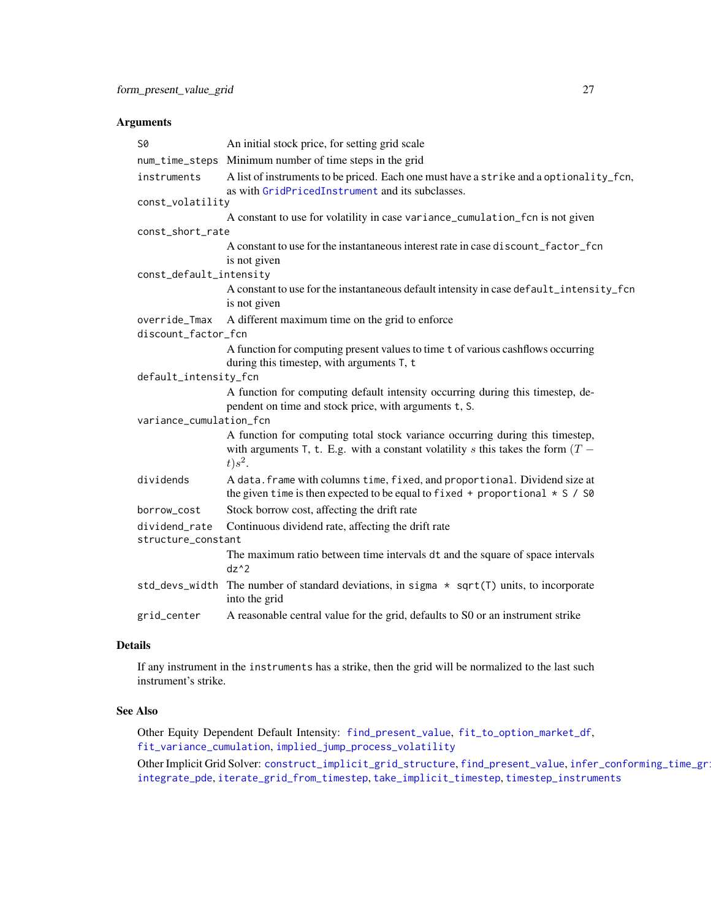### Arguments

| Argument | Description |
|---|---|
| `S0` | An initial stock price, for setting grid scale |
| `num_time_steps` | Minimum number of time steps in the grid |
| `instruments` | A list of instruments to be priced. Each one must have a `strike` and a `optionality_fcn`, as with `GridPricedInstrument` and its subclasses. |
| `const_volatility` | A constant to use for volatility in case `variance_cumulation_fcn` is not given |
| `const_short_rate` | A constant to use for the instantaneous interest rate in case `discount_factor_fcn` is not given |
| `const_default_intensity` | A constant to use for the instantaneous default intensity in case `default_intensity_fcn` is not given |
| `override_Tmax` | A different maximum time on the grid to enforce |
| `discount_factor_fcn` | A function for computing present values to time `t` of various cashflows occurring during this timestep, with arguments `T`, `t` |
| `default_intensity_fcn` | A function for computing default intensity occurring during this timestep, dependent on time and stock price, with arguments `t`, `S`. |
| `variance_cumulation_fcn` | A function for computing total stock variance occurring during this timestep, with arguments `T`, `t`. E.g. with a constant volatility $s$ this takes the form $(T-t)s^2$. |
| `dividends` | A `data.frame` with columns `time`, `fixed`, and `proportional`. Dividend size at the given `time` is then expected to be equal to `fixed + proportional * S / S0` |
| `borrow_cost` | Stock borrow cost, affecting the drift rate |
| `dividend_rate` | Continuous dividend rate, affecting the drift rate |
| `structure_constant` | The maximum ratio between time intervals `dt` and the square of space intervals `dz^2` |
| `std_devs_width` | The number of standard deviations, in `sigma * sqrt(T)` units, to incorporate into the grid |
| `grid_center` | A reasonable central value for the grid, defaults to S0 or an instrument strike |

### Details

If any instrument in the `instruments` has a strike, then the grid will be normalized to the last such instrument's strike.

### See Also

Other Equity Dependent Default Intensity: `find_present_value`, `fit_to_option_market_df`, `fit_variance_cumulation`, `implied_jump_process_volatility`

Other Implicit Grid Solver: `construct_implicit_grid_structure`, `find_present_value`, `infer_conforming_time_grid`, `integrate_pde`, `iterate_grid_from_timestep`, `take_implicit_timestep`, `timestep_instruments`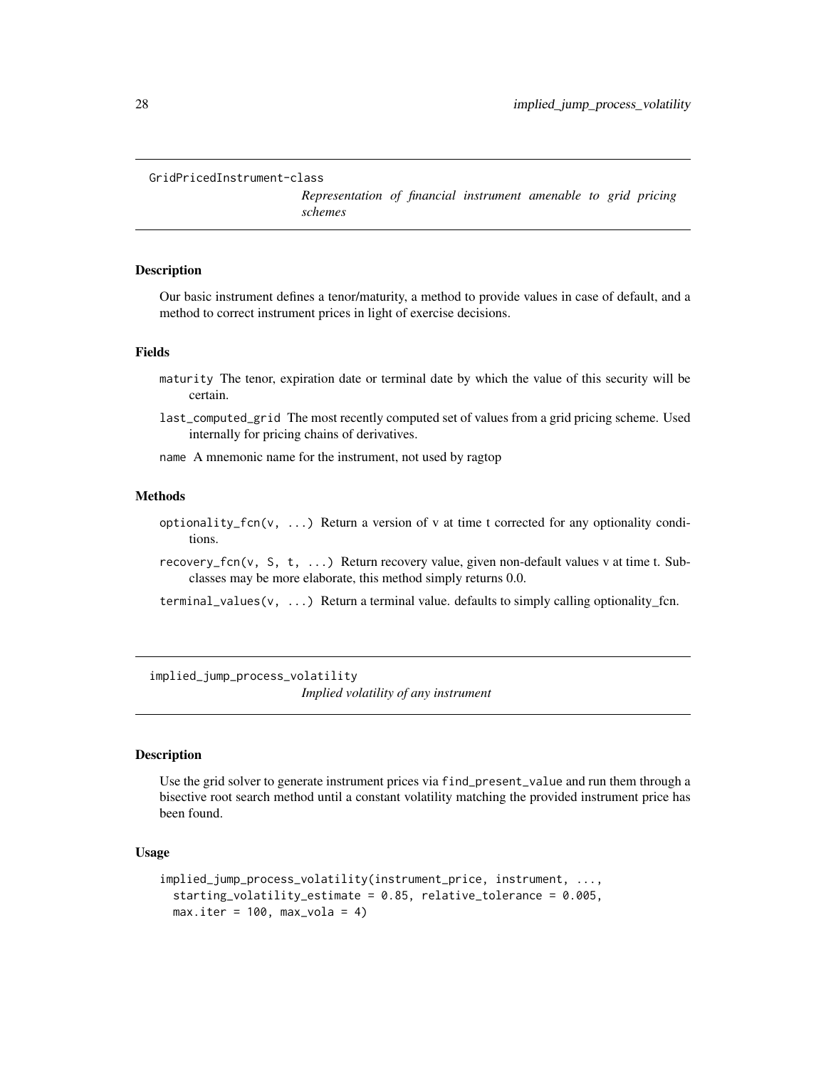## GridPricedInstrument-class

*Representation of financial instrument amenable to grid pricing schemes*

### Description

Our basic instrument defines a tenor/maturity, a method to provide values in case of default, and a method to correct instrument prices in light of exercise decisions.

### Fields

- `maturity` The tenor, expiration date or terminal date by which the value of this security will be certain.
- `last_computed_grid` The most recently computed set of values from a grid pricing scheme. Used internally for pricing chains of derivatives.
- `name` A mnemonic name for the instrument, not used by ragtop

### Methods

- `optionality_fcn(v, ...)` Return a version of v at time t corrected for any optionality conditions.
- `recovery_fcn(v, S, t, ...)` Return recovery value, given non-default values v at time t. Subclasses may be more elaborate, this method simply returns 0.0.
- `terminal_values(v, ...)` Return a terminal value. defaults to simply calling optionality_fcn.

## implied_jump_process_volatility

*Implied volatility of any instrument*

### Description

Use the grid solver to generate instrument prices via `find_present_value` and run them through a bisective root search method until a constant volatility matching the provided instrument price has been found.

### Usage

```
implied_jump_process_volatility(instrument_price, instrument, ...,
  starting_volatility_estimate = 0.85, relative_tolerance = 0.005,
  max.iter = 100, max_vola = 4)
```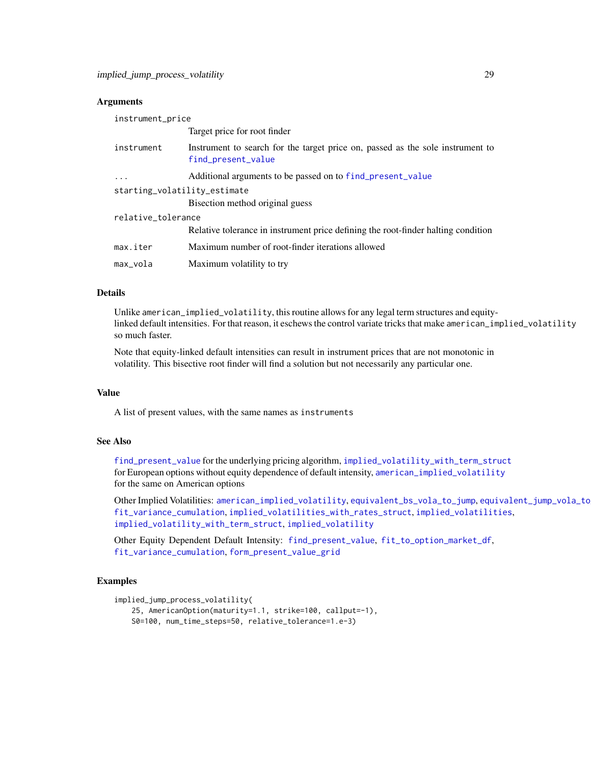### Arguments

| | |
|---|---|
| `instrument_price` | Target price for root finder |
| `instrument` | Instrument to search for the target price on, passed as the sole instrument to `find_present_value` |
| `...` | Additional arguments to be passed on to `find_present_value` |
| `starting_volatility_estimate` | Bisection method original guess |
| `relative_tolerance` | Relative tolerance in instrument price defining the root-finder halting condition |
| `max.iter` | Maximum number of root-finder iterations allowed |
| `max_vola` | Maximum volatility to try |

### Details

Unlike `american_implied_volatility`, this routine allows for any legal term structures and equity-linked default intensities. For that reason, it eschews the control variate tricks that make `american_implied_volatility` so much faster.

Note that equity-linked default intensities can result in instrument prices that are not monotonic in volatility. This bisective root finder will find a solution but not necessarily any particular one.

### Value

A list of present values, with the same names as `instruments`

### See Also

`find_present_value` for the underlying pricing algorithm, `implied_volatility_with_term_struct` for European options without equity dependence of default intensity, `american_implied_volatility` for the same on American options

Other Implied Volatilities: `american_implied_volatility`, `equivalent_bs_vola_to_jump`, `equivalent_jump_vola_to`, `fit_variance_cumulation`, `implied_volatilities_with_rates_struct`, `implied_volatilities`, `implied_volatility_with_term_struct`, `implied_volatility`

Other Equity Dependent Default Intensity: `find_present_value`, `fit_to_option_market_df`, `fit_variance_cumulation`, `form_present_value_grid`

### Examples

```
implied_jump_process_volatility(
    25, AmericanOption(maturity=1.1, strike=100, callput=-1),
    S0=100, num_time_steps=50, relative_tolerance=1.e-3)
```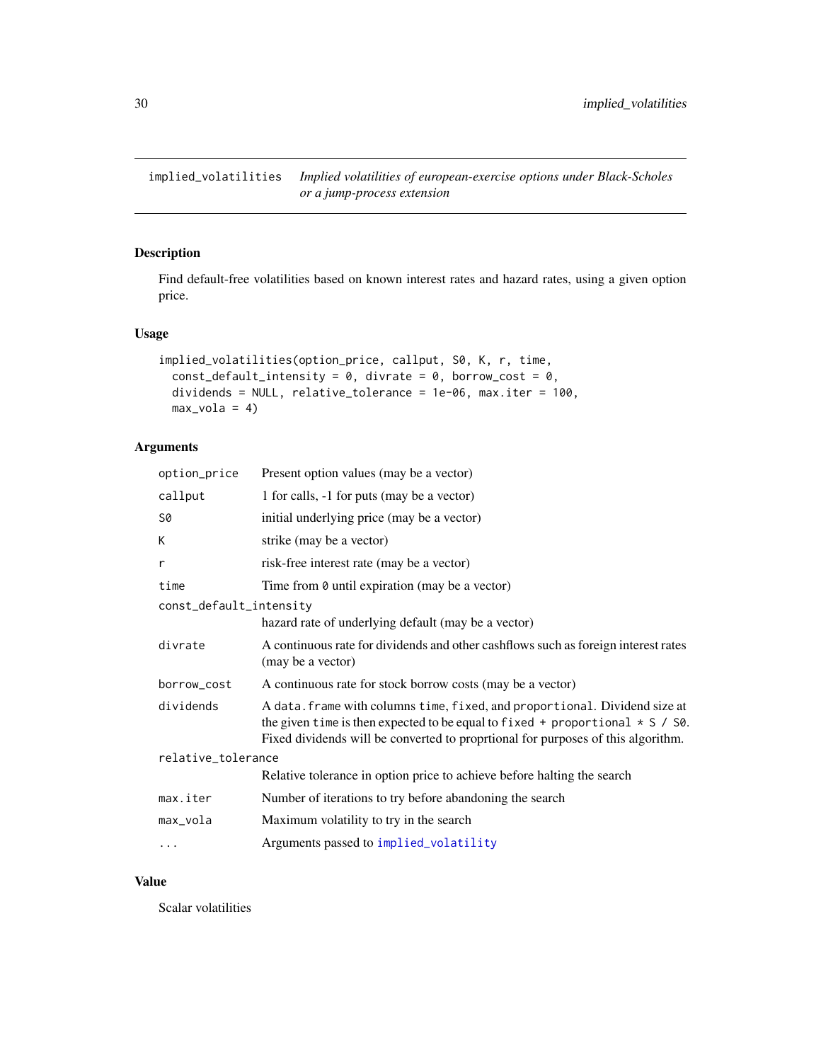## implied_volatilities

*Implied volatilities of european-exercise options under Black-Scholes or a jump-process extension*

### Description

Find default-free volatilities based on known interest rates and hazard rates, using a given option price.

### Usage

```
implied_volatilities(option_price, callput, S0, K, r, time,
  const_default_intensity = 0, divrate = 0, borrow_cost = 0,
  dividends = NULL, relative_tolerance = 1e-06, max.iter = 100,
  max_vola = 4)
```

### Arguments

| | |
|---|---|
| `option_price` | Present option values (may be a vector) |
| `callput` | 1 for calls, -1 for puts (may be a vector) |
| `S0` | initial underlying price (may be a vector) |
| `K` | strike (may be a vector) |
| `r` | risk-free interest rate (may be a vector) |
| `time` | Time from `0` until expiration (may be a vector) |
| `const_default_intensity` | hazard rate of underlying default (may be a vector) |
| `divrate` | A continuous rate for dividends and other cashflows such as foreign interest rates (may be a vector) |
| `borrow_cost` | A continuous rate for stock borrow costs (may be a vector) |
| `dividends` | A `data.frame` with columns `time`, `fixed`, and `proportional`. Dividend size at the given `time` is then expected to be equal to `fixed + proportional * S / S0`. Fixed dividends will be converted to proprtional for purposes of this algorithm. |
| `relative_tolerance` | Relative tolerance in option price to achieve before halting the search |
| `max.iter` | Number of iterations to try before abandoning the search |
| `max_vola` | Maximum volatility to try in the search |
| `...` | Arguments passed to `implied_volatility` |

### Value

Scalar volatilities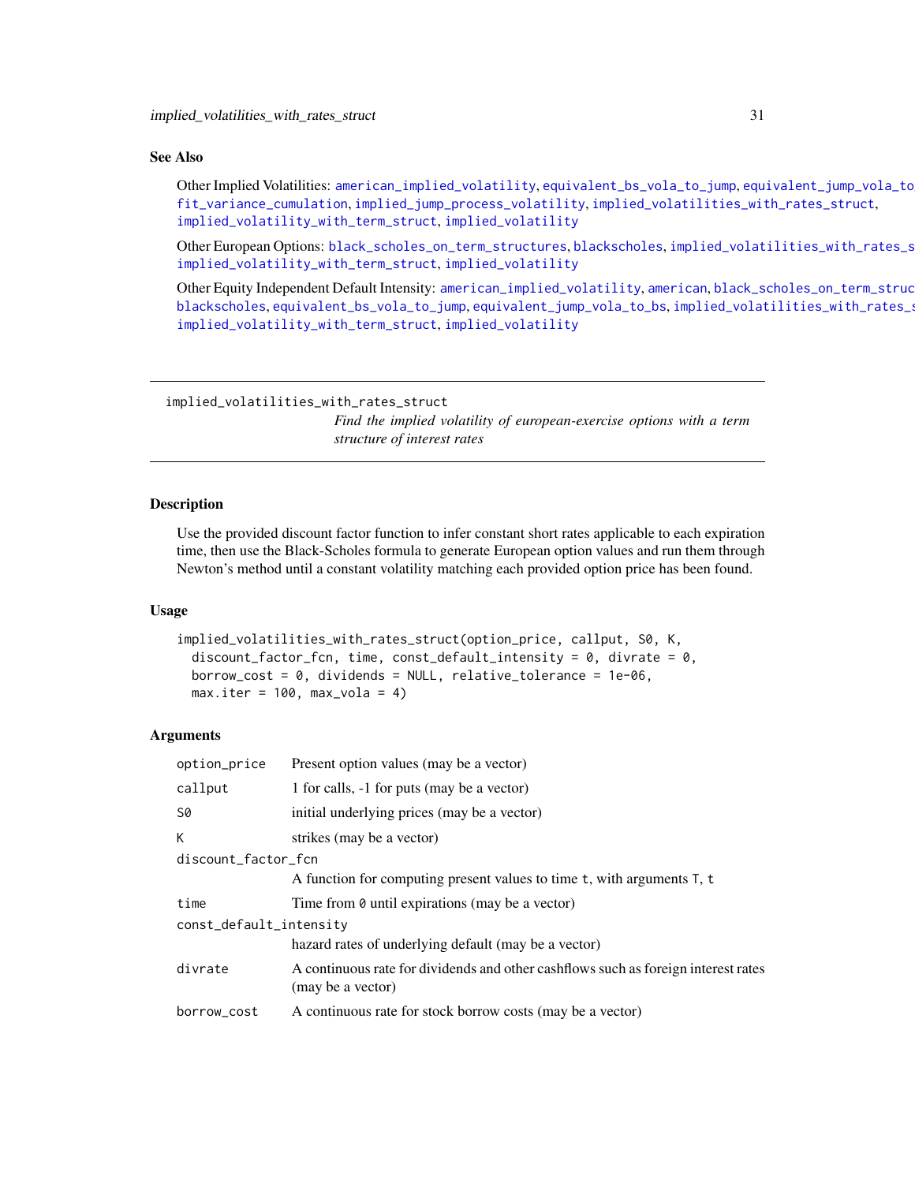## See Also

Other Implied Volatilities: american_implied_volatility, equivalent_bs_vola_to_jump, equivalent_jump_vola_to fit_variance_cumulation, implied_jump_process_volatility, implied_volatilities_with_rates_struct, implied_volatility_with_term_struct, implied_volatility

Other European Options: black_scholes_on_term_structures, blackscholes, implied_volatilities_with_rates_s implied_volatility_with_term_struct, implied_volatility

Other Equity Independent Default Intensity: american_implied_volatility, american, black_scholes_on_term_struc blackscholes, equivalent_bs_vola_to_jump, equivalent_jump_vola_to_bs, implied_volatilities_with_rates_s implied_volatility_with_term_struct, implied_volatility

---

# implied_volatilities_with_rates_struct

*Find the implied volatility of european-exercise options with a term structure of interest rates*

---

## Description

Use the provided discount factor function to infer constant short rates applicable to each expiration time, then use the Black-Scholes formula to generate European option values and run them through Newton's method until a constant volatility matching each provided option price has been found.

## Usage

```
implied_volatilities_with_rates_struct(option_price, callput, S0, K,
  discount_factor_fcn, time, const_default_intensity = 0, divrate = 0,
  borrow_cost = 0, dividends = NULL, relative_tolerance = 1e-06,
  max.iter = 100, max_vola = 4)
```

## Arguments

| Argument | Description |
|---|---|
| `option_price` | Present option values (may be a vector) |
| `callput` | 1 for calls, -1 for puts (may be a vector) |
| `S0` | initial underlying prices (may be a vector) |
| `K` | strikes (may be a vector) |
| `discount_factor_fcn` | A function for computing present values to time `t`, with arguments `T`, `t` |
| `time` | Time from `0` until expirations (may be a vector) |
| `const_default_intensity` | hazard rates of underlying default (may be a vector) |
| `divrate` | A continuous rate for dividends and other cashflows such as foreign interest rates (may be a vector) |
| `borrow_cost` | A continuous rate for stock borrow costs (may be a vector) |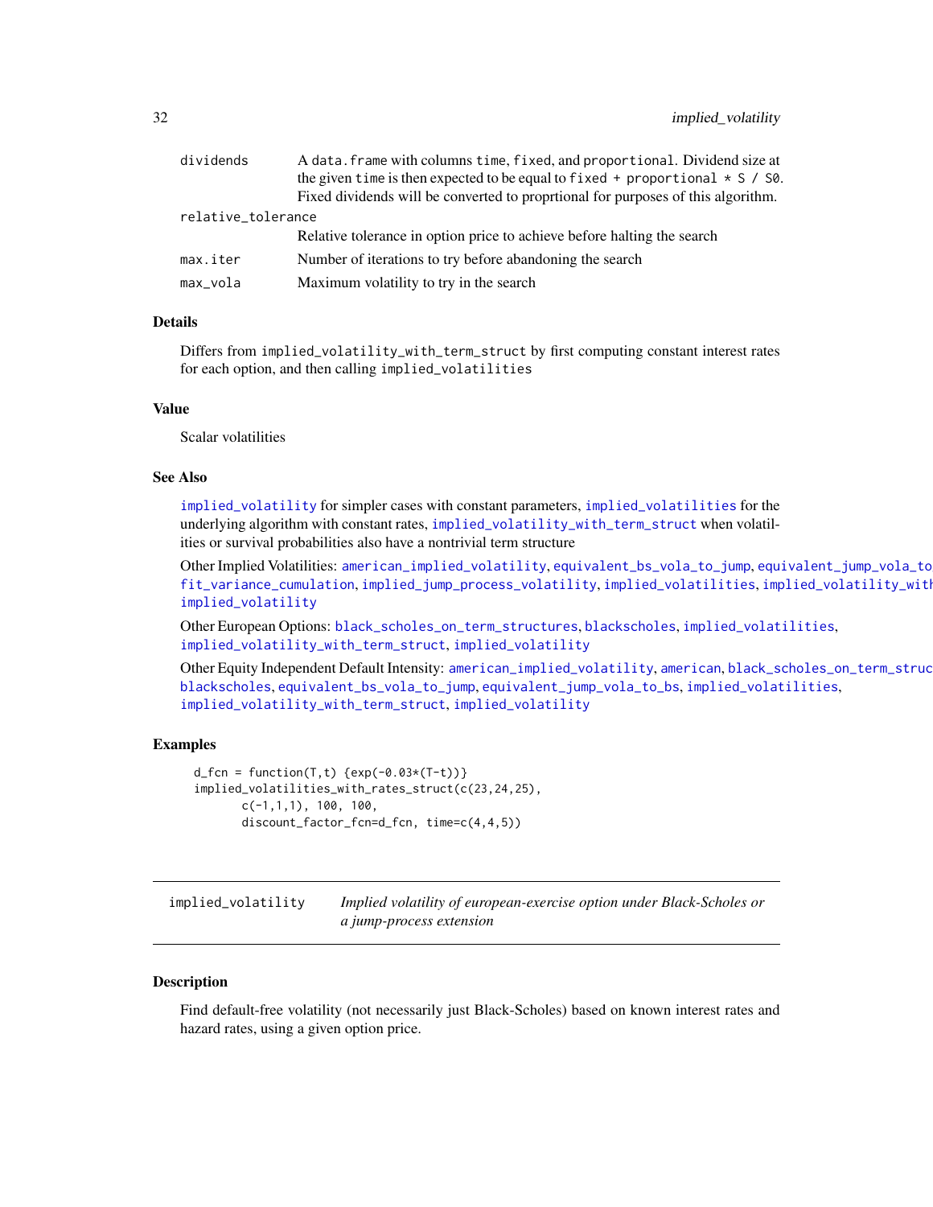| | |
|---|---|
| dividends | A `data.frame` with columns `time`, `fixed`, and `proportional`. Dividend size at the given `time` is then expected to be equal to `fixed + proportional * S / S0`. Fixed dividends will be converted to proprtional for purposes of this algorithm. |
| relative_tolerance | Relative tolerance in option price to achieve before halting the search |
| max.iter | Number of iterations to try before abandoning the search |
| max_vola | Maximum volatility to try in the search |

### Details

Differs from `implied_volatility_with_term_struct` by first computing constant interest rates for each option, and then calling `implied_volatilities`

### Value

Scalar volatilities

### See Also

`implied_volatility` for simpler cases with constant parameters, `implied_volatilities` for the underlying algorithm with constant rates, `implied_volatility_with_term_struct` when volatilities or survival probabilities also have a nontrivial term structure

Other Implied Volatilities: `american_implied_volatility`, `equivalent_bs_vola_to_jump`, `equivalent_jump_vola_to_bs`, `fit_variance_cumulation`, `implied_jump_process_volatility`, `implied_volatilities`, `implied_volatility_with_term_struct`, `implied_volatility`

Other European Options: `black_scholes_on_term_structures`, `blackscholes`, `implied_volatilities`, `implied_volatility_with_term_struct`, `implied_volatility`

Other Equity Independent Default Intensity: `american_implied_volatility`, `american`, `black_scholes_on_term_structures`, `blackscholes`, `equivalent_bs_vola_to_jump`, `equivalent_jump_vola_to_bs`, `implied_volatilities`, `implied_volatility_with_term_struct`, `implied_volatility`

### Examples

```
d_fcn = function(T,t) {exp(-0.03*(T-t))}
implied_volatilities_with_rates_struct(c(23,24,25),
       c(-1,1,1), 100, 100,
       discount_factor_fcn=d_fcn, time=c(4,4,5))
```

---

## implied_volatility — *Implied volatility of european-exercise option under Black-Scholes or a jump-process extension*

---

### Description

Find default-free volatility (not necessarily just Black-Scholes) based on known interest rates and hazard rates, using a given option price.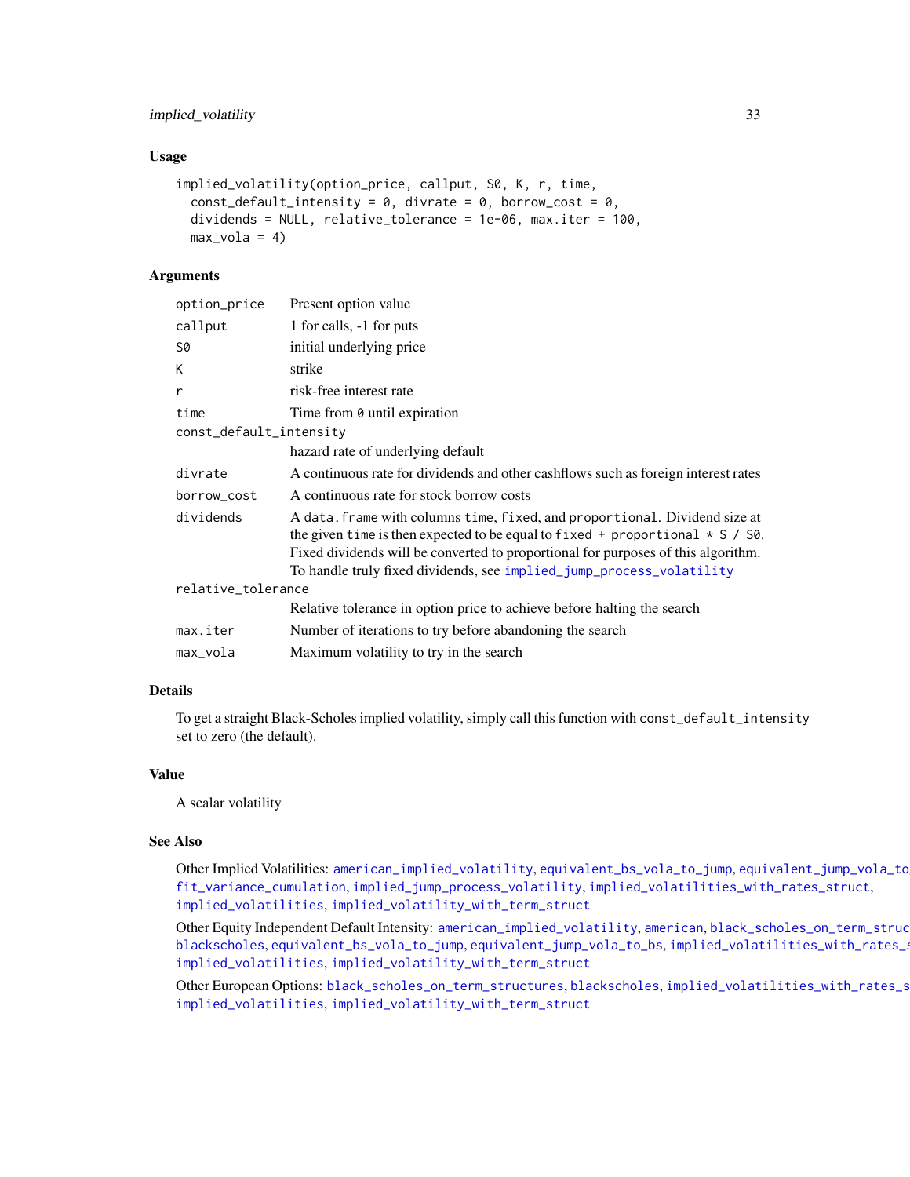### Usage

```
implied_volatility(option_price, callput, S0, K, r, time,
  const_default_intensity = 0, divrate = 0, borrow_cost = 0,
  dividends = NULL, relative_tolerance = 1e-06, max.iter = 100,
  max_vola = 4)
```

### Arguments

| Argument | Description |
| --- | --- |
| `option_price` | Present option value |
| `callput` | 1 for calls, -1 for puts |
| `S0` | initial underlying price |
| `K` | strike |
| `r` | risk-free interest rate |
| `time` | Time from `0` until expiration |
| `const_default_intensity` | hazard rate of underlying default |
| `divrate` | A continuous rate for dividends and other cashflows such as foreign interest rates |
| `borrow_cost` | A continuous rate for stock borrow costs |
| `dividends` | A `data.frame` with columns `time`, `fixed`, and `proportional`. Dividend size at the given `time` is then expected to be equal to `fixed + proportional * S / S0`. Fixed dividends will be converted to proportional for purposes of this algorithm. To handle truly fixed dividends, see `implied_jump_process_volatility` |
| `relative_tolerance` | Relative tolerance in option price to achieve before halting the search |
| `max.iter` | Number of iterations to try before abandoning the search |
| `max_vola` | Maximum volatility to try in the search |

### Details

To get a straight Black-Scholes implied volatility, simply call this function with `const_default_intensity` set to zero (the default).

### Value

A scalar volatility

### See Also

Other Implied Volatilities: `american_implied_volatility`, `equivalent_bs_vola_to_jump`, `equivalent_jump_vola_to_bs`, `fit_variance_cumulation`, `implied_jump_process_volatility`, `implied_volatilities_with_rates_struct`, `implied_volatilities`, `implied_volatility_with_term_struct`

Other Equity Independent Default Intensity: `american_implied_volatility`, `american`, `black_scholes_on_term_structures`, `blackscholes`, `equivalent_bs_vola_to_jump`, `equivalent_jump_vola_to_bs`, `implied_volatilities_with_rates_struct`, `implied_volatilities`, `implied_volatility_with_term_struct`

Other European Options: `black_scholes_on_term_structures`, `blackscholes`, `implied_volatilities_with_rates_struct`, `implied_volatilities`, `implied_volatility_with_term_struct`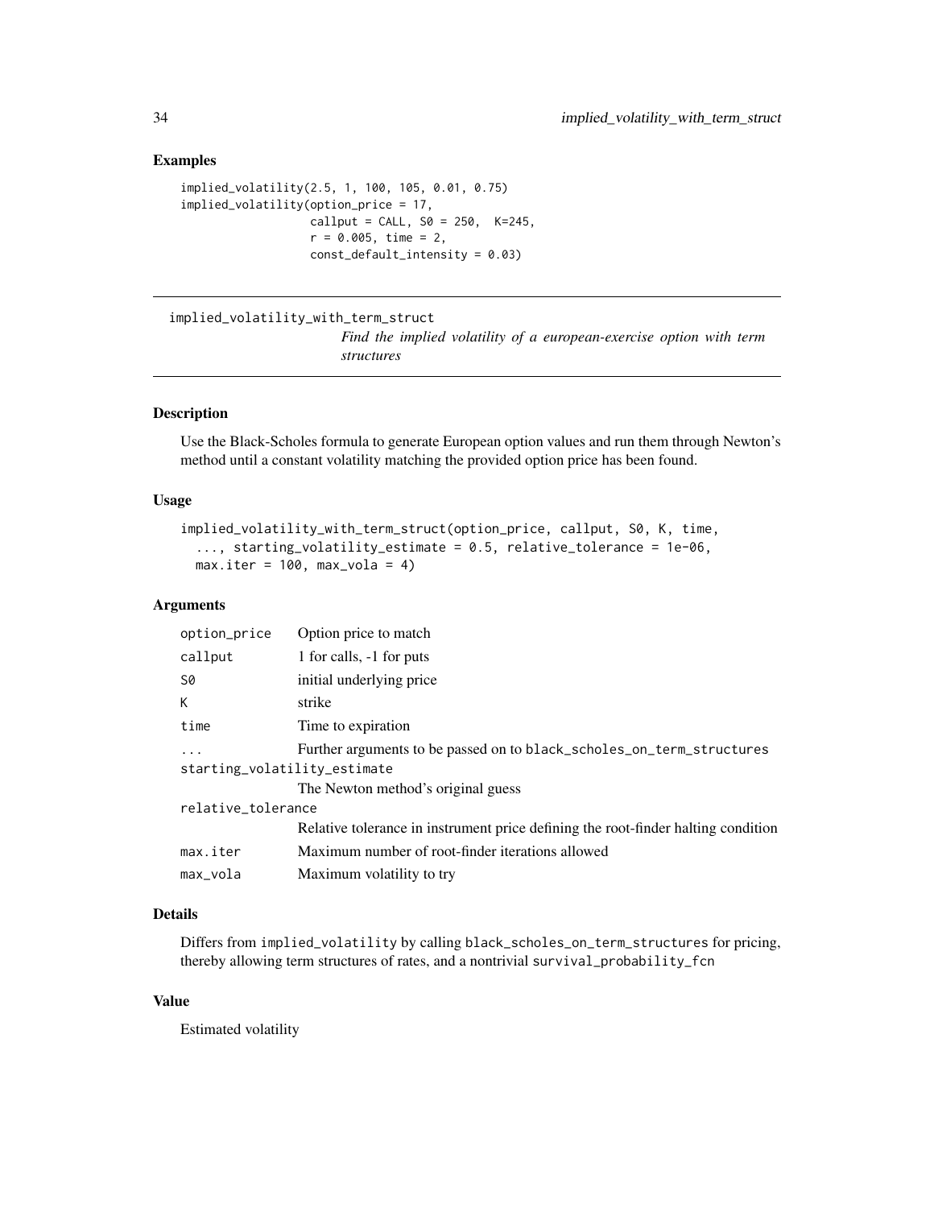## Examples

```
implied_volatility(2.5, 1, 100, 105, 0.01, 0.75)
implied_volatility(option_price = 17,
                   callput = CALL, S0 = 250,  K=245,
                   r = 0.005, time = 2,
                   const_default_intensity = 0.03)
```

---

# implied_volatility_with_term_struct

*Find the implied volatility of a european-exercise option with term structures*

---

## Description

Use the Black-Scholes formula to generate European option values and run them through Newton's method until a constant volatility matching the provided option price has been found.

## Usage

```
implied_volatility_with_term_struct(option_price, callput, S0, K, time,
  ..., starting_volatility_estimate = 0.5, relative_tolerance = 1e-06,
  max.iter = 100, max_vola = 4)
```

## Arguments

| | |
|---|---|
| `option_price` | Option price to match |
| `callput` | 1 for calls, -1 for puts |
| `S0` | initial underlying price |
| `K` | strike |
| `time` | Time to expiration |
| `...` | Further arguments to be passed on to `black_scholes_on_term_structures` |
| `starting_volatility_estimate` | The Newton method's original guess |
| `relative_tolerance` | Relative tolerance in instrument price defining the root-finder halting condition |
| `max.iter` | Maximum number of root-finder iterations allowed |
| `max_vola` | Maximum volatility to try |

## Details

Differs from `implied_volatility` by calling `black_scholes_on_term_structures` for pricing, thereby allowing term structures of rates, and a nontrivial `survival_probability_fcn`

## Value

Estimated volatility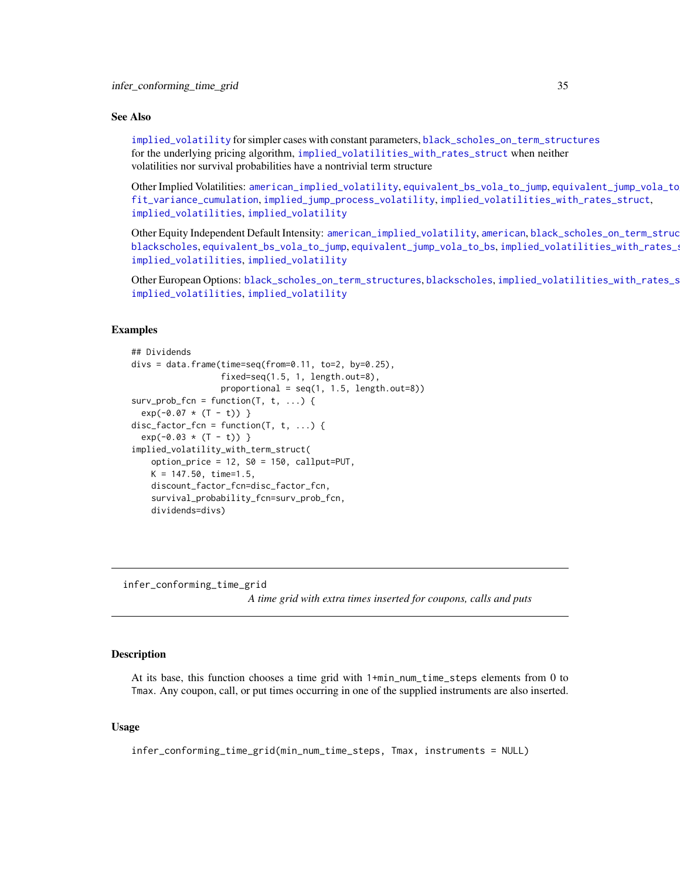### See Also

implied_volatility for simpler cases with constant parameters, black_scholes_on_term_structures for the underlying pricing algorithm, implied_volatilities_with_rates_struct when neither volatilities nor survival probabilities have a nontrivial term structure

Other Implied Volatilities: american_implied_volatility, equivalent_bs_vola_to_jump, equivalent_jump_vola_to fit_variance_cumulation, implied_jump_process_volatility, implied_volatilities_with_rates_struct, implied_volatilities, implied_volatility

Other Equity Independent Default Intensity: american_implied_volatility, american, black_scholes_on_term_struc blackscholes, equivalent_bs_vola_to_jump, equivalent_jump_vola_to_bs, implied_volatilities_with_rates_s implied_volatilities, implied_volatility

Other European Options: black_scholes_on_term_structures, blackscholes, implied_volatilities_with_rates_s implied_volatilities, implied_volatility

### Examples

```
## Dividends
divs = data.frame(time=seq(from=0.11, to=2, by=0.25),
                  fixed=seq(1.5, 1, length.out=8),
                  proportional = seq(1, 1.5, length.out=8))
surv_prob_fcn = function(T, t, ...) {
  exp(-0.07 * (T - t)) }
disc_factor_fcn = function(T, t, ...) {
  exp(-0.03 * (T - t)) }
implied_volatility_with_term_struct(
    option_price = 12, S0 = 150, callput=PUT,
    K = 147.50, time=1.5,
    discount_factor_fcn=disc_factor_fcn,
    survival_probability_fcn=surv_prob_fcn,
    dividends=divs)
```

---

## infer_conforming_time_grid

*A time grid with extra times inserted for coupons, calls and puts*

### Description

At its base, this function chooses a time grid with 1+min_num_time_steps elements from 0 to Tmax. Any coupon, call, or put times occurring in one of the supplied instruments are also inserted.

### Usage

```
infer_conforming_time_grid(min_num_time_steps, Tmax, instruments = NULL)
```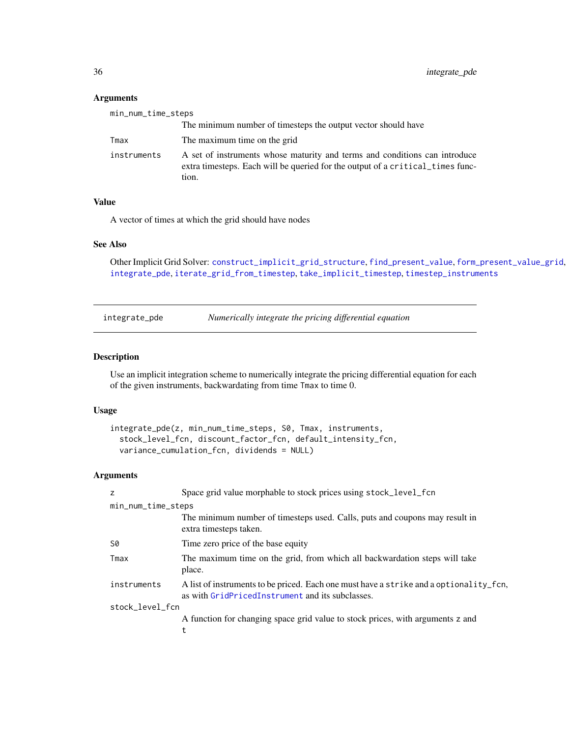### Arguments

`min_num_time_steps`
: The minimum number of timesteps the output vector should have

`Tmax`
: The maximum time on the grid

`instruments`
: A set of instruments whose maturity and terms and conditions can introduce extra timesteps. Each will be queried for the output of a `critical_times` function.

### Value

A vector of times at which the grid should have nodes

### See Also

Other Implicit Grid Solver: `construct_implicit_grid_structure`, `find_present_value`, `form_present_value_grid`, `integrate_pde`, `iterate_grid_from_timestep`, `take_implicit_timestep`, `timestep_instruments`

---

## integrate_pde — *Numerically integrate the pricing differential equation*

---

### Description

Use an implicit integration scheme to numerically integrate the pricing differential equation for each of the given instruments, backwardating from time `Tmax` to time 0.

### Usage

```
integrate_pde(z, min_num_time_steps, S0, Tmax, instruments,
  stock_level_fcn, discount_factor_fcn, default_intensity_fcn,
  variance_cumulation_fcn, dividends = NULL)
```

### Arguments

`z`
: Space grid value morphable to stock prices using `stock_level_fcn`

`min_num_time_steps`
: The minimum number of timesteps used. Calls, puts and coupons may result in extra timesteps taken.

`S0`
: Time zero price of the base equity

`Tmax`
: The maximum time on the grid, from which all backwardation steps will take place.

`instruments`
: A list of instruments to be priced. Each one must have a `strike` and a `optionality_fcn`, as with `GridPricedInstrument` and its subclasses.

`stock_level_fcn`
: A function for changing space grid value to stock prices, with arguments `z` and `t`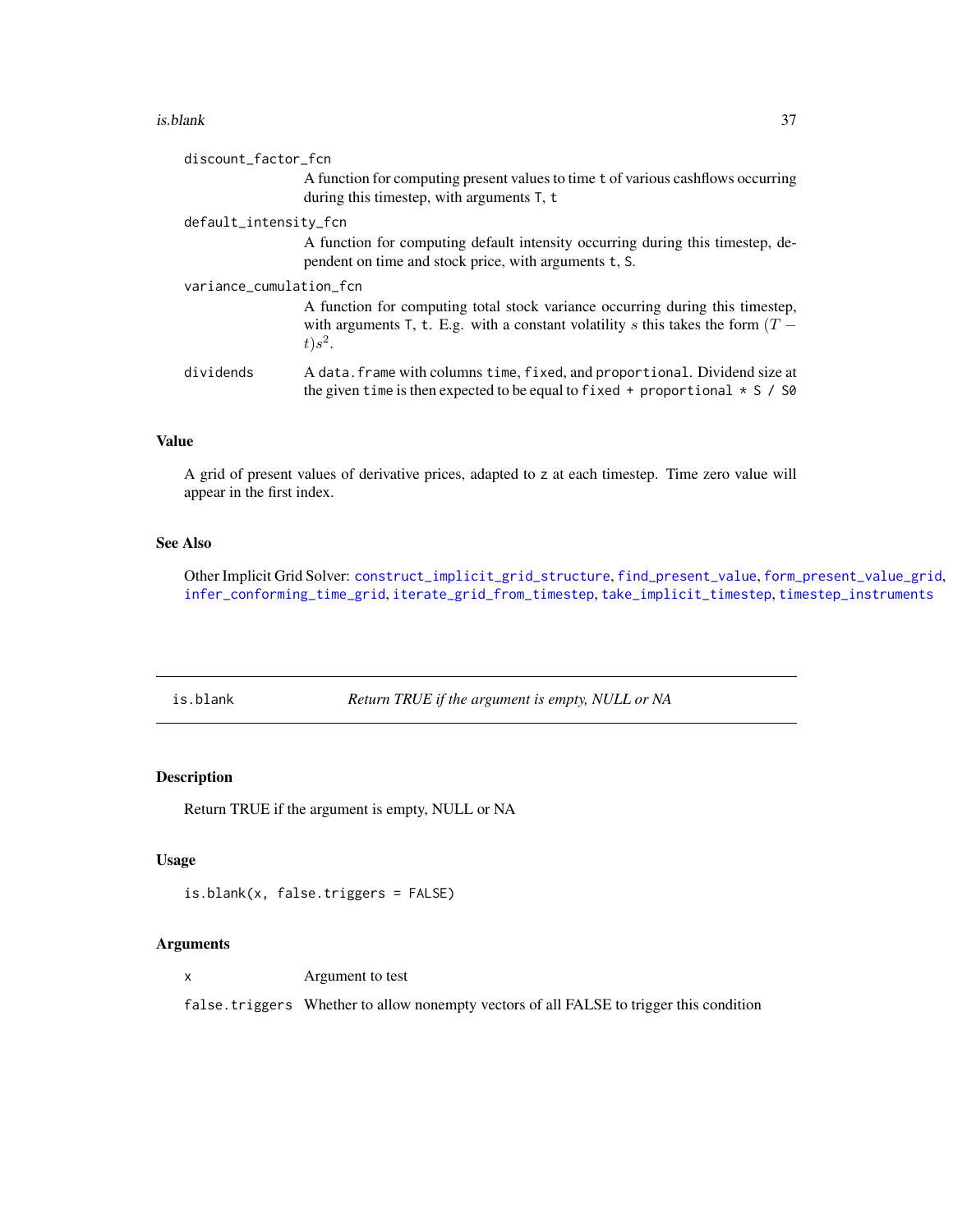discount_factor_fcn
: A function for computing present values to time `t` of various cashflows occurring during this timestep, with arguments `T`, `t`

default_intensity_fcn
: A function for computing default intensity occurring during this timestep, dependent on time and stock price, with arguments `t`, `S`.

variance_cumulation_fcn
: A function for computing total stock variance occurring during this timestep, with arguments `T`, `t`. E.g. with a constant volatility $s$ this takes the form $(T - t)s^2$.

dividends
: A `data.frame` with columns `time`, `fixed`, and `proportional`. Dividend size at the given `time` is then expected to be equal to `fixed + proportional * S / S0`

### Value

A grid of present values of derivative prices, adapted to `z` at each timestep. Time zero value will appear in the first index.

### See Also

Other Implicit Grid Solver: `construct_implicit_grid_structure`, `find_present_value`, `form_present_value_grid`, `infer_conforming_time_grid`, `iterate_grid_from_timestep`, `take_implicit_timestep`, `timestep_instruments`

---

## is.blank — *Return TRUE if the argument is empty, NULL or NA*

### Description

Return TRUE if the argument is empty, NULL or NA

### Usage

```
is.blank(x, false.triggers = FALSE)
```

### Arguments

x
: Argument to test

false.triggers
: Whether to allow nonempty vectors of all FALSE to trigger this condition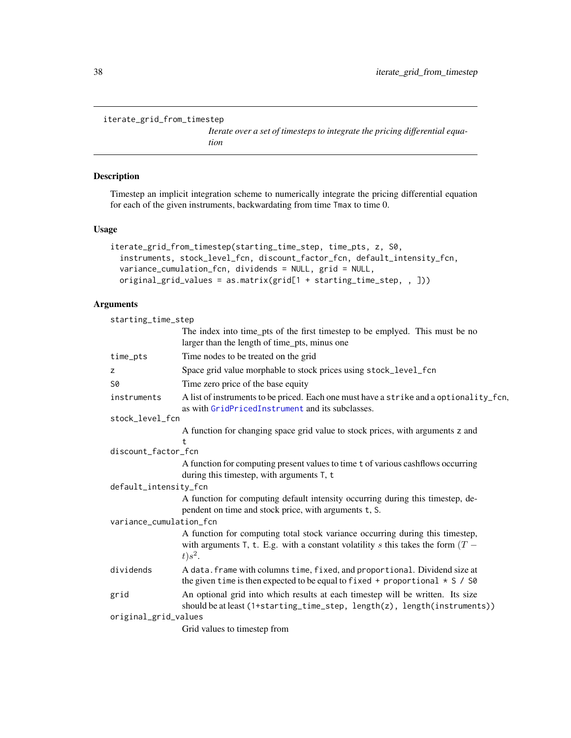# iterate_grid_from_timestep

*Iterate over a set of timesteps to integrate the pricing differential equation*

## Description

Timestep an implicit integration scheme to numerically integrate the pricing differential equation for each of the given instruments, backwardating from time Tmax to time 0.

## Usage

```
iterate_grid_from_timestep(starting_time_step, time_pts, z, S0,
  instruments, stock_level_fcn, discount_factor_fcn, default_intensity_fcn,
  variance_cumulation_fcn, dividends = NULL, grid = NULL,
  original_grid_values = as.matrix(grid[1 + starting_time_step, , ]))
```

## Arguments

| | |
|---|---|
| starting_time_step | The index into time_pts of the first timestep to be emplyed. This must be no larger than the length of time_pts, minus one |
| time_pts | Time nodes to be treated on the grid |
| z | Space grid value morphable to stock prices using `stock_level_fcn` |
| S0 | Time zero price of the base equity |
| instruments | A list of instruments to be priced. Each one must have a `strike` and a `optionality_fcn`, as with `GridPricedInstrument` and its subclasses. |
| stock_level_fcn | A function for changing space grid value to stock prices, with arguments `z` and `t` |
| discount_factor_fcn | A function for computing present values to time `t` of various cashflows occurring during this timestep, with arguments `T`, `t` |
| default_intensity_fcn | A function for computing default intensity occurring during this timestep, dependent on time and stock price, with arguments `t`, `S`. |
| variance_cumulation_fcn | A function for computing total stock variance occurring during this timestep, with arguments `T`, `t`. E.g. with a constant volatility $s$ this takes the form $(T - t)s^2$. |
| dividends | A `data.frame` with columns `time`, `fixed`, and `proportional`. Dividend size at the given `time` is then expected to be equal to `fixed + proportional * S / S0` |
| grid | An optional grid into which results at each timestep will be written. Its size should be at least `(1+starting_time_step, length(z), length(instruments))` |
| original_grid_values | Grid values to timestep from |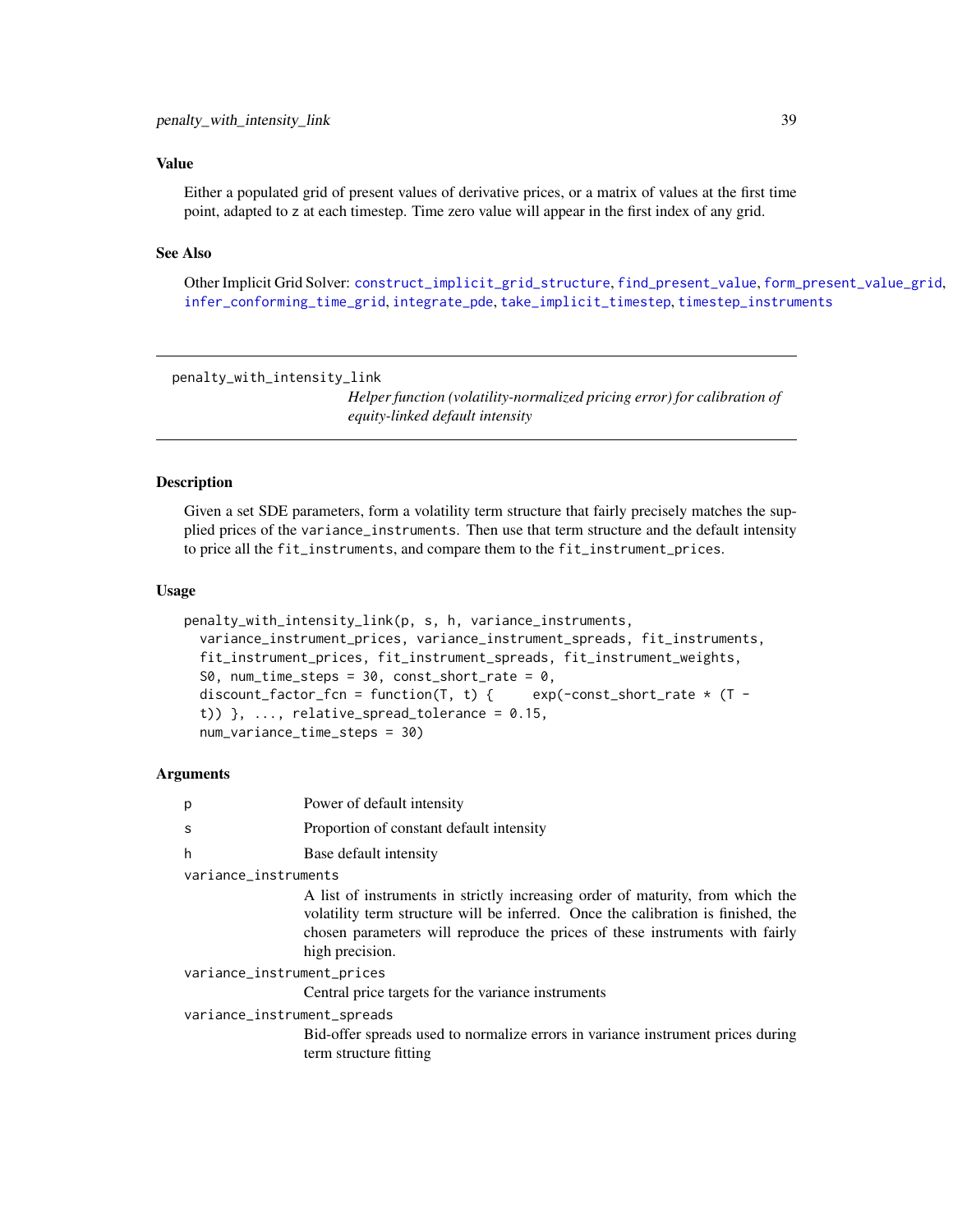## Value

Either a populated grid of present values of derivative prices, or a matrix of values at the first time point, adapted to z at each timestep. Time zero value will appear in the first index of any grid.

## See Also

Other Implicit Grid Solver: construct_implicit_grid_structure, find_present_value, form_present_value_grid, infer_conforming_time_grid, integrate_pde, take_implicit_timestep, timestep_instruments

---

# penalty_with_intensity_link

*Helper function (volatility-normalized pricing error) for calibration of equity-linked default intensity*

## Description

Given a set SDE parameters, form a volatility term structure that fairly precisely matches the supplied prices of the `variance_instruments`. Then use that term structure and the default intensity to price all the `fit_instruments`, and compare them to the `fit_instrument_prices`.

## Usage

```
penalty_with_intensity_link(p, s, h, variance_instruments,
  variance_instrument_prices, variance_instrument_spreads, fit_instruments,
  fit_instrument_prices, fit_instrument_spreads, fit_instrument_weights,
  S0, num_time_steps = 30, const_short_rate = 0,
  discount_factor_fcn = function(T, t) {     exp(-const_short_rate * (T -
  t)) }, ..., relative_spread_tolerance = 0.15,
  num_variance_time_steps = 30)
```

## Arguments

| | |
|---|---|
| `p` | Power of default intensity |
| `s` | Proportion of constant default intensity |
| `h` | Base default intensity |
| `variance_instruments` | A list of instruments in strictly increasing order of maturity, from which the volatility term structure will be inferred. Once the calibration is finished, the chosen parameters will reproduce the prices of these instruments with fairly high precision. |
| `variance_instrument_prices` | Central price targets for the variance instruments |
| `variance_instrument_spreads` | Bid-offer spreads used to normalize errors in variance instrument prices during term structure fitting |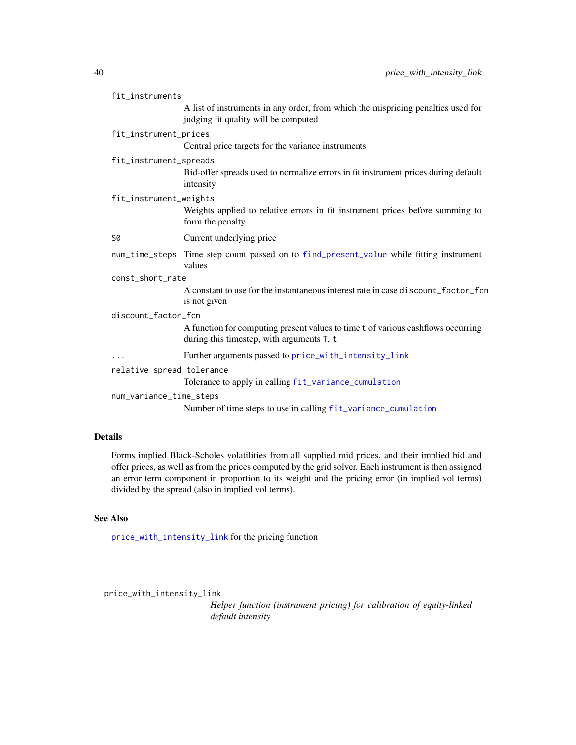`fit_instruments`
: A list of instruments in any order, from which the mispricing penalties used for judging fit quality will be computed

`fit_instrument_prices`
: Central price targets for the variance instruments

`fit_instrument_spreads`
: Bid-offer spreads used to normalize errors in fit instrument prices during default intensity

`fit_instrument_weights`
: Weights applied to relative errors in fit instrument prices before summing to form the penalty

`S0`
: Current underlying price

`num_time_steps`
: Time step count passed on to `find_present_value` while fitting instrument values

`const_short_rate`
: A constant to use for the instantaneous interest rate in case `discount_factor_fcn` is not given

`discount_factor_fcn`
: A function for computing present values to time `t` of various cashflows occurring during this timestep, with arguments `T`, `t`

`...`
: Further arguments passed to `price_with_intensity_link`

`relative_spread_tolerance`
: Tolerance to apply in calling `fit_variance_cumulation`

`num_variance_time_steps`
: Number of time steps to use in calling `fit_variance_cumulation`

### Details

Forms implied Black-Scholes volatilities from all supplied mid prices, and their implied bid and offer prices, as well as from the prices computed by the grid solver. Each instrument is then assigned an error term component in proportion to its weight and the pricing error (in implied vol terms) divided by the spread (also in implied vol terms).

### See Also

`price_with_intensity_link` for the pricing function

---

## price_with_intensity_link

*Helper function (instrument pricing) for calibration of equity-linked default intensity*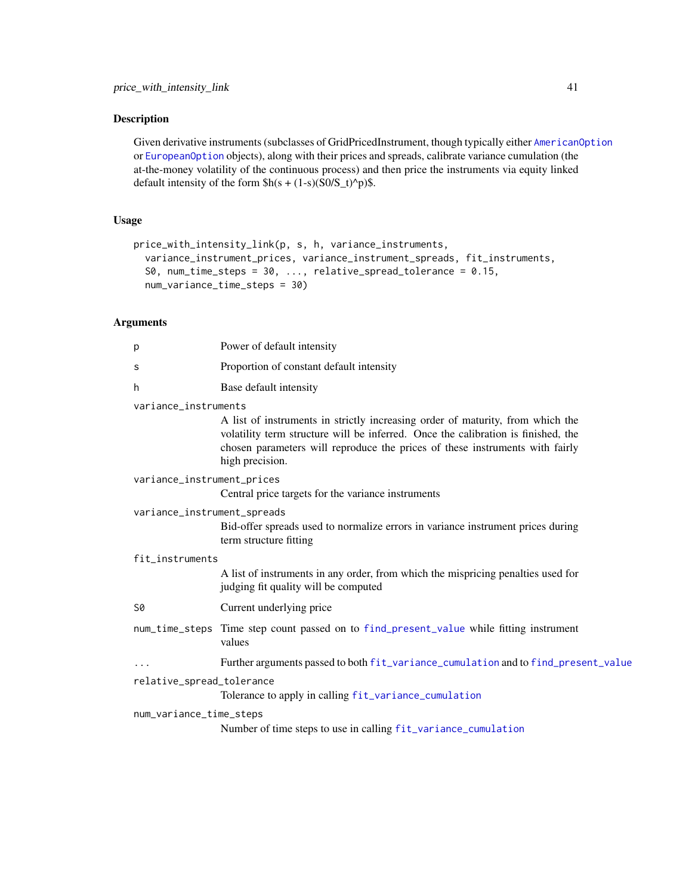## Description

Given derivative instruments (subclasses of GridPricedInstrument, though typically either `AmericanOption` or `EuropeanOption` objects), along with their prices and spreads, calibrate variance cumulation (the at-the-money volatility of the continuous process) and then price the instruments via equity linked default intensity of the form $h(s + (1-s)(S0/S_t)^p)$.

## Usage

```
price_with_intensity_link(p, s, h, variance_instruments,
  variance_instrument_prices, variance_instrument_spreads, fit_instruments,
  S0, num_time_steps = 30, ..., relative_spread_tolerance = 0.15,
  num_variance_time_steps = 30)
```

## Arguments

- `p` — Power of default intensity
- `s` — Proportion of constant default intensity
- `h` — Base default intensity
- `variance_instruments` — A list of instruments in strictly increasing order of maturity, from which the volatility term structure will be inferred. Once the calibration is finished, the chosen parameters will reproduce the prices of these instruments with fairly high precision.
- `variance_instrument_prices` — Central price targets for the variance instruments
- `variance_instrument_spreads` — Bid-offer spreads used to normalize errors in variance instrument prices during term structure fitting
- `fit_instruments` — A list of instruments in any order, from which the mispricing penalties used for judging fit quality will be computed
- `S0` — Current underlying price
- `num_time_steps` — Time step count passed on to `find_present_value` while fitting instrument values
- `...` — Further arguments passed to both `fit_variance_cumulation` and to `find_present_value`
- `relative_spread_tolerance` — Tolerance to apply in calling `fit_variance_cumulation`
- `num_variance_time_steps` — Number of time steps to use in calling `fit_variance_cumulation`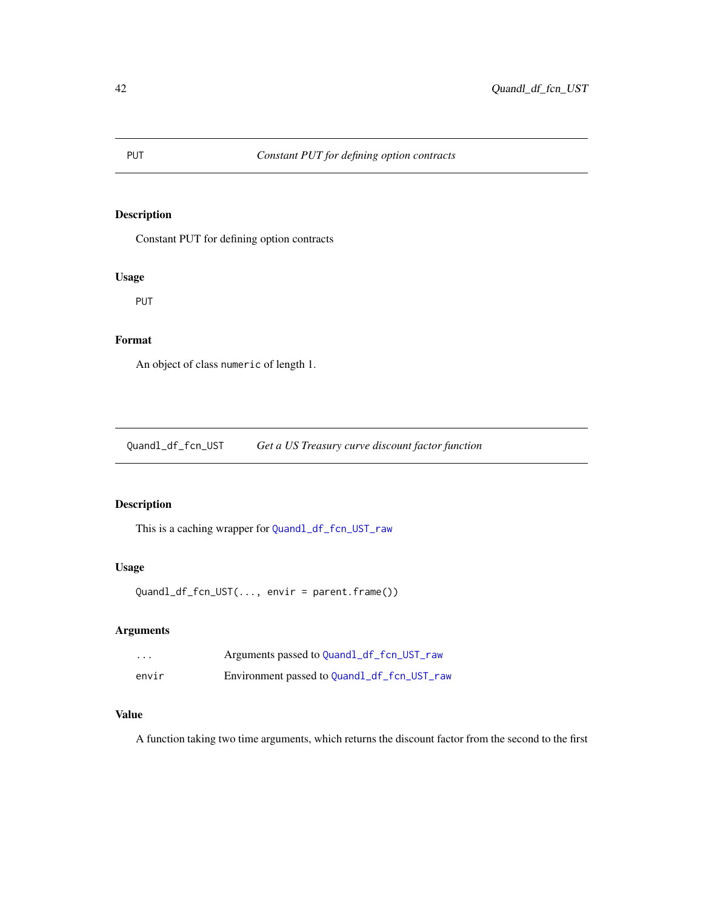## PUT — *Constant PUT for defining option contracts*

### Description

Constant PUT for defining option contracts

### Usage

```
PUT
```

### Format

An object of class `numeric` of length 1.

## Quandl_df_fcn_UST — *Get a US Treasury curve discount factor function*

### Description

This is a caching wrapper for `Quandl_df_fcn_UST_raw`

### Usage

```
Quandl_df_fcn_UST(..., envir = parent.frame())
```

### Arguments

| | |
|---|---|
| `...` | Arguments passed to `Quandl_df_fcn_UST_raw` |
| `envir` | Environment passed to `Quandl_df_fcn_UST_raw` |

### Value

A function taking two time arguments, which returns the discount factor from the second to the first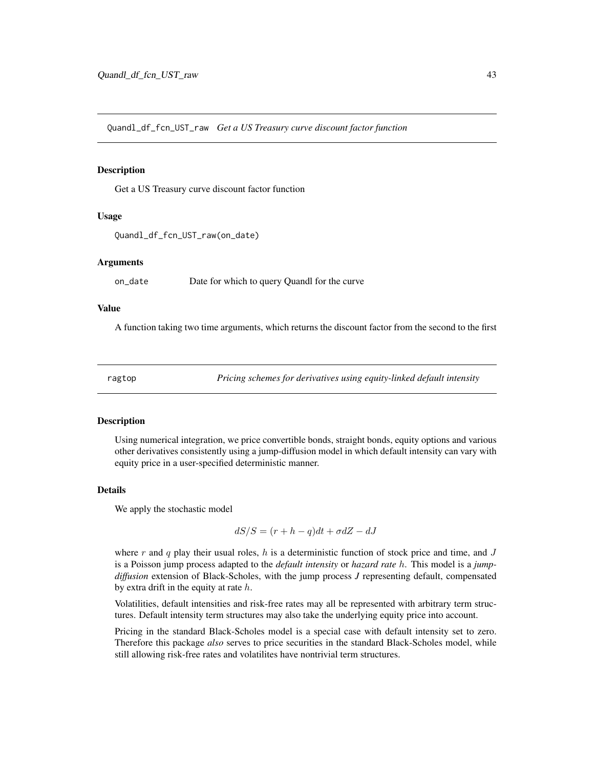## Quandl_df_fcn_UST_raw *Get a US Treasury curve discount factor function*

### Description

Get a US Treasury curve discount factor function

### Usage

```
Quandl_df_fcn_UST_raw(on_date)
```

### Arguments

on_date    Date for which to query Quandl for the curve

### Value

A function taking two time arguments, which returns the discount factor from the second to the first

## ragtop *Pricing schemes for derivatives using equity-linked default intensity*

### Description

Using numerical integration, we price convertible bonds, straight bonds, equity options and various other derivatives consistently using a jump-diffusion model in which default intensity can vary with equity price in a user-specified deterministic manner.

### Details

We apply the stochastic model

$$dS/S = (r + h - q)dt + \sigma dZ - dJ$$

where $r$ and $q$ play their usual roles, $h$ is a deterministic function of stock price and time, and $J$ is a Poisson jump process adapted to the *default intensity* or *hazard rate* $h$. This model is a *jump-diffusion* extension of Black-Scholes, with the jump process *J* representing default, compensated by extra drift in the equity at rate $h$.

Volatilities, default intensities and risk-free rates may all be represented with arbitrary term structures. Default intensity term structures may also take the underlying equity price into account.

Pricing in the standard Black-Scholes model is a special case with default intensity set to zero. Therefore this package *also* serves to price securities in the standard Black-Scholes model, while still allowing risk-free rates and volatilites have nontrivial term structures.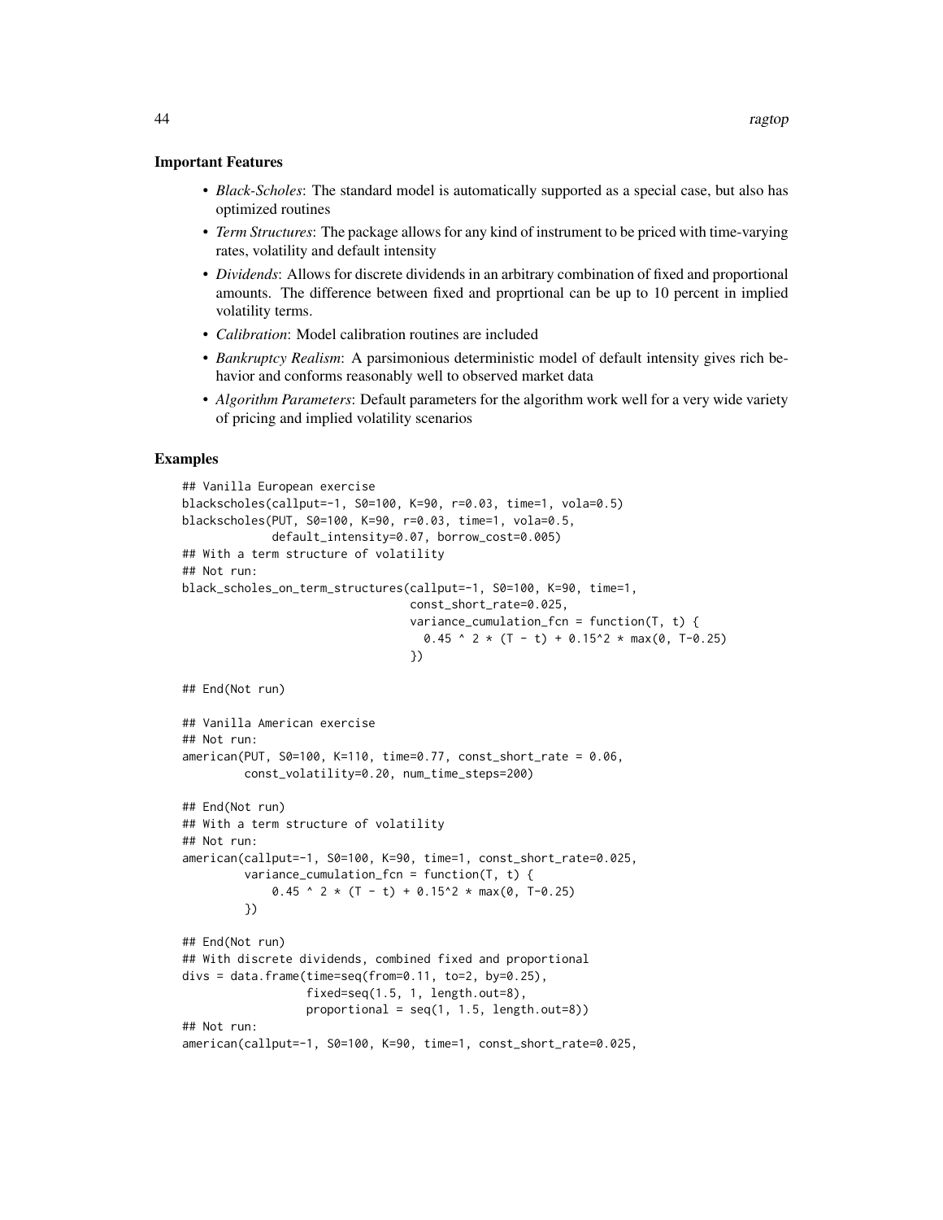### Important Features

- *Black-Scholes*: The standard model is automatically supported as a special case, but also has optimized routines
- *Term Structures*: The package allows for any kind of instrument to be priced with time-varying rates, volatility and default intensity
- *Dividends*: Allows for discrete dividends in an arbitrary combination of fixed and proportional amounts. The difference between fixed and proprtional can be up to 10 percent in implied volatility terms.
- *Calibration*: Model calibration routines are included
- *Bankruptcy Realism*: A parsimonious deterministic model of default intensity gives rich behavior and conforms reasonably well to observed market data
- *Algorithm Parameters*: Default parameters for the algorithm work well for a very wide variety of pricing and implied volatility scenarios

### Examples

```
## Vanilla European exercise
blackscholes(callput=-1, S0=100, K=90, r=0.03, time=1, vola=0.5)
blackscholes(PUT, S0=100, K=90, r=0.03, time=1, vola=0.5,
             default_intensity=0.07, borrow_cost=0.005)
## With a term structure of volatility
## Not run:
black_scholes_on_term_structures(callput=-1, S0=100, K=90, time=1,
                                 const_short_rate=0.025,
                                 variance_cumulation_fcn = function(T, t) {
                                   0.45 ^ 2 * (T - t) + 0.15^2 * max(0, T-0.25)
                                 })

## End(Not run)

## Vanilla American exercise
## Not run:
american(PUT, S0=100, K=110, time=0.77, const_short_rate = 0.06,
         const_volatility=0.20, num_time_steps=200)

## End(Not run)
## With a term structure of volatility
## Not run:
american(callput=-1, S0=100, K=90, time=1, const_short_rate=0.025,
         variance_cumulation_fcn = function(T, t) {
             0.45 ^ 2 * (T - t) + 0.15^2 * max(0, T-0.25)
         })

## End(Not run)
## With discrete dividends, combined fixed and proportional
divs = data.frame(time=seq(from=0.11, to=2, by=0.25),
                  fixed=seq(1.5, 1, length.out=8),
                  proportional = seq(1, 1.5, length.out=8))
## Not run:
american(callput=-1, S0=100, K=90, time=1, const_short_rate=0.025,
```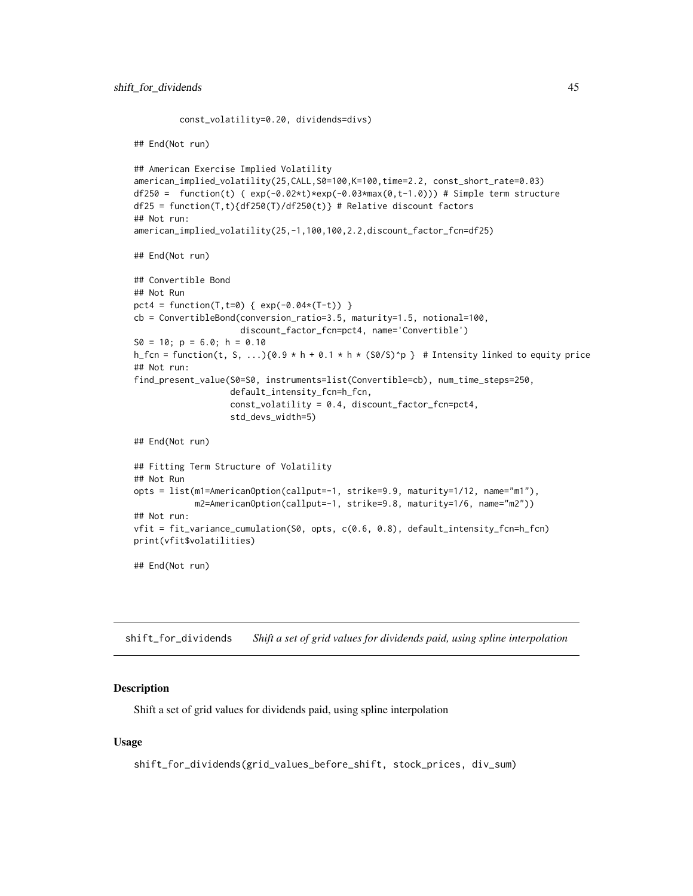```
         const_volatility=0.20, dividends=divs)

## End(Not run)

## American Exercise Implied Volatility
american_implied_volatility(25,CALL,S0=100,K=100,time=2.2, const_short_rate=0.03)
df250 =  function(t) ( exp(-0.02*t)*exp(-0.03*max(0,t-1.0))) # Simple term structure
df25 = function(T,t){df250(T)/df250(t)} # Relative discount factors
## Not run:
american_implied_volatility(25,-1,100,100,2.2,discount_factor_fcn=df25)

## End(Not run)

## Convertible Bond
## Not Run
pct4 = function(T,t=0) { exp(-0.04*(T-t)) }
cb = ConvertibleBond(conversion_ratio=3.5, maturity=1.5, notional=100,
                     discount_factor_fcn=pct4, name='Convertible')
S0 = 10; p = 6.0; h = 0.10
h_fcn = function(t, S, ...){0.9 * h + 0.1 * h * (S0/S)^p }  # Intensity linked to equity price
## Not run:
find_present_value(S0=S0, instruments=list(Convertible=cb), num_time_steps=250,
                   default_intensity_fcn=h_fcn,
                   const_volatility = 0.4, discount_factor_fcn=pct4,
                   std_devs_width=5)

## End(Not run)

## Fitting Term Structure of Volatility
## Not Run
opts = list(m1=AmericanOption(callput=-1, strike=9.9, maturity=1/12, name="m1"),
            m2=AmericanOption(callput=-1, strike=9.8, maturity=1/6, name="m2"))
## Not run:
vfit = fit_variance_cumulation(S0, opts, c(0.6, 0.8), default_intensity_fcn=h_fcn)
print(vfit$volatilities)

## End(Not run)
```

---

## shift_for_dividends *Shift a set of grid values for dividends paid, using spline interpolation*

---

### Description

Shift a set of grid values for dividends paid, using spline interpolation

### Usage

```
shift_for_dividends(grid_values_before_shift, stock_prices, div_sum)
```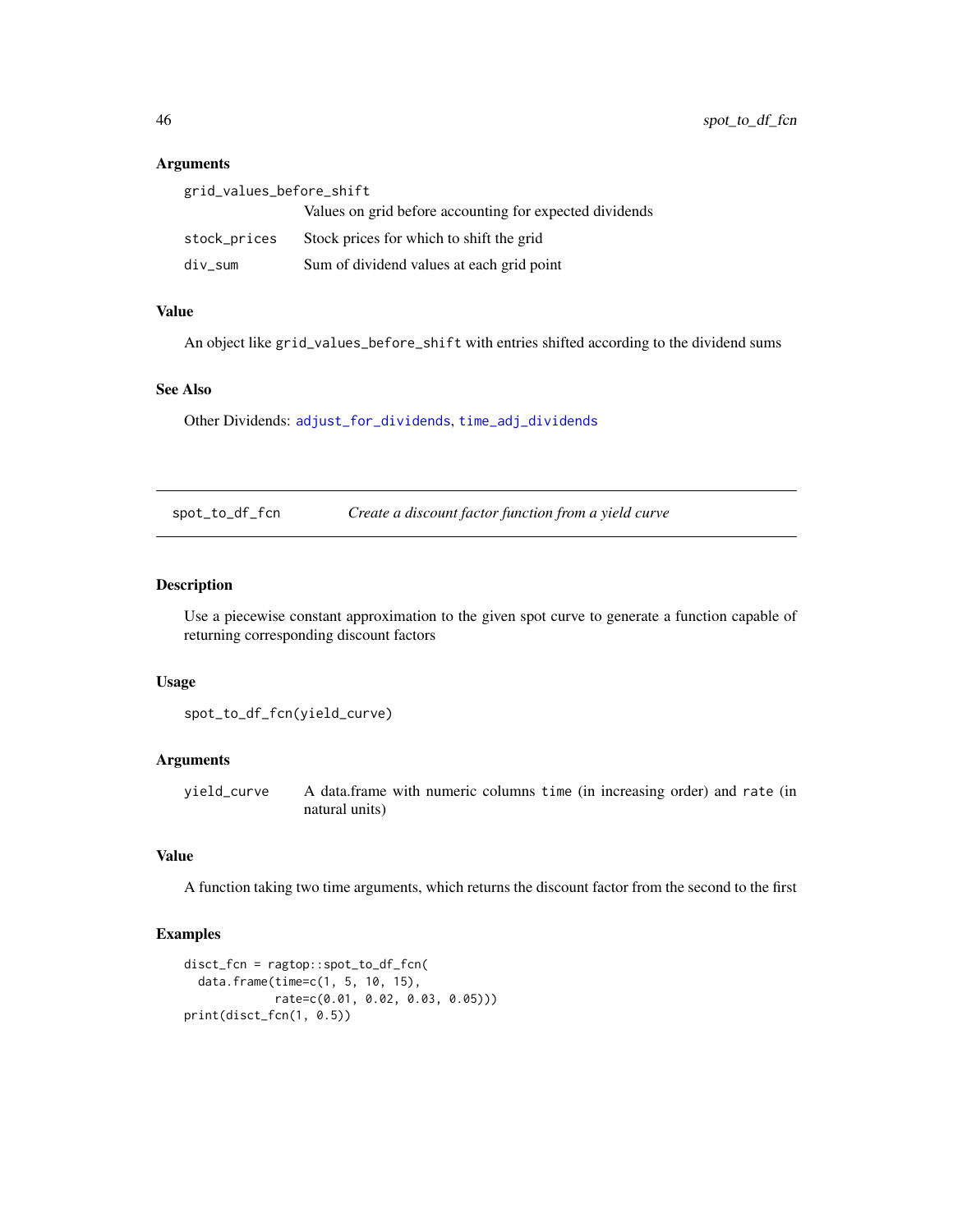### Arguments

| | |
|---|---|
| `grid_values_before_shift` | Values on grid before accounting for expected dividends |
| `stock_prices` | Stock prices for which to shift the grid |
| `div_sum` | Sum of dividend values at each grid point |

### Value

An object like `grid_values_before_shift` with entries shifted according to the dividend sums

### See Also

Other Dividends: `adjust_for_dividends`, `time_adj_dividends`

---

## spot_to_df_fcn *Create a discount factor function from a yield curve*

---

### Description

Use a piecewise constant approximation to the given spot curve to generate a function capable of returning corresponding discount factors

### Usage

```
spot_to_df_fcn(yield_curve)
```

### Arguments

| | |
|---|---|
| `yield_curve` | A data.frame with numeric columns `time` (in increasing order) and `rate` (in natural units) |

### Value

A function taking two time arguments, which returns the discount factor from the second to the first

### Examples

```
disct_fcn = ragtop::spot_to_df_fcn(
  data.frame(time=c(1, 5, 10, 15),
             rate=c(0.01, 0.02, 0.03, 0.05)))
print(disct_fcn(1, 0.5))
```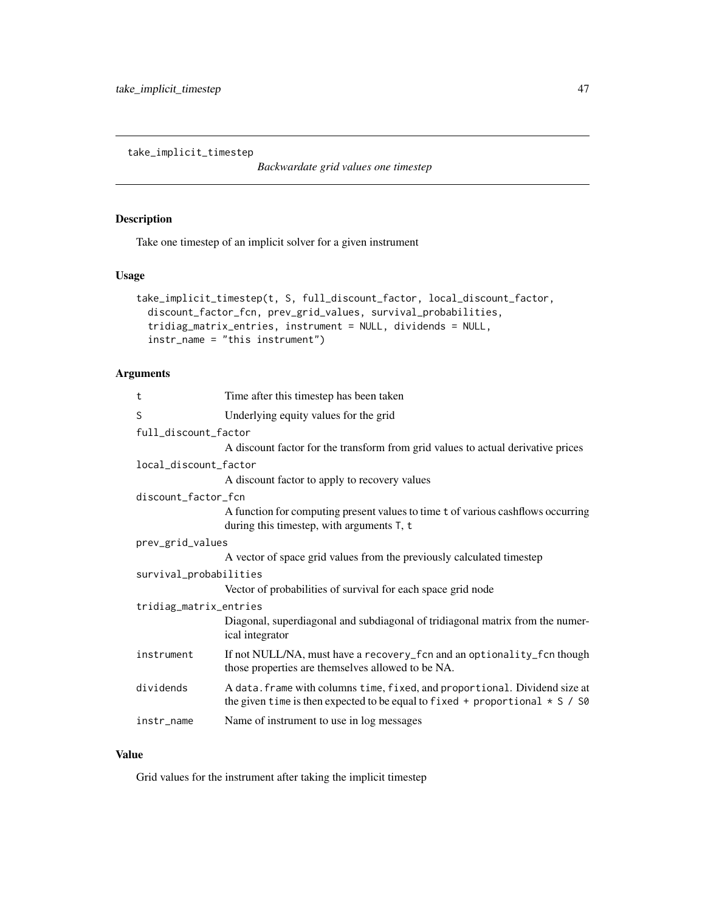`take_implicit_timestep` *Backwardate grid values one timestep*

## Description

Take one timestep of an implicit solver for a given instrument

## Usage

```
take_implicit_timestep(t, S, full_discount_factor, local_discount_factor,
  discount_factor_fcn, prev_grid_values, survival_probabilities,
  tridiag_matrix_entries, instrument = NULL, dividends = NULL,
  instr_name = "this instrument")
```

## Arguments

| | |
|---|---|
| `t` | Time after this timestep has been taken |
| `S` | Underlying equity values for the grid |
| `full_discount_factor` | A discount factor for the transform from grid values to actual derivative prices |
| `local_discount_factor` | A discount factor to apply to recovery values |
| `discount_factor_fcn` | A function for computing present values to time `t` of various cashflows occurring during this timestep, with arguments `T`, `t` |
| `prev_grid_values` | A vector of space grid values from the previously calculated timestep |
| `survival_probabilities` | Vector of probabilities of survival for each space grid node |
| `tridiag_matrix_entries` | Diagonal, superdiagonal and subdiagonal of tridiagonal matrix from the numerical integrator |
| `instrument` | If not NULL/NA, must have a `recovery_fcn` and an `optionality_fcn` though those properties are themselves allowed to be NA. |
| `dividends` | A `data.frame` with columns `time`, `fixed`, and `proportional`. Dividend size at the given `time` is then expected to be equal to `fixed + proportional * S / S0` |
| `instr_name` | Name of instrument to use in log messages |

## Value

Grid values for the instrument after taking the implicit timestep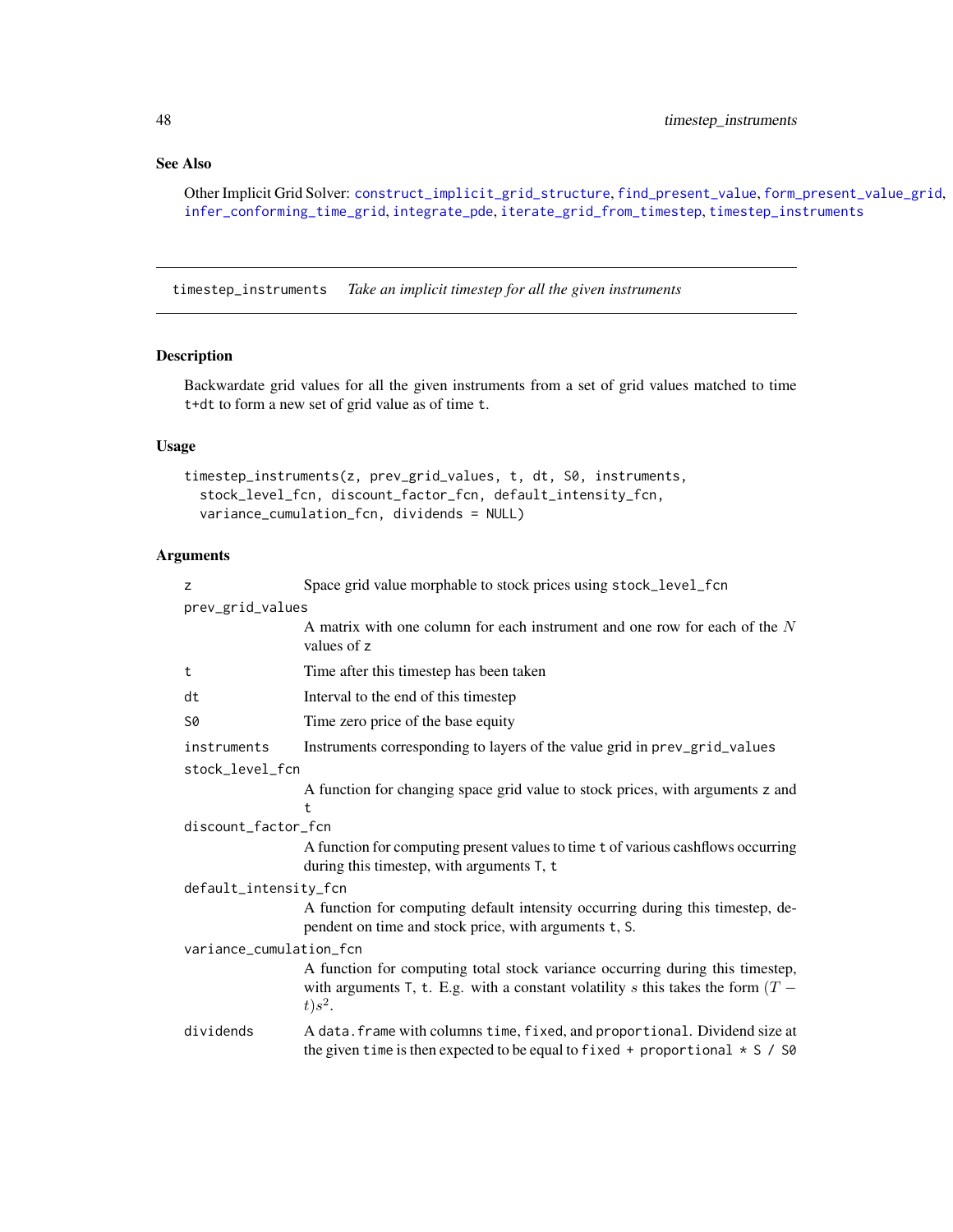### See Also

Other Implicit Grid Solver: construct_implicit_grid_structure, find_present_value, form_present_value_grid, infer_conforming_time_grid, integrate_pde, iterate_grid_from_timestep, timestep_instruments

---

## timestep_instruments *Take an implicit timestep for all the given instruments*

### Description

Backwardate grid values for all the given instruments from a set of grid values matched to time t+dt to form a new set of grid value as of time t.

### Usage

```
timestep_instruments(z, prev_grid_values, t, dt, S0, instruments,
  stock_level_fcn, discount_factor_fcn, default_intensity_fcn,
  variance_cumulation_fcn, dividends = NULL)
```

### Arguments

| | |
|---|---|
| z | Space grid value morphable to stock prices using stock_level_fcn |
| prev_grid_values | A matrix with one column for each instrument and one row for each of the $N$ values of z |
| t | Time after this timestep has been taken |
| dt | Interval to the end of this timestep |
| S0 | Time zero price of the base equity |
| instruments | Instruments corresponding to layers of the value grid in prev_grid_values |
| stock_level_fcn | A function for changing space grid value to stock prices, with arguments z and t |
| discount_factor_fcn | A function for computing present values to time t of various cashflows occurring during this timestep, with arguments T, t |
| default_intensity_fcn | A function for computing default intensity occurring during this timestep, dependent on time and stock price, with arguments t, S. |
| variance_cumulation_fcn | A function for computing total stock variance occurring during this timestep, with arguments T, t. E.g. with a constant volatility $s$ this takes the form $(T-t)s^2$. |
| dividends | A data.frame with columns time, fixed, and proportional. Dividend size at the given time is then expected to be equal to fixed + proportional * S / S0 |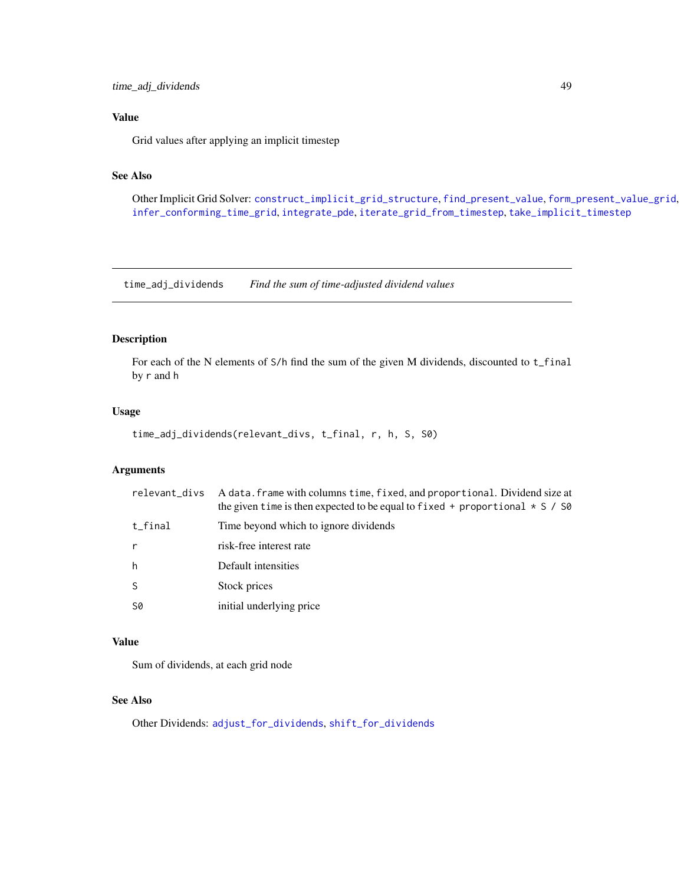## Value

Grid values after applying an implicit timestep

## See Also

Other Implicit Grid Solver: construct_implicit_grid_structure, find_present_value, form_present_value_grid, infer_conforming_time_grid, integrate_pde, iterate_grid_from_timestep, take_implicit_timestep

---

# time_adj_dividends    *Find the sum of time-adjusted dividend values*

## Description

For each of the N elements of `S/h` find the sum of the given M dividends, discounted to `t_final` by `r` and `h`

## Usage

```
time_adj_dividends(relevant_divs, t_final, r, h, S, S0)
```

## Arguments

| | |
|---|---|
| `relevant_divs` | A `data.frame` with columns `time`, `fixed`, and `proportional`. Dividend size at the given `time` is then expected to be equal to `fixed + proportional * S / S0` |
| `t_final` | Time beyond which to ignore dividends |
| `r` | risk-free interest rate |
| `h` | Default intensities |
| `S` | Stock prices |
| `S0` | initial underlying price |

## Value

Sum of dividends, at each grid node

## See Also

Other Dividends: adjust_for_dividends, shift_for_dividends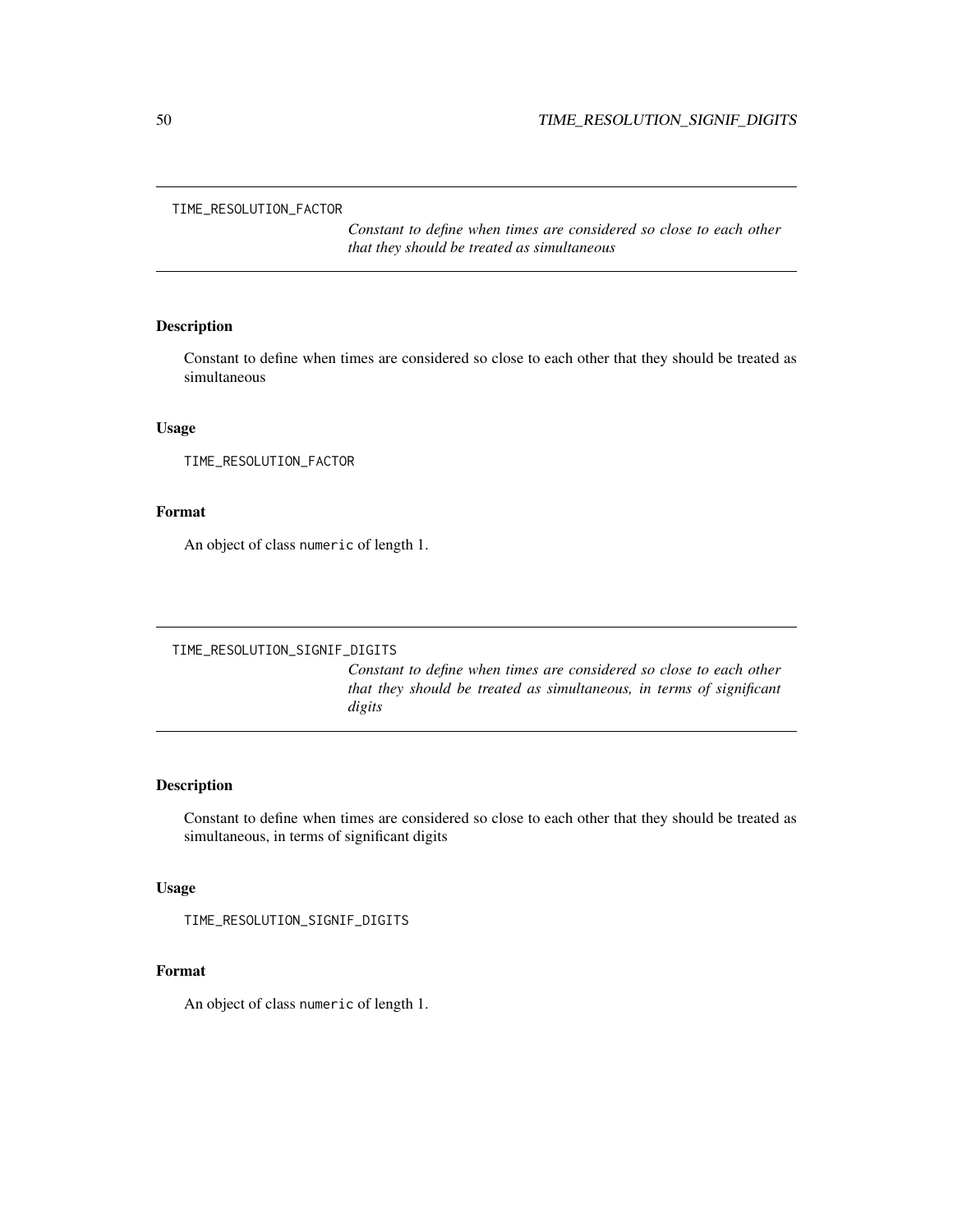## TIME_RESOLUTION_FACTOR

*Constant to define when times are considered so close to each other that they should be treated as simultaneous*

### Description

Constant to define when times are considered so close to each other that they should be treated as simultaneous

### Usage

```
TIME_RESOLUTION_FACTOR
```

### Format

An object of class `numeric` of length 1.

## TIME_RESOLUTION_SIGNIF_DIGITS

*Constant to define when times are considered so close to each other that they should be treated as simultaneous, in terms of significant digits*

### Description

Constant to define when times are considered so close to each other that they should be treated as simultaneous, in terms of significant digits

### Usage

```
TIME_RESOLUTION_SIGNIF_DIGITS
```

### Format

An object of class `numeric` of length 1.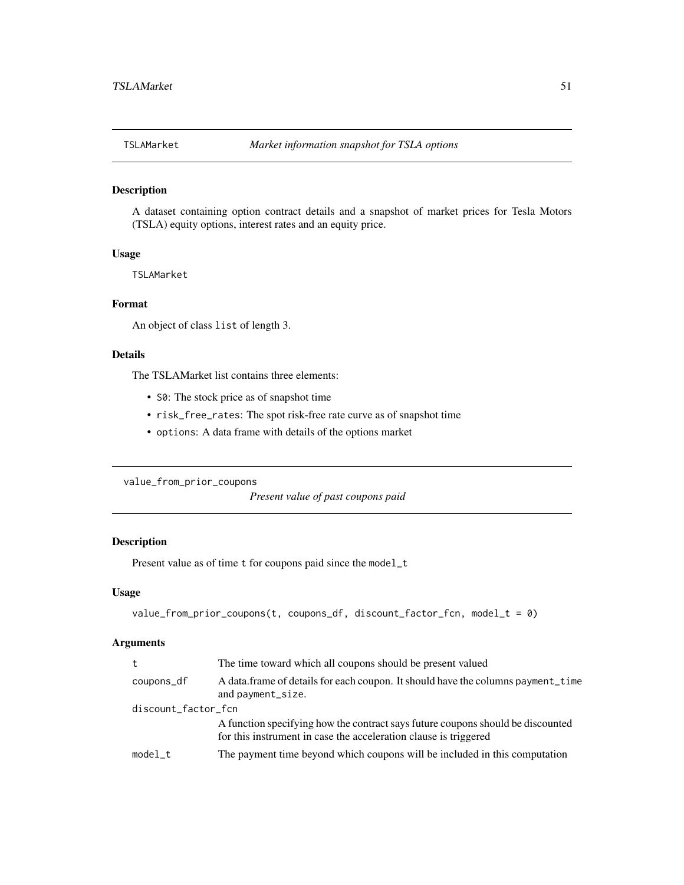## TSLAMarket *Market information snapshot for TSLA options*

### Description

A dataset containing option contract details and a snapshot of market prices for Tesla Motors (TSLA) equity options, interest rates and an equity price.

### Usage

```
TSLAMarket
```

### Format

An object of class `list` of length 3.

### Details

The TSLAMarket list contains three elements:

- `S0`: The stock price as of snapshot time
- `risk_free_rates`: The spot risk-free rate curve as of snapshot time
- `options`: A data frame with details of the options market

## value_from_prior_coupons *Present value of past coupons paid*

### Description

Present value as of time `t` for coupons paid since the `model_t`

### Usage

```
value_from_prior_coupons(t, coupons_df, discount_factor_fcn, model_t = 0)
```

### Arguments

| | |
|---|---|
| `t` | The time toward which all coupons should be present valued |
| `coupons_df` | A data.frame of details for each coupon. It should have the columns `payment_time` and `payment_size`. |
| `discount_factor_fcn` | A function specifying how the contract says future coupons should be discounted for this instrument in case the acceleration clause is triggered |
| `model_t` | The payment time beyond which coupons will be included in this computation |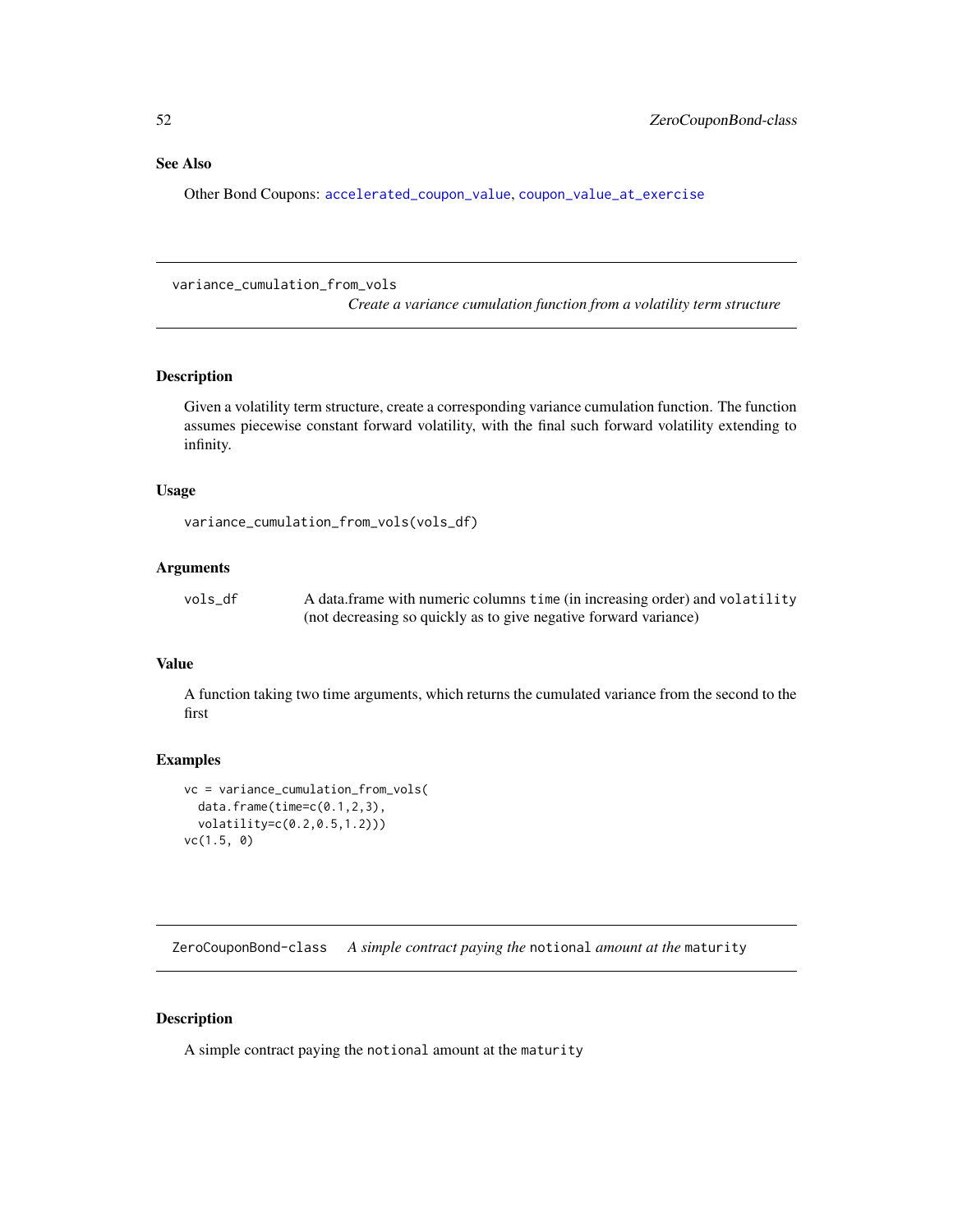### See Also

Other Bond Coupons: `accelerated_coupon_value`, `coupon_value_at_exercise`

---

## variance_cumulation_from_vols

*Create a variance cumulation function from a volatility term structure*

### Description

Given a volatility term structure, create a corresponding variance cumulation function. The function assumes piecewise constant forward volatility, with the final such forward volatility extending to infinity.

### Usage

```
variance_cumulation_from_vols(vols_df)
```

### Arguments

| | |
|---|---|
| `vols_df` | A data.frame with numeric columns `time` (in increasing order) and `volatility` (not decreasing so quickly as to give negative forward variance) |

### Value

A function taking two time arguments, which returns the cumulated variance from the second to the first

### Examples

```
vc = variance_cumulation_from_vols(
  data.frame(time=c(0.1,2,3),
  volatility=c(0.2,0.5,1.2)))
vc(1.5, 0)
```

---

## ZeroCouponBond-class

*A simple contract paying the* `notional` *amount at the* `maturity`

### Description

A simple contract paying the `notional` amount at the `maturity`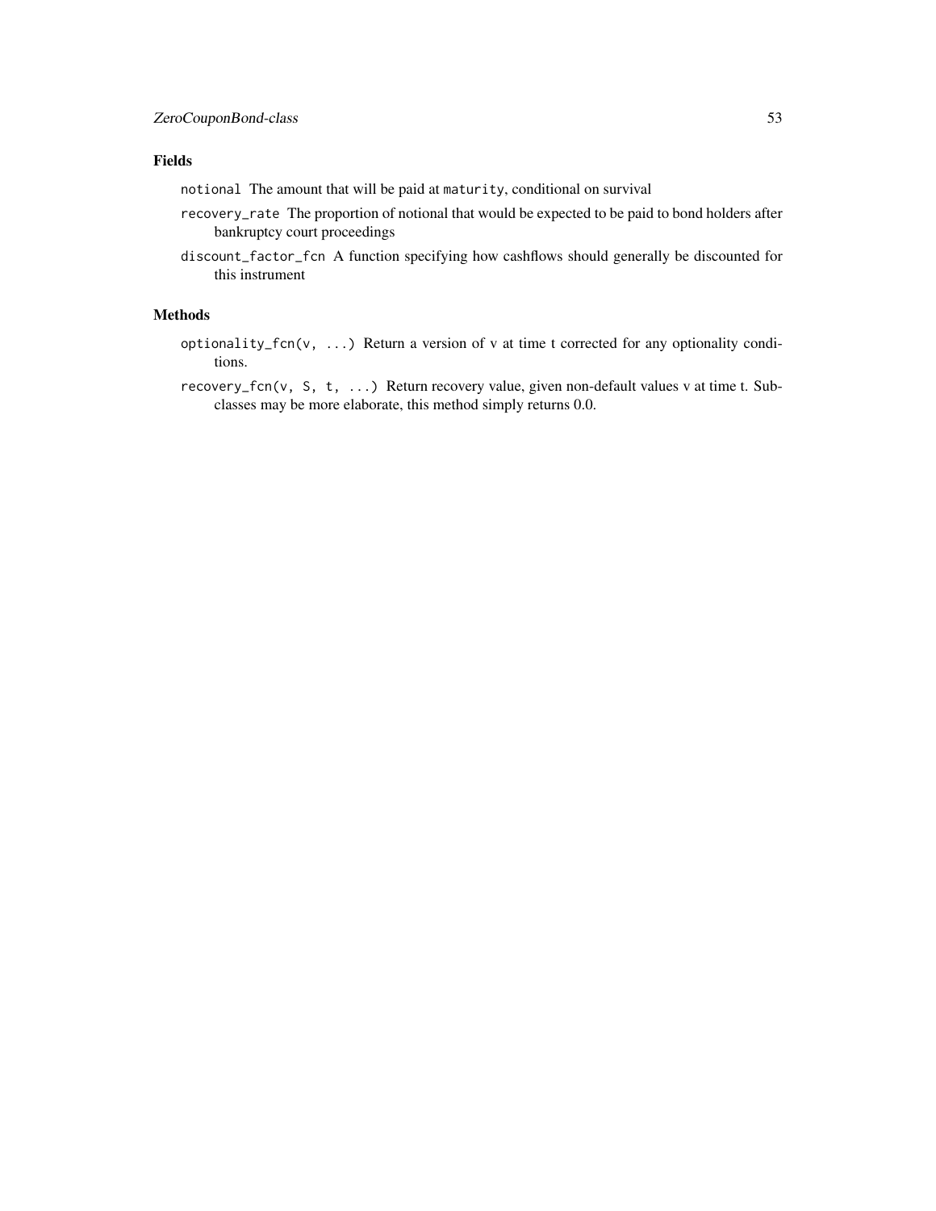## Fields

`notional` The amount that will be paid at `maturity`, conditional on survival

`recovery_rate` The proportion of notional that would be expected to be paid to bond holders after bankruptcy court proceedings

`discount_factor_fcn` A function specifying how cashflows should generally be discounted for this instrument

## Methods

`optionality_fcn(v, ...)` Return a version of v at time t corrected for any optionality conditions.

`recovery_fcn(v, S, t, ...)` Return recovery value, given non-default values v at time t. Subclasses may be more elaborate, this method simply returns 0.0.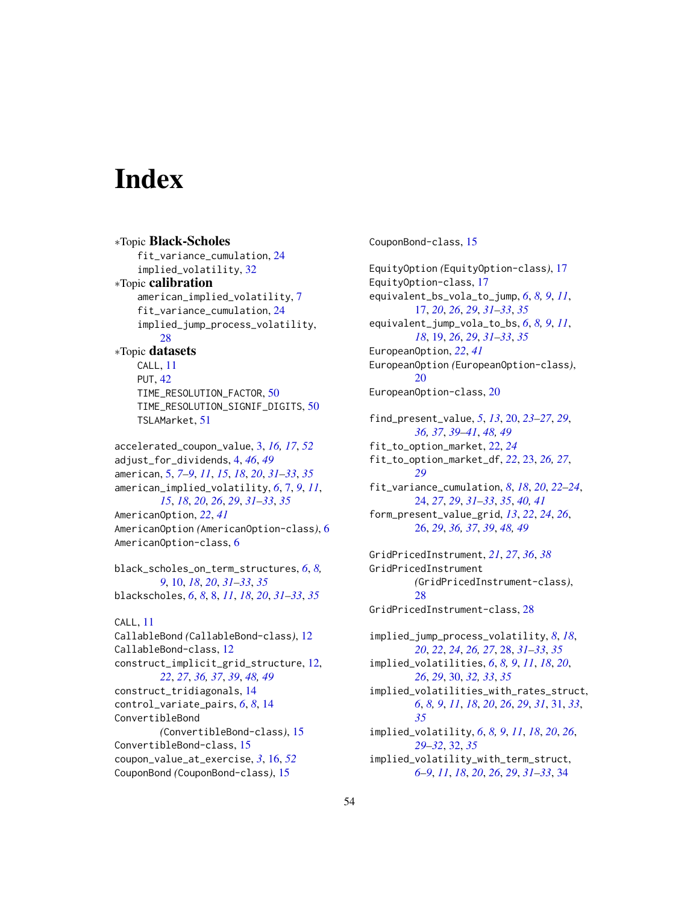# Index

∗Topic **Black-Scholes**
- fit_variance_cumulation, 24
- implied_volatility, 32

∗Topic **calibration**
- american_implied_volatility, 7
- fit_variance_cumulation, 24
- implied_jump_process_volatility, 28

∗Topic **datasets**
- CALL, 11
- PUT, 42
- TIME_RESOLUTION_FACTOR, 50
- TIME_RESOLUTION_SIGNIF_DIGITS, 50
- TSLAMarket, 51

accelerated_coupon_value, 3, *16, 17*, 52
adjust_for_dividends, 4, *46*, *49*
american, 5, *7–9*, *11*, *15*, *18*, *20*, *31–33*, *35*
american_implied_volatility, *6*, 7, *9*, *11*, *15*, *18*, *20*, *26*, *29*, *31–33*, *35*
AmericanOption, *22*, *41*
AmericanOption *(*AmericanOption-class*)*, 6
AmericanOption-class, 6

black_scholes_on_term_structures, *6*, *8*, *9*, 10, *18*, *20*, *31–33*, *35*
blackscholes, *6*, *8*, 8, *11*, *18*, *20*, *31–33*, *35*

CALL, 11
CallableBond *(*CallableBond-class*)*, 12
CallableBond-class, 12
construct_implicit_grid_structure, 12, *22*, *27*, *36, 37*, *39*, *48, 49*
construct_tridiagonals, 14
control_variate_pairs, *6*, *8*, 14
ConvertibleBond *(*ConvertibleBond-class*)*, 15
ConvertibleBond-class, 15
coupon_value_at_exercise, *3*, 16, *52*
CouponBond *(*CouponBond-class*)*, 15
CouponBond-class, 15

EquityOption *(*EquityOption-class*)*, 17
EquityOption-class, 17
equivalent_bs_vola_to_jump, *6*, *8, 9*, *11*, 17, *20*, *26*, *29*, *31–33*, *35*
equivalent_jump_vola_to_bs, *6*, *8, 9*, *11*, *18*, 19, *26*, *29*, *31–33*, *35*
EuropeanOption, *22*, *41*
EuropeanOption *(*EuropeanOption-class*)*, 20
EuropeanOption-class, 20

find_present_value, *5*, *13*, 20, *23–27*, *29*, *36, 37*, *39–41*, *48, 49*
fit_to_option_market, 22, *24*
fit_to_option_market_df, *22*, 23, *26, 27*, *29*
fit_variance_cumulation, *8*, *18*, *20*, *22–24*, 24, *27*, *29*, *31–33*, *35*, *40, 41*
form_present_value_grid, *13*, *22*, *24*, *26*, 26, *29*, *36, 37*, *39*, *48, 49*

GridPricedInstrument, *21*, *27*, *36*, *38*
GridPricedInstrument *(*GridPricedInstrument-class*)*, 28
GridPricedInstrument-class, 28

implied_jump_process_volatility, *8*, *18*, *20*, *22*, *24*, *26, 27*, 28, *31–33*, *35*
implied_volatilities, *6*, *8, 9*, *11*, *18*, *20*, *26*, *29*, 30, *32, 33*, *35*
implied_volatilities_with_rates_struct, *6*, *8, 9*, *11*, *18*, *20*, *26*, *29*, *31*, 31, *33*, *35*
implied_volatility, *6*, *8, 9*, *11*, *18*, *20*, *26*, *29–32*, 32, *35*
implied_volatility_with_term_struct, *6–9*, *11*, *18*, *20*, *26*, *29*, *31–33*, 34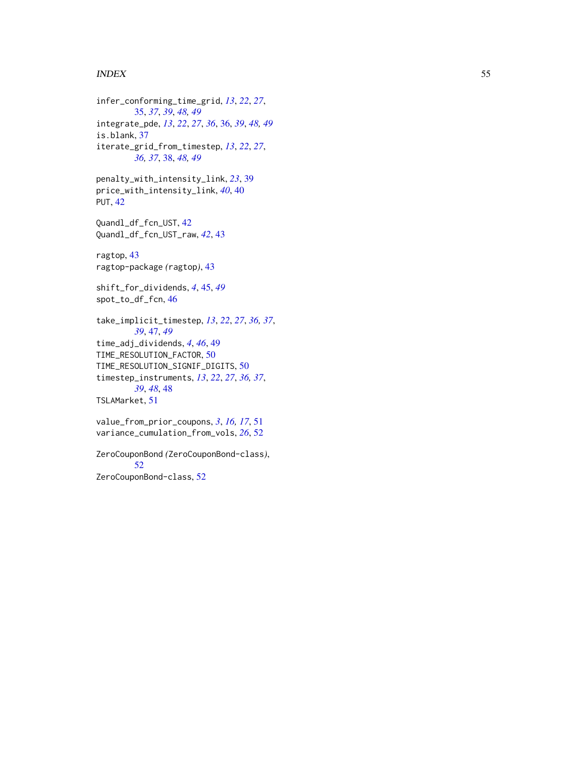infer_conforming_time_grid, *13*, *22*, *27*, 35, *37*, *39*, *48, 49*
integrate_pde, *13*, *22*, *27*, *36*, 36, *39*, *48, 49*
is.blank, 37
iterate_grid_from_timestep, *13*, *22*, *27*, *36, 37*, 38, *48, 49*

penalty_with_intensity_link, *23*, 39
price_with_intensity_link, *40*, 40
PUT, 42

Quandl_df_fcn_UST, 42
Quandl_df_fcn_UST_raw, *42*, 43

ragtop, 43
ragtop-package *(*ragtop*)*, 43

shift_for_dividends, *4*, 45, *49*
spot_to_df_fcn, 46

take_implicit_timestep, *13*, *22*, *27*, *36, 37*, *39*, 47, *49*
time_adj_dividends, *4*, *46*, 49
TIME_RESOLUTION_FACTOR, 50
TIME_RESOLUTION_SIGNIF_DIGITS, 50
timestep_instruments, *13*, *22*, *27*, *36, 37*, *39*, *48*, 48
TSLAMarket, 51

value_from_prior_coupons, *3*, *16, 17*, 51
variance_cumulation_from_vols, *26*, 52

ZeroCouponBond *(*ZeroCouponBond-class*)*, 52
ZeroCouponBond-class, 52